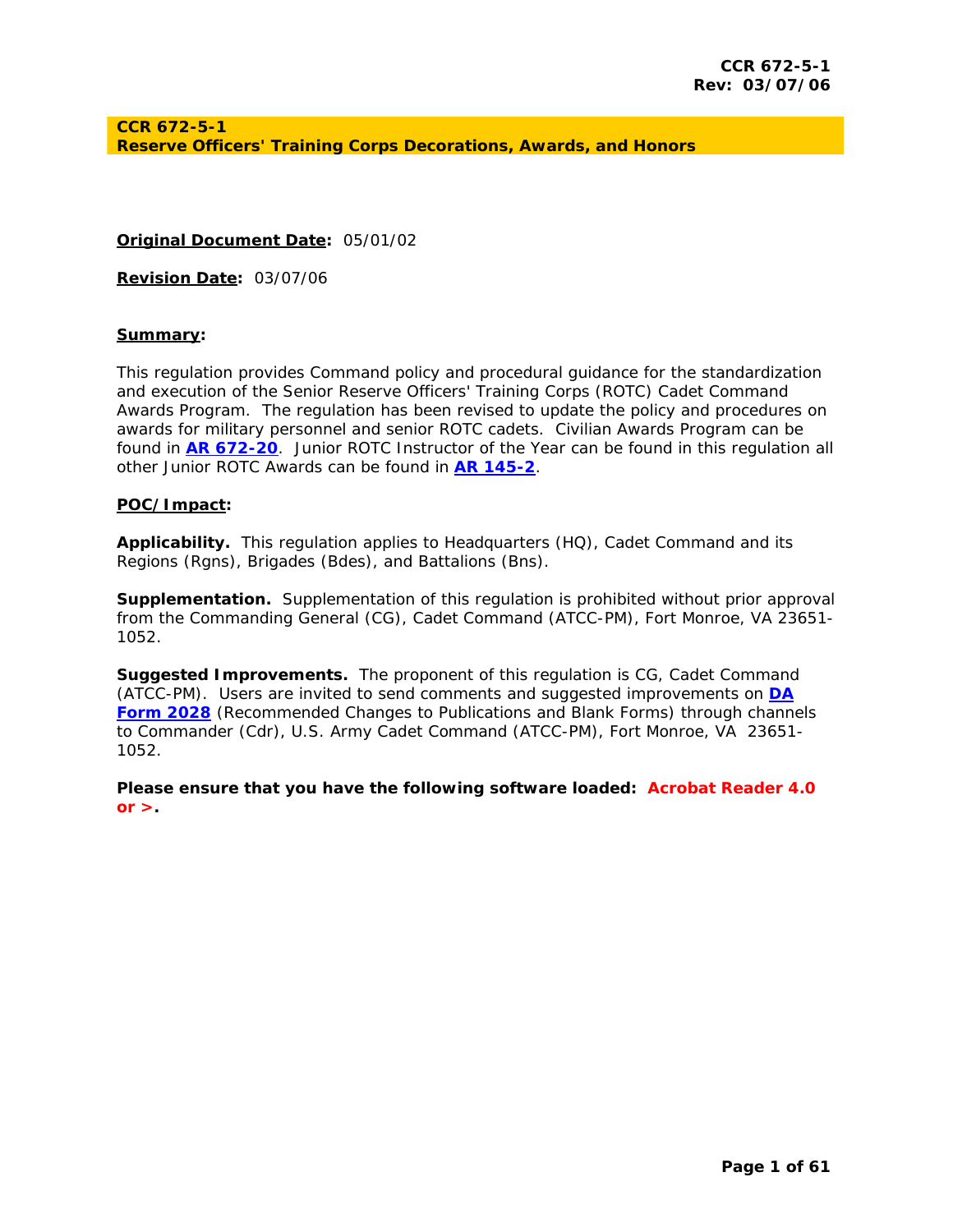# CCR 672-5-1
## Reserve Officers' Training Corps Decorations, Awards, and Honors

**Original Document Date:** 05/01/02

**Revision Date:** 03/07/06

**Summary:**

This regulation provides Command policy and procedural guidance for the standardization and execution of the Senior Reserve Officers' Training Corps (ROTC) Cadet Command Awards Program. The regulation has been revised to update the policy and procedures on awards for military personnel and senior ROTC cadets. Civilian Awards Program can be found in **AR 672-20**. Junior ROTC Instructor of the Year can be found in this regulation all other Junior ROTC Awards can be found in **AR 145-2**.

**POC/Impact:**

**Applicability.** This regulation applies to Headquarters (HQ), Cadet Command and its Regions (Rgns), Brigades (Bdes), and Battalions (Bns).

**Supplementation.** Supplementation of this regulation is prohibited without prior approval from the Commanding General (CG), Cadet Command (ATCC-PM), Fort Monroe, VA 23651-1052.

**Suggested Improvements.** The proponent of this regulation is CG, Cadet Command (ATCC-PM). Users are invited to send comments and suggested improvements on **DA Form 2028** (Recommended Changes to Publications and Blank Forms) through channels to Commander (Cdr), U.S. Army Cadet Command (ATCC-PM), Fort Monroe, VA 23651-1052.

**Please ensure that you have the following software loaded: Acrobat Reader 4.0 or >.**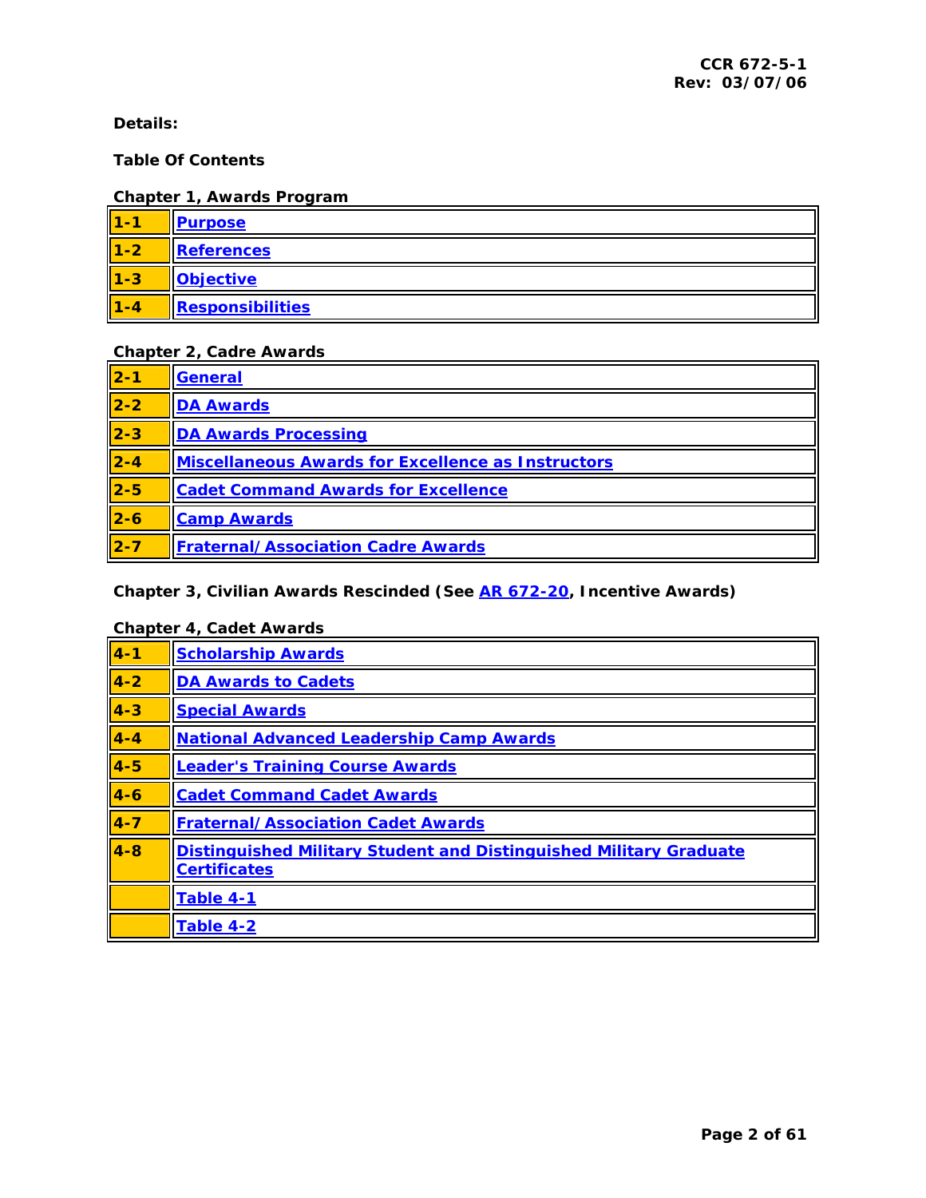**Details:**

**Table Of Contents**

**Chapter 1, Awards Program**

| | |
|---|---|
| 1-1 | Purpose |
| 1-2 | References |
| 1-3 | Objective |
| 1-4 | Responsibilities |

**Chapter 2, Cadre Awards**

| | |
|---|---|
| 2-1 | General |
| 2-2 | DA Awards |
| 2-3 | DA Awards Processing |
| 2-4 | Miscellaneous Awards for Excellence as Instructors |
| 2-5 | Cadet Command Awards for Excellence |
| 2-6 | Camp Awards |
| 2-7 | Fraternal/Association Cadre Awards |

**Chapter 3, Civilian Awards Rescinded (See AR 672-20, Incentive Awards)**

**Chapter 4, Cadet Awards**

| | |
|---|---|
| 4-1 | Scholarship Awards |
| 4-2 | DA Awards to Cadets |
| 4-3 | Special Awards |
| 4-4 | National Advanced Leadership Camp Awards |
| 4-5 | Leader's Training Course Awards |
| 4-6 | Cadet Command Cadet Awards |
| 4-7 | Fraternal/Association Cadet Awards |
| 4-8 | Distinguished Military Student and Distinguished Military Graduate Certificates |
| | Table 4-1 |
| | Table 4-2 |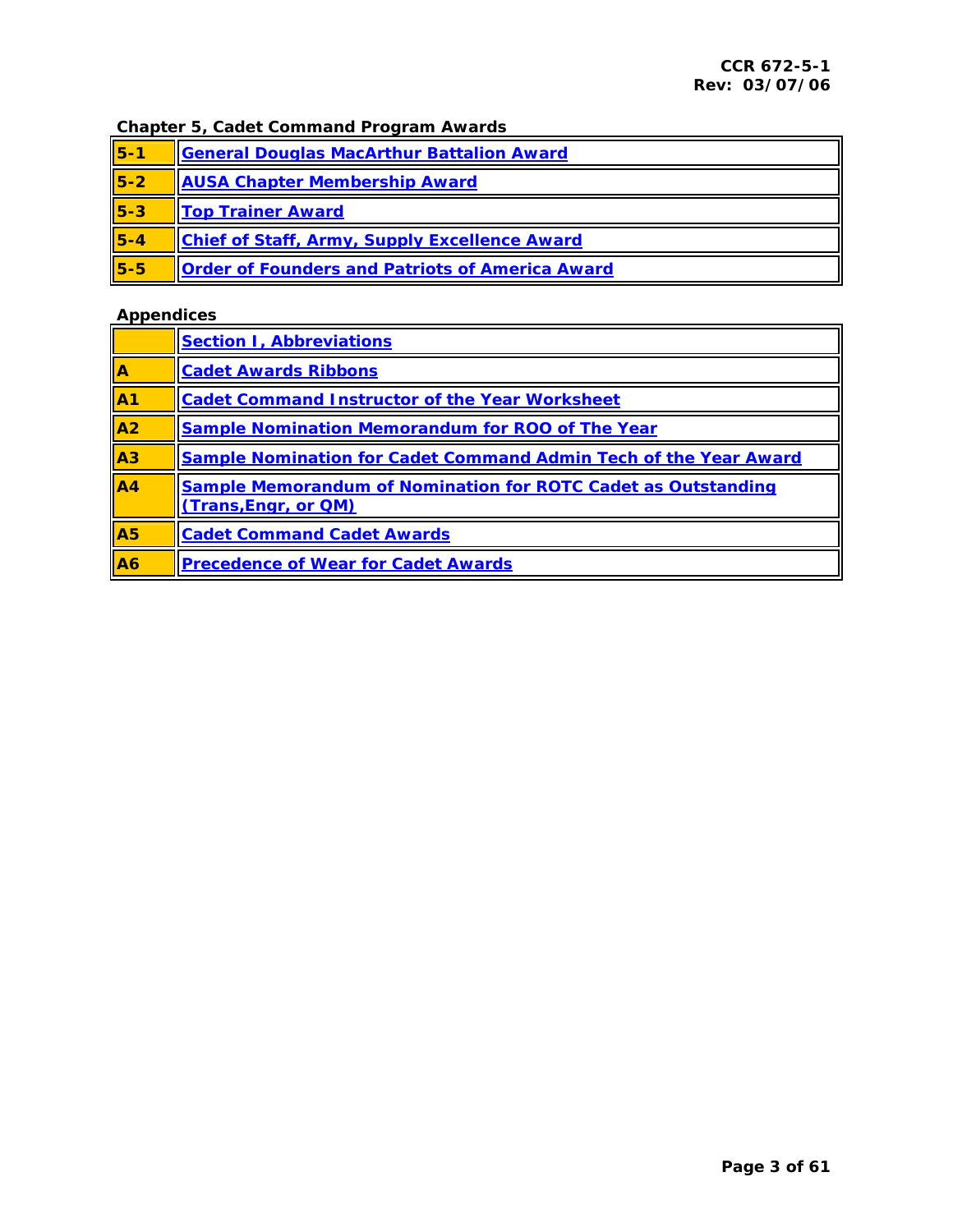**Chapter 5, Cadet Command Program Awards**

| | |
|---|---|
| 5-1 | General Douglas MacArthur Battalion Award |
| 5-2 | AUSA Chapter Membership Award |
| 5-3 | Top Trainer Award |
| 5-4 | Chief of Staff, Army, Supply Excellence Award |
| 5-5 | Order of Founders and Patriots of America Award |

**Appendices**

| | |
|---|---|
| | Section I, Abbreviations |
| A | Cadet Awards Ribbons |
| A1 | Cadet Command Instructor of the Year Worksheet |
| A2 | Sample Nomination Memorandum for ROO of The Year |
| A3 | Sample Nomination for Cadet Command Admin Tech of the Year Award |
| A4 | Sample Memorandum of Nomination for ROTC Cadet as Outstanding (Trans,Engr, or QM) |
| A5 | Cadet Command Cadet Awards |
| A6 | Precedence of Wear for Cadet Awards |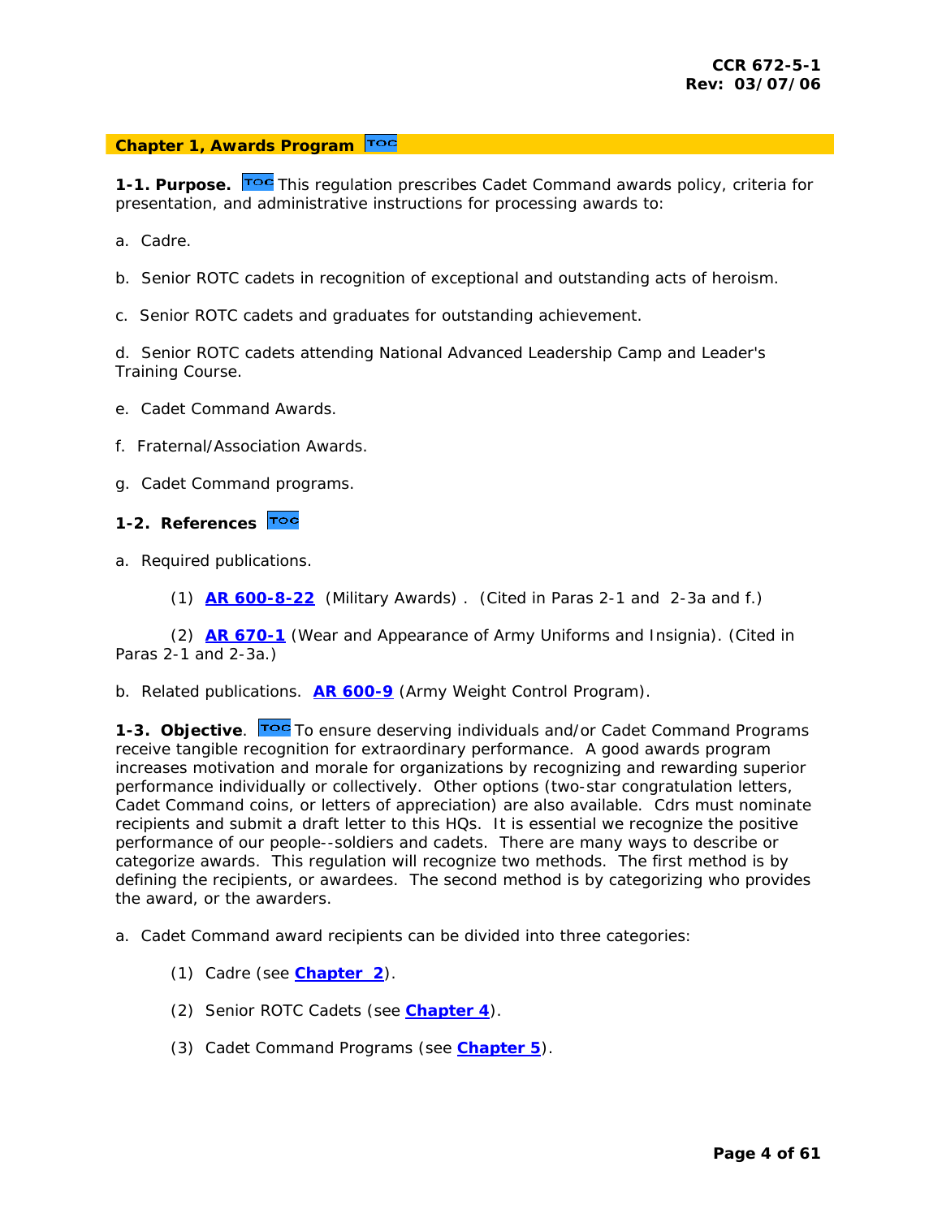## Chapter 1, Awards Program

**1-1. Purpose.** This regulation prescribes Cadet Command awards policy, criteria for presentation, and administrative instructions for processing awards to:

a. Cadre.

b. Senior ROTC cadets in recognition of exceptional and outstanding acts of heroism.

c. Senior ROTC cadets and graduates for outstanding achievement.

d. Senior ROTC cadets attending National Advanced Leadership Camp and Leader's Training Course.

e. Cadet Command Awards.

f. Fraternal/Association Awards.

g. Cadet Command programs.

**1-2. References**

a. Required publications.

(1) **AR 600-8-22** (Military Awards) . (Cited in Paras 2-1 and 2-3a and f.)

(2) **AR 670-1** (Wear and Appearance of Army Uniforms and Insignia). (Cited in Paras 2-1 and 2-3a.)

b. Related publications. **AR 600-9** (Army Weight Control Program).

**1-3. Objective**. To ensure deserving individuals and/or Cadet Command Programs receive tangible recognition for extraordinary performance. A good awards program increases motivation and morale for organizations by recognizing and rewarding superior performance individually or collectively. Other options (two-star congratulation letters, Cadet Command coins, or letters of appreciation) are also available. Cdrs must nominate recipients and submit a draft letter to this HQs. It is essential we recognize the positive performance of our people--soldiers and cadets. There are many ways to describe or categorize awards. This regulation will recognize two methods. The first method is by defining the recipients, or awardees. The second method is by categorizing who provides the award, or the awarders.

a. Cadet Command award recipients can be divided into three categories:

(1) Cadre (see **Chapter 2**).

(2) Senior ROTC Cadets (see **Chapter 4**).

(3) Cadet Command Programs (see **Chapter 5**).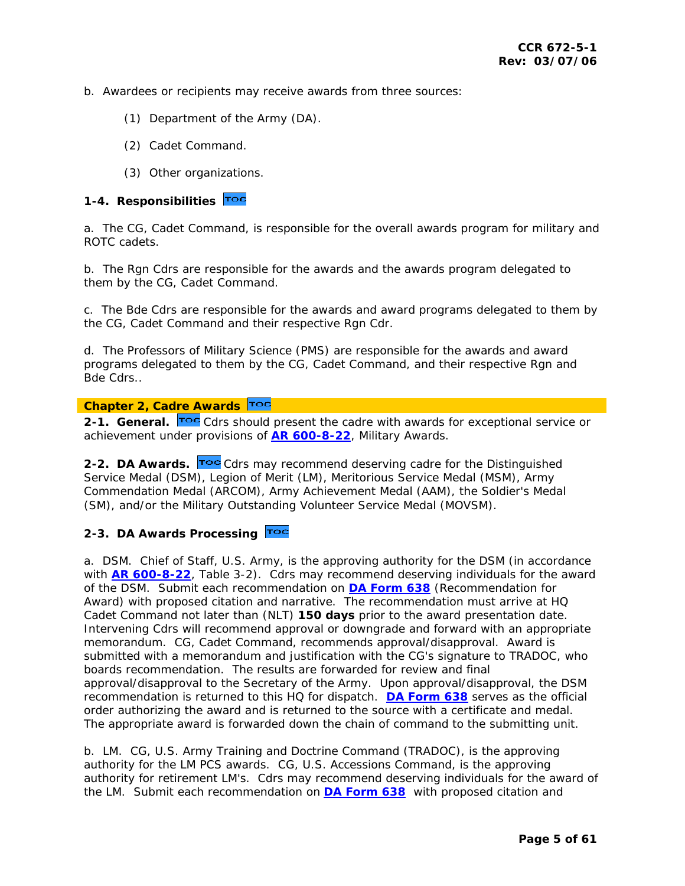b. Awardees or recipients may receive awards from three sources:

(1) Department of the Army (DA).

(2) Cadet Command.

(3) Other organizations.

### 1-4. Responsibilities

a. The CG, Cadet Command, is responsible for the overall awards program for military and ROTC cadets.

b. The Rgn Cdrs are responsible for the awards and the awards program delegated to them by the CG, Cadet Command.

c. The Bde Cdrs are responsible for the awards and award programs delegated to them by the CG, Cadet Command and their respective Rgn Cdr.

d. The Professors of Military Science (PMS) are responsible for the awards and award programs delegated to them by the CG, Cadet Command, and their respective Rgn and Bde Cdrs..

## Chapter 2, Cadre Awards

**2-1. General.** Cdrs should present the cadre with awards for exceptional service or achievement under provisions of **AR 600-8-22**, Military Awards.

**2-2. DA Awards.** Cdrs may recommend deserving cadre for the Distinguished Service Medal (DSM), Legion of Merit (LM), Meritorious Service Medal (MSM), Army Commendation Medal (ARCOM), Army Achievement Medal (AAM), the Soldier's Medal (SM), and/or the Military Outstanding Volunteer Service Medal (MOVSM).

### 2-3. DA Awards Processing

a. DSM. Chief of Staff, U.S. Army, is the approving authority for the DSM (in accordance with **AR 600-8-22**, Table 3-2). Cdrs may recommend deserving individuals for the award of the DSM. Submit each recommendation on **DA Form 638** (Recommendation for Award) with proposed citation and narrative. The recommendation must arrive at HQ Cadet Command not later than (NLT) **150 days** prior to the award presentation date. Intervening Cdrs will recommend approval or downgrade and forward with an appropriate memorandum. CG, Cadet Command, recommends approval/disapproval. Award is submitted with a memorandum and justification with the CG's signature to TRADOC, who boards recommendation. The results are forwarded for review and final approval/disapproval to the Secretary of the Army. Upon approval/disapproval, the DSM recommendation is returned to this HQ for dispatch. **DA Form 638** serves as the official order authorizing the award and is returned to the source with a certificate and medal. The appropriate award is forwarded down the chain of command to the submitting unit.

b. LM. CG, U.S. Army Training and Doctrine Command (TRADOC), is the approving authority for the LM PCS awards. CG, U.S. Accessions Command, is the approving authority for retirement LM's. Cdrs may recommend deserving individuals for the award of the LM. Submit each recommendation on **DA Form 638** with proposed citation and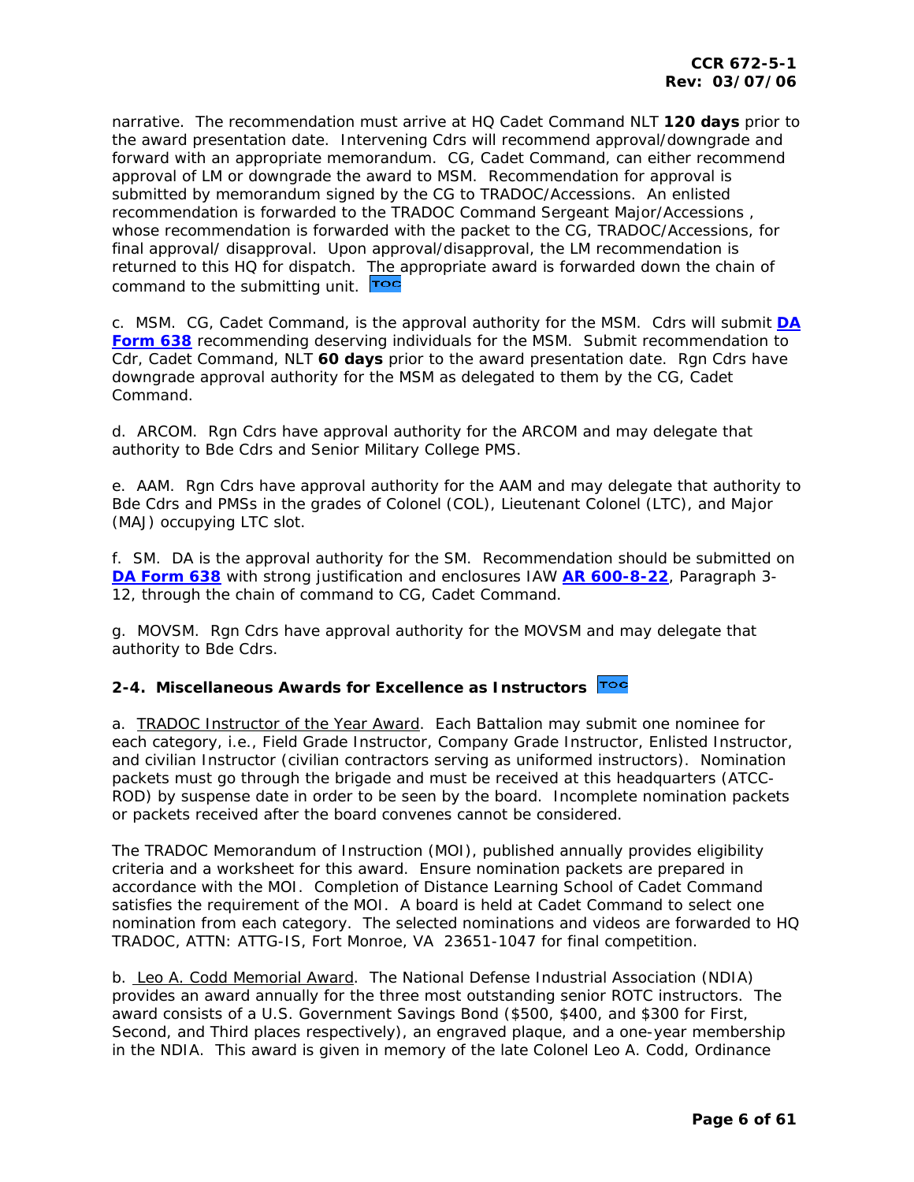narrative. The recommendation must arrive at HQ Cadet Command NLT **120 days** prior to the award presentation date. Intervening Cdrs will recommend approval/downgrade and forward with an appropriate memorandum. CG, Cadet Command, can either recommend approval of LM or downgrade the award to MSM. Recommendation for approval is submitted by memorandum signed by the CG to TRADOC/Accessions. An enlisted recommendation is forwarded to the TRADOC Command Sergeant Major/Accessions , whose recommendation is forwarded with the packet to the CG, TRADOC/Accessions, for final approval/ disapproval. Upon approval/disapproval, the LM recommendation is returned to this HQ for dispatch. The appropriate award is forwarded down the chain of command to the submitting unit. TOC

c. MSM. CG, Cadet Command, is the approval authority for the MSM. Cdrs will submit **DA Form 638** recommending deserving individuals for the MSM. Submit recommendation to Cdr, Cadet Command, NLT **60 days** prior to the award presentation date. Rgn Cdrs have downgrade approval authority for the MSM as delegated to them by the CG, Cadet Command.

d. ARCOM. Rgn Cdrs have approval authority for the ARCOM and may delegate that authority to Bde Cdrs and Senior Military College PMS.

e. AAM. Rgn Cdrs have approval authority for the AAM and may delegate that authority to Bde Cdrs and PMSs in the grades of Colonel (COL), Lieutenant Colonel (LTC), and Major (MAJ) occupying LTC slot.

f. SM. DA is the approval authority for the SM. Recommendation should be submitted on **DA Form 638** with strong justification and enclosures IAW **AR 600-8-22**, Paragraph 3-12, through the chain of command to CG, Cadet Command.

g. MOVSM. Rgn Cdrs have approval authority for the MOVSM and may delegate that authority to Bde Cdrs.

### 2-4. Miscellaneous Awards for Excellence as Instructors TOC

a. TRADOC Instructor of the Year Award. Each Battalion may submit one nominee for each category, i.e., Field Grade Instructor, Company Grade Instructor, Enlisted Instructor, and civilian Instructor (civilian contractors serving as uniformed instructors). Nomination packets must go through the brigade and must be received at this headquarters (ATCC-ROD) by suspense date in order to be seen by the board. Incomplete nomination packets or packets received after the board convenes cannot be considered.

The TRADOC Memorandum of Instruction (MOI), published annually provides eligibility criteria and a worksheet for this award. Ensure nomination packets are prepared in accordance with the MOI. Completion of Distance Learning School of Cadet Command satisfies the requirement of the MOI. A board is held at Cadet Command to select one nomination from each category. The selected nominations and videos are forwarded to HQ TRADOC, ATTN: ATTG-IS, Fort Monroe, VA 23651-1047 for final competition.

b. Leo A. Codd Memorial Award. The National Defense Industrial Association (NDIA) provides an award annually for the three most outstanding senior ROTC instructors. The award consists of a U.S. Government Savings Bond ($500, $400, and $300 for First, Second, and Third places respectively), an engraved plaque, and a one-year membership in the NDIA. This award is given in memory of the late Colonel Leo A. Codd, Ordinance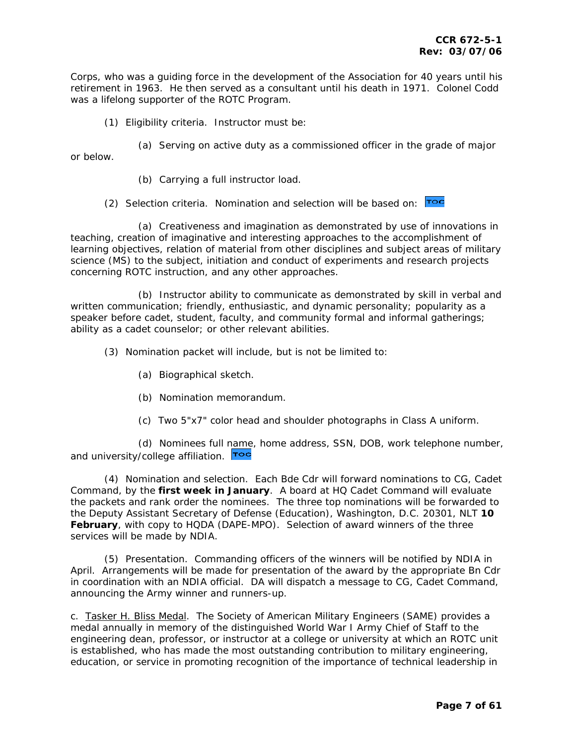Corps, who was a guiding force in the development of the Association for 40 years until his retirement in 1963. He then served as a consultant until his death in 1971. Colonel Codd was a lifelong supporter of the ROTC Program.

(1) Eligibility criteria. Instructor must be:

(a) Serving on active duty as a commissioned officer in the grade of major or below.

(b) Carrying a full instructor load.

(2) Selection criteria. Nomination and selection will be based on: TOC

(a) Creativeness and imagination as demonstrated by use of innovations in teaching, creation of imaginative and interesting approaches to the accomplishment of learning objectives, relation of material from other disciplines and subject areas of military science (MS) to the subject, initiation and conduct of experiments and research projects concerning ROTC instruction, and any other approaches.

(b) Instructor ability to communicate as demonstrated by skill in verbal and written communication; friendly, enthusiastic, and dynamic personality; popularity as a speaker before cadet, student, faculty, and community formal and informal gatherings; ability as a cadet counselor; or other relevant abilities.

(3) Nomination packet will include, but is not be limited to:

(a) Biographical sketch.

(b) Nomination memorandum.

(c) Two 5"x7" color head and shoulder photographs in Class A uniform.

(d) Nominees full name, home address, SSN, DOB, work telephone number, and university/college affiliation. TOC

(4) Nomination and selection. Each Bde Cdr will forward nominations to CG, Cadet Command, by the **first week in January**. A board at HQ Cadet Command will evaluate the packets and rank order the nominees. The three top nominations will be forwarded to the Deputy Assistant Secretary of Defense (Education), Washington, D.C. 20301, NLT **10 February**, with copy to HQDA (DAPE-MPO). Selection of award winners of the three services will be made by NDIA.

(5) Presentation. Commanding officers of the winners will be notified by NDIA in April. Arrangements will be made for presentation of the award by the appropriate Bn Cdr in coordination with an NDIA official. DA will dispatch a message to CG, Cadet Command, announcing the Army winner and runners-up.

c. Tasker H. Bliss Medal. The Society of American Military Engineers (SAME) provides a medal annually in memory of the distinguished World War I Army Chief of Staff to the engineering dean, professor, or instructor at a college or university at which an ROTC unit is established, who has made the most outstanding contribution to military engineering, education, or service in promoting recognition of the importance of technical leadership in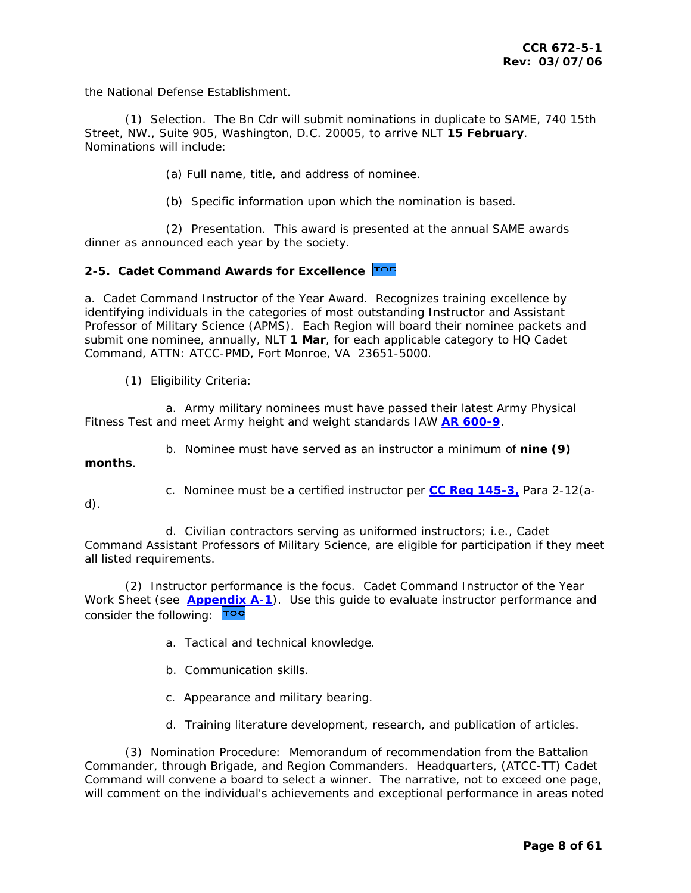the National Defense Establishment.

(1) Selection. The Bn Cdr will submit nominations in duplicate to SAME, 740 15th Street, NW., Suite 905, Washington, D.C. 20005, to arrive NLT **15 February**. Nominations will include:

(a) Full name, title, and address of nominee.

(b) Specific information upon which the nomination is based.

(2) Presentation. This award is presented at the annual SAME awards dinner as announced each year by the society.

### 2-5. Cadet Command Awards for Excellence

a. Cadet Command Instructor of the Year Award. Recognizes training excellence by identifying individuals in the categories of most outstanding Instructor and Assistant Professor of Military Science (APMS). Each Region will board their nominee packets and submit one nominee, annually, NLT **1 Mar**, for each applicable category to HQ Cadet Command, ATTN: ATCC-PMD, Fort Monroe, VA 23651-5000.

(1) Eligibility Criteria:

a. Army military nominees must have passed their latest Army Physical Fitness Test and meet Army height and weight standards IAW **AR 600-9**.

b. Nominee must have served as an instructor a minimum of **nine (9) months**.

c. Nominee must be a certified instructor per **CC Reg 145-3,** Para 2-12(a-d).

d. Civilian contractors serving as uniformed instructors; i.e., Cadet Command Assistant Professors of Military Science, are eligible for participation if they meet all listed requirements.

(2) Instructor performance is the focus. Cadet Command Instructor of the Year Work Sheet (see **Appendix A-1**). Use this guide to evaluate instructor performance and consider the following:

a. Tactical and technical knowledge.

b. Communication skills.

c. Appearance and military bearing.

d. Training literature development, research, and publication of articles.

(3) Nomination Procedure: Memorandum of recommendation from the Battalion Commander, through Brigade, and Region Commanders. Headquarters, (ATCC-TT) Cadet Command will convene a board to select a winner. The narrative, not to exceed one page, will comment on the individual's achievements and exceptional performance in areas noted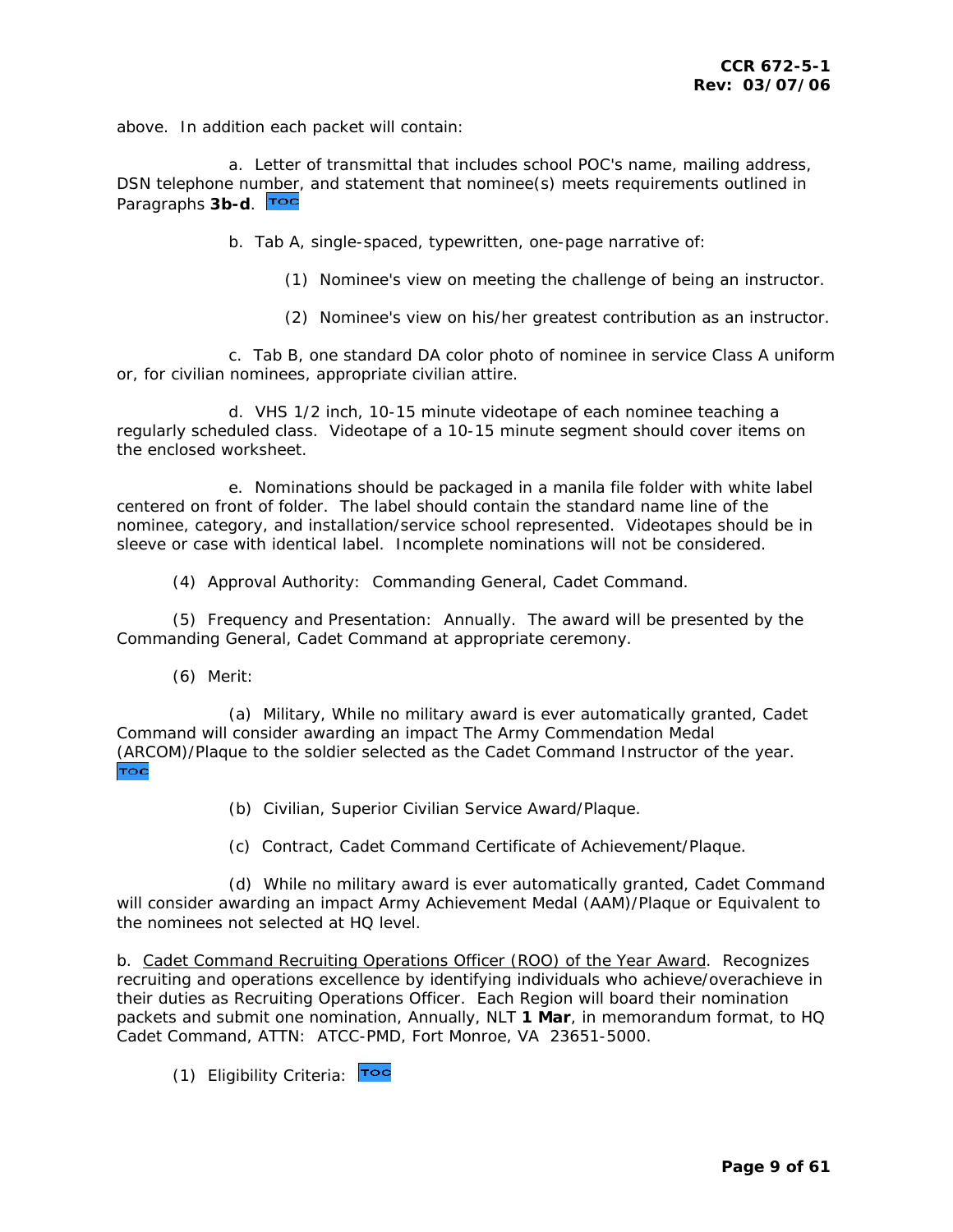above. In addition each packet will contain:

a. Letter of transmittal that includes school POC's name, mailing address, DSN telephone number, and statement that nominee(s) meets requirements outlined in Paragraphs **3b-d**. TOC

b. Tab A, single-spaced, typewritten, one-page narrative of:

(1) Nominee's view on meeting the challenge of being an instructor.

(2) Nominee's view on his/her greatest contribution as an instructor.

c. Tab B, one standard DA color photo of nominee in service Class A uniform or, for civilian nominees, appropriate civilian attire.

d. VHS 1/2 inch, 10-15 minute videotape of each nominee teaching a regularly scheduled class. Videotape of a 10-15 minute segment should cover items on the enclosed worksheet.

e. Nominations should be packaged in a manila file folder with white label centered on front of folder. The label should contain the standard name line of the nominee, category, and installation/service school represented. Videotapes should be in sleeve or case with identical label. Incomplete nominations will not be considered.

(4) Approval Authority: Commanding General, Cadet Command.

(5) Frequency and Presentation: Annually. The award will be presented by the Commanding General, Cadet Command at appropriate ceremony.

(6) Merit:

(a) Military, While no military award is ever automatically granted, Cadet Command will consider awarding an impact The Army Commendation Medal (ARCOM)/Plaque to the soldier selected as the Cadet Command Instructor of the year. TOC

(b) Civilian, Superior Civilian Service Award/Plaque.

(c) Contract, Cadet Command Certificate of Achievement/Plaque.

(d) While no military award is ever automatically granted, Cadet Command will consider awarding an impact Army Achievement Medal (AAM)/Plaque or Equivalent to the nominees not selected at HQ level.

b. Cadet Command Recruiting Operations Officer (ROO) of the Year Award. Recognizes recruiting and operations excellence by identifying individuals who achieve/overachieve in their duties as Recruiting Operations Officer. Each Region will board their nomination packets and submit one nomination, Annually, NLT **1 Mar**, in memorandum format, to HQ Cadet Command, ATTN: ATCC-PMD, Fort Monroe, VA 23651-5000.

(1) Eligibility Criteria: TOC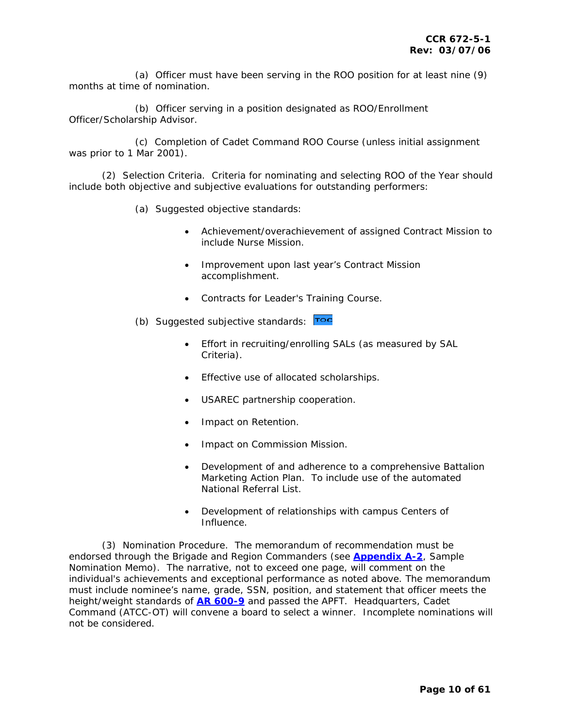(a) Officer must have been serving in the ROO position for at least nine (9) months at time of nomination.

(b) Officer serving in a position designated as ROO/Enrollment Officer/Scholarship Advisor.

(c) Completion of Cadet Command ROO Course (unless initial assignment was prior to 1 Mar 2001).

(2) Selection Criteria. Criteria for nominating and selecting ROO of the Year should include both objective and subjective evaluations for outstanding performers:

(a) Suggested objective standards:

- Achievement/overachievement of assigned Contract Mission to include Nurse Mission.
- Improvement upon last year's Contract Mission accomplishment.
- Contracts for Leader's Training Course.

(b) Suggested subjective standards: TOC

- Effort in recruiting/enrolling SALs (as measured by SAL Criteria).
- Effective use of allocated scholarships.
- USAREC partnership cooperation.
- Impact on Retention.
- Impact on Commission Mission.
- Development of and adherence to a comprehensive Battalion Marketing Action Plan. To include use of the automated National Referral List.
- Development of relationships with campus Centers of Influence.

(3) Nomination Procedure. The memorandum of recommendation must be endorsed through the Brigade and Region Commanders (see **Appendix A-2**, Sample Nomination Memo). The narrative, not to exceed one page, will comment on the individual's achievements and exceptional performance as noted above. The memorandum must include nominee's name, grade, SSN, position, and statement that officer meets the height/weight standards of **AR 600-9** and passed the APFT. Headquarters, Cadet Command (ATCC-OT) will convene a board to select a winner. Incomplete nominations will not be considered.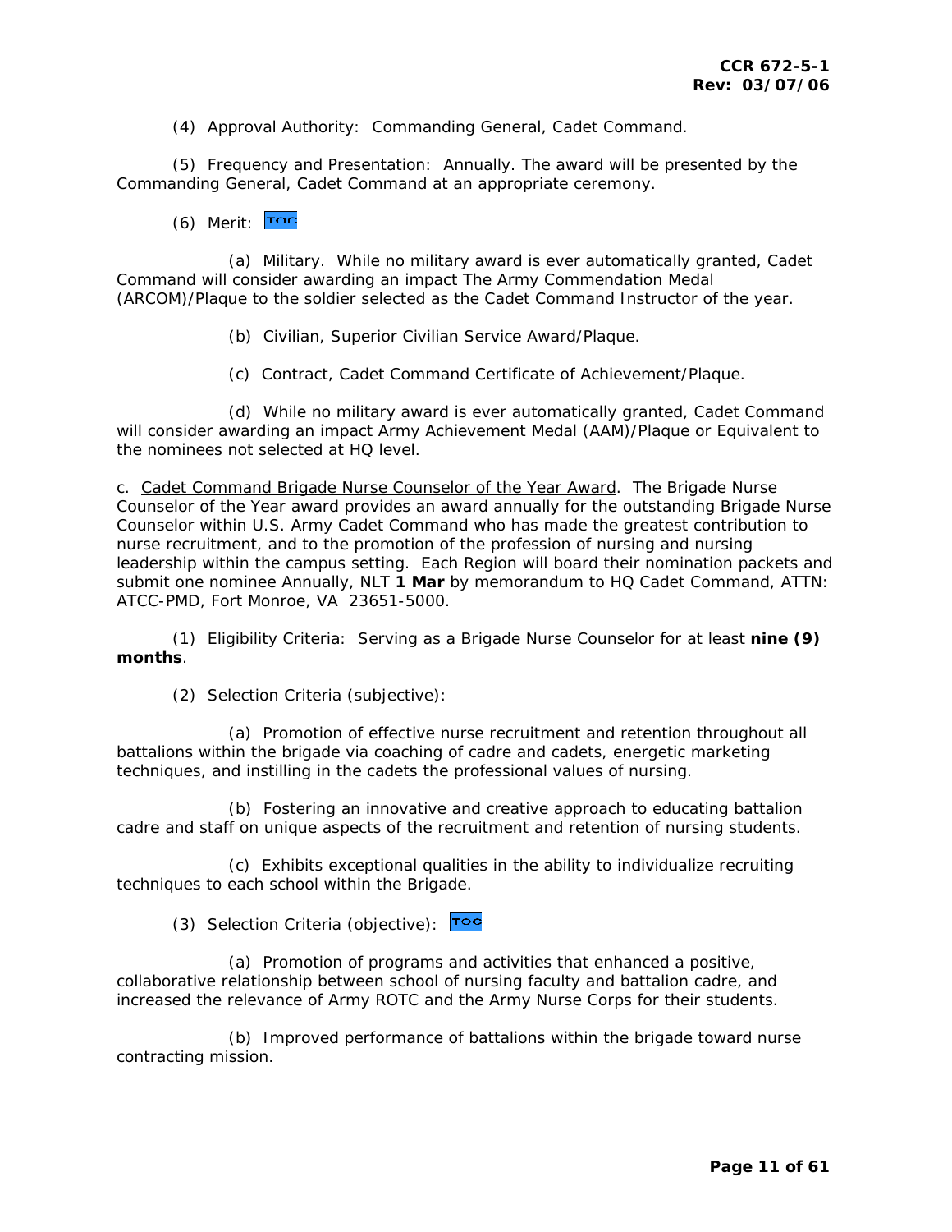(4) Approval Authority: Commanding General, Cadet Command.

(5) Frequency and Presentation: Annually. The award will be presented by the Commanding General, Cadet Command at an appropriate ceremony.

(6) Merit: TOC

(a) Military. While no military award is ever automatically granted, Cadet Command will consider awarding an impact The Army Commendation Medal (ARCOM)/Plaque to the soldier selected as the Cadet Command Instructor of the year.

(b) Civilian, Superior Civilian Service Award/Plaque.

(c) Contract, Cadet Command Certificate of Achievement/Plaque.

(d) While no military award is ever automatically granted, Cadet Command will consider awarding an impact Army Achievement Medal (AAM)/Plaque or Equivalent to the nominees not selected at HQ level.

c. Cadet Command Brigade Nurse Counselor of the Year Award. The Brigade Nurse Counselor of the Year award provides an award annually for the outstanding Brigade Nurse Counselor within U.S. Army Cadet Command who has made the greatest contribution to nurse recruitment, and to the promotion of the profession of nursing and nursing leadership within the campus setting. Each Region will board their nomination packets and submit one nominee Annually, NLT **1 Mar** by memorandum to HQ Cadet Command, ATTN: ATCC-PMD, Fort Monroe, VA 23651-5000.

(1) Eligibility Criteria: Serving as a Brigade Nurse Counselor for at least **nine (9) months**.

(2) Selection Criteria (subjective):

(a) Promotion of effective nurse recruitment and retention throughout all battalions within the brigade via coaching of cadre and cadets, energetic marketing techniques, and instilling in the cadets the professional values of nursing.

(b) Fostering an innovative and creative approach to educating battalion cadre and staff on unique aspects of the recruitment and retention of nursing students.

(c) Exhibits exceptional qualities in the ability to individualize recruiting techniques to each school within the Brigade.

(3) Selection Criteria (objective): TOC

(a) Promotion of programs and activities that enhanced a positive, collaborative relationship between school of nursing faculty and battalion cadre, and increased the relevance of Army ROTC and the Army Nurse Corps for their students.

(b) Improved performance of battalions within the brigade toward nurse contracting mission.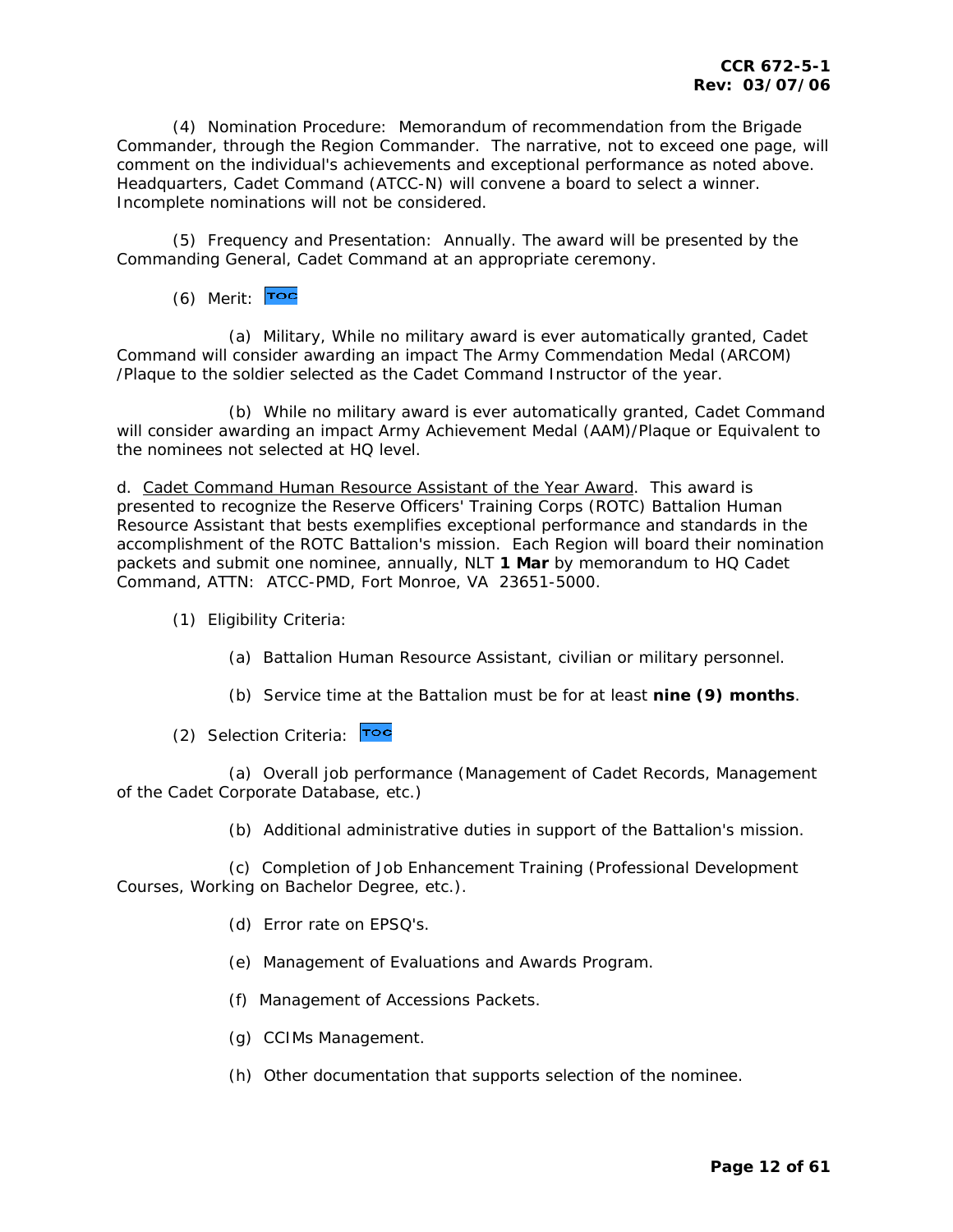(4) Nomination Procedure: Memorandum of recommendation from the Brigade Commander, through the Region Commander. The narrative, not to exceed one page, will comment on the individual's achievements and exceptional performance as noted above. Headquarters, Cadet Command (ATCC-N) will convene a board to select a winner. Incomplete nominations will not be considered.

(5) Frequency and Presentation: Annually. The award will be presented by the Commanding General, Cadet Command at an appropriate ceremony.

(6) Merit: TOC

(a) Military, While no military award is ever automatically granted, Cadet Command will consider awarding an impact The Army Commendation Medal (ARCOM) /Plaque to the soldier selected as the Cadet Command Instructor of the year.

(b) While no military award is ever automatically granted, Cadet Command will consider awarding an impact Army Achievement Medal (AAM)/Plaque or Equivalent to the nominees not selected at HQ level.

d. Cadet Command Human Resource Assistant of the Year Award. This award is presented to recognize the Reserve Officers' Training Corps (ROTC) Battalion Human Resource Assistant that bests exemplifies exceptional performance and standards in the accomplishment of the ROTC Battalion's mission. Each Region will board their nomination packets and submit one nominee, annually, NLT **1 Mar** by memorandum to HQ Cadet Command, ATTN: ATCC-PMD, Fort Monroe, VA 23651-5000.

(1) Eligibility Criteria:

(a) Battalion Human Resource Assistant, civilian or military personnel.

(b) Service time at the Battalion must be for at least **nine (9) months**.

(2) Selection Criteria: TOC

(a) Overall job performance (Management of Cadet Records, Management of the Cadet Corporate Database, etc.)

(b) Additional administrative duties in support of the Battalion's mission.

(c) Completion of Job Enhancement Training (Professional Development Courses, Working on Bachelor Degree, etc.).

(d) Error rate on EPSQ's.

(e) Management of Evaluations and Awards Program.

(f) Management of Accessions Packets.

(g) CCIMs Management.

(h) Other documentation that supports selection of the nominee.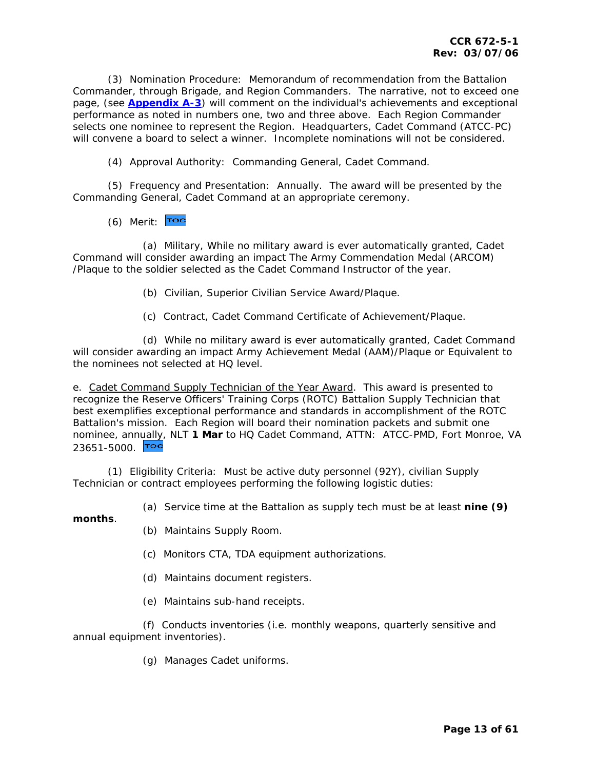(3) Nomination Procedure: Memorandum of recommendation from the Battalion Commander, through Brigade, and Region Commanders. The narrative, not to exceed one page, (see **Appendix A-3**) will comment on the individual's achievements and exceptional performance as noted in numbers one, two and three above. Each Region Commander selects one nominee to represent the Region. Headquarters, Cadet Command (ATCC-PC) will convene a board to select a winner. Incomplete nominations will not be considered.

(4) Approval Authority: Commanding General, Cadet Command.

(5) Frequency and Presentation: Annually. The award will be presented by the Commanding General, Cadet Command at an appropriate ceremony.

(6) Merit: TOC

(a) Military, While no military award is ever automatically granted, Cadet Command will consider awarding an impact The Army Commendation Medal (ARCOM) /Plaque to the soldier selected as the Cadet Command Instructor of the year.

(b) Civilian, Superior Civilian Service Award/Plaque.

(c) Contract, Cadet Command Certificate of Achievement/Plaque.

(d) While no military award is ever automatically granted, Cadet Command will consider awarding an impact Army Achievement Medal (AAM)/Plaque or Equivalent to the nominees not selected at HQ level.

e. <u>Cadet Command Supply Technician of the Year Award</u>. This award is presented to recognize the Reserve Officers' Training Corps (ROTC) Battalion Supply Technician that best exemplifies exceptional performance and standards in accomplishment of the ROTC Battalion's mission. Each Region will board their nomination packets and submit one nominee, annually, NLT **1 Mar** to HQ Cadet Command, ATTN: ATCC-PMD, Fort Monroe, VA 23651-5000. TOC

(1) Eligibility Criteria: Must be active duty personnel (92Y), civilian Supply Technician or contract employees performing the following logistic duties:

(a) Service time at the Battalion as supply tech must be at least **nine (9) months**.

(b) Maintains Supply Room.

(c) Monitors CTA, TDA equipment authorizations.

(d) Maintains document registers.

(e) Maintains sub-hand receipts.

(f) Conducts inventories (i.e. monthly weapons, quarterly sensitive and annual equipment inventories).

(g) Manages Cadet uniforms.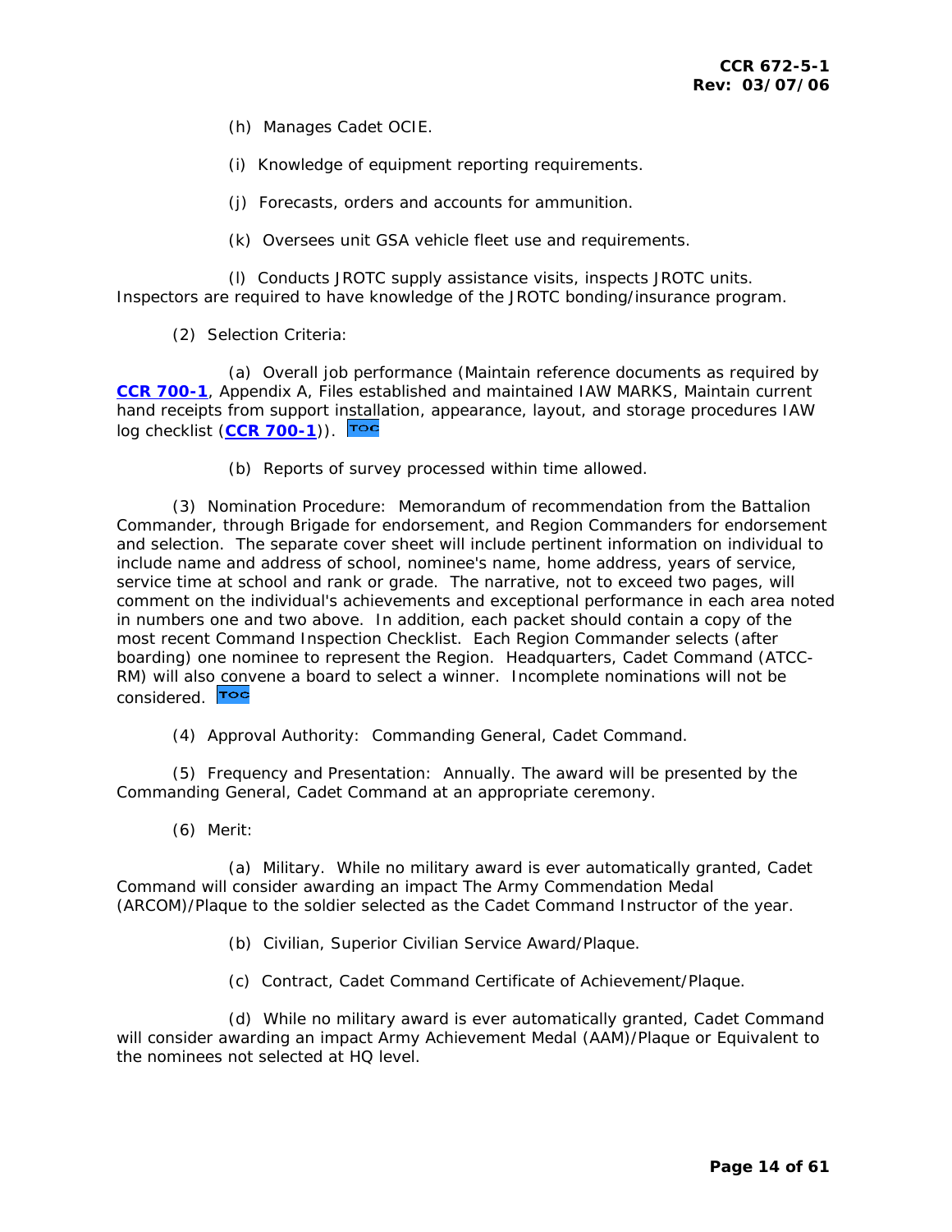(h) Manages Cadet OCIE.

(i) Knowledge of equipment reporting requirements.

(j) Forecasts, orders and accounts for ammunition.

(k) Oversees unit GSA vehicle fleet use and requirements.

(l) Conducts JROTC supply assistance visits, inspects JROTC units. Inspectors are required to have knowledge of the JROTC bonding/insurance program.

(2) Selection Criteria:

(a) Overall job performance (Maintain reference documents as required by **CCR 700-1**, Appendix A, Files established and maintained IAW MARKS, Maintain current hand receipts from support installation, appearance, layout, and storage procedures IAW log checklist (**CCR 700-1**)). TOC

(b) Reports of survey processed within time allowed.

(3) Nomination Procedure: Memorandum of recommendation from the Battalion Commander, through Brigade for endorsement, and Region Commanders for endorsement and selection. The separate cover sheet will include pertinent information on individual to include name and address of school, nominee's name, home address, years of service, service time at school and rank or grade. The narrative, not to exceed two pages, will comment on the individual's achievements and exceptional performance in each area noted in numbers one and two above. In addition, each packet should contain a copy of the most recent Command Inspection Checklist. Each Region Commander selects (after boarding) one nominee to represent the Region. Headquarters, Cadet Command (ATCC-RM) will also convene a board to select a winner. Incomplete nominations will not be considered. TOC

(4) Approval Authority: Commanding General, Cadet Command.

(5) Frequency and Presentation: Annually. The award will be presented by the Commanding General, Cadet Command at an appropriate ceremony.

(6) Merit:

(a) Military. While no military award is ever automatically granted, Cadet Command will consider awarding an impact The Army Commendation Medal (ARCOM)/Plaque to the soldier selected as the Cadet Command Instructor of the year.

(b) Civilian, Superior Civilian Service Award/Plaque.

(c) Contract, Cadet Command Certificate of Achievement/Plaque.

(d) While no military award is ever automatically granted, Cadet Command will consider awarding an impact Army Achievement Medal (AAM)/Plaque or Equivalent to the nominees not selected at HQ level.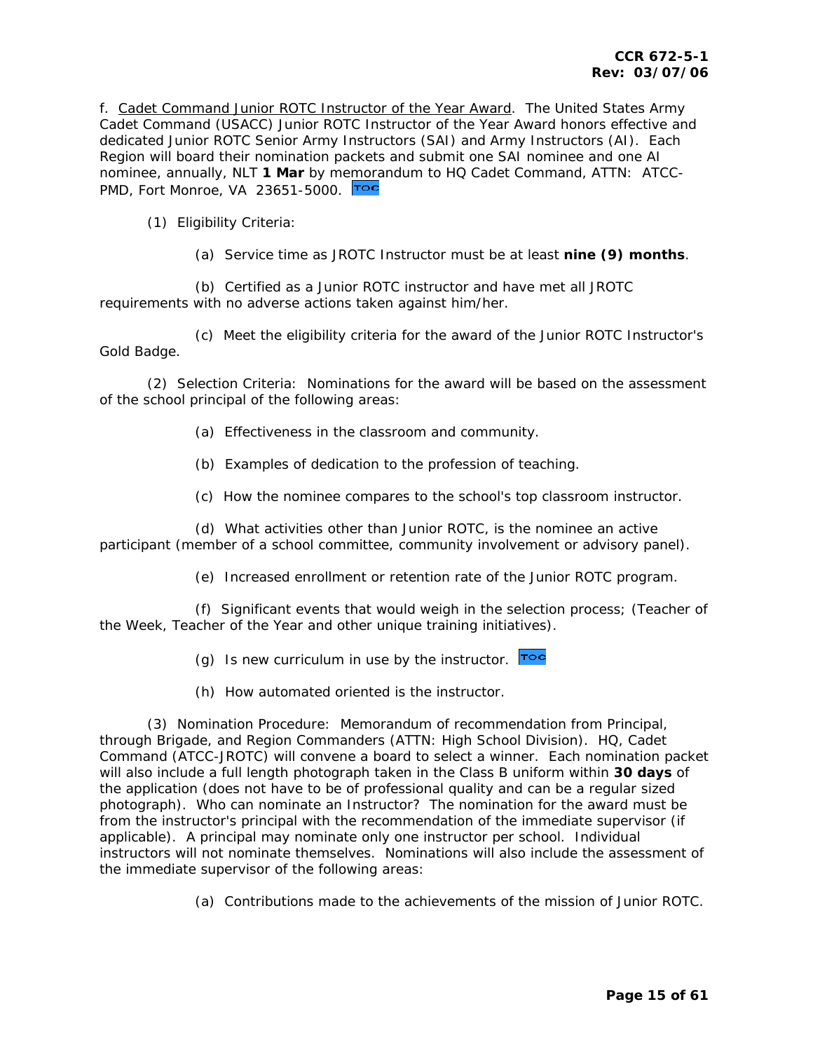f. Cadet Command Junior ROTC Instructor of the Year Award. The United States Army Cadet Command (USACC) Junior ROTC Instructor of the Year Award honors effective and dedicated Junior ROTC Senior Army Instructors (SAI) and Army Instructors (AI). Each Region will board their nomination packets and submit one SAI nominee and one AI nominee, annually, NLT **1 Mar** by memorandum to HQ Cadet Command, ATTN: ATCC-PMD, Fort Monroe, VA 23651-5000.

(1) Eligibility Criteria:

(a) Service time as JROTC Instructor must be at least **nine (9) months**.

(b) Certified as a Junior ROTC instructor and have met all JROTC requirements with no adverse actions taken against him/her.

(c) Meet the eligibility criteria for the award of the Junior ROTC Instructor's Gold Badge.

(2) Selection Criteria: Nominations for the award will be based on the assessment of the school principal of the following areas:

(a) Effectiveness in the classroom and community.

(b) Examples of dedication to the profession of teaching.

(c) How the nominee compares to the school's top classroom instructor.

(d) What activities other than Junior ROTC, is the nominee an active participant (member of a school committee, community involvement or advisory panel).

(e) Increased enrollment or retention rate of the Junior ROTC program.

(f) Significant events that would weigh in the selection process; (Teacher of the Week, Teacher of the Year and other unique training initiatives).

(g) Is new curriculum in use by the instructor.

(h) How automated oriented is the instructor.

(3) Nomination Procedure: Memorandum of recommendation from Principal, through Brigade, and Region Commanders (ATTN: High School Division). HQ, Cadet Command (ATCC-JROTC) will convene a board to select a winner. Each nomination packet will also include a full length photograph taken in the Class B uniform within **30 days** of the application (does not have to be of professional quality and can be a regular sized photograph). Who can nominate an Instructor? The nomination for the award must be from the instructor's principal with the recommendation of the immediate supervisor (if applicable). A principal may nominate only one instructor per school. Individual instructors will not nominate themselves. Nominations will also include the assessment of the immediate supervisor of the following areas:

(a) Contributions made to the achievements of the mission of Junior ROTC.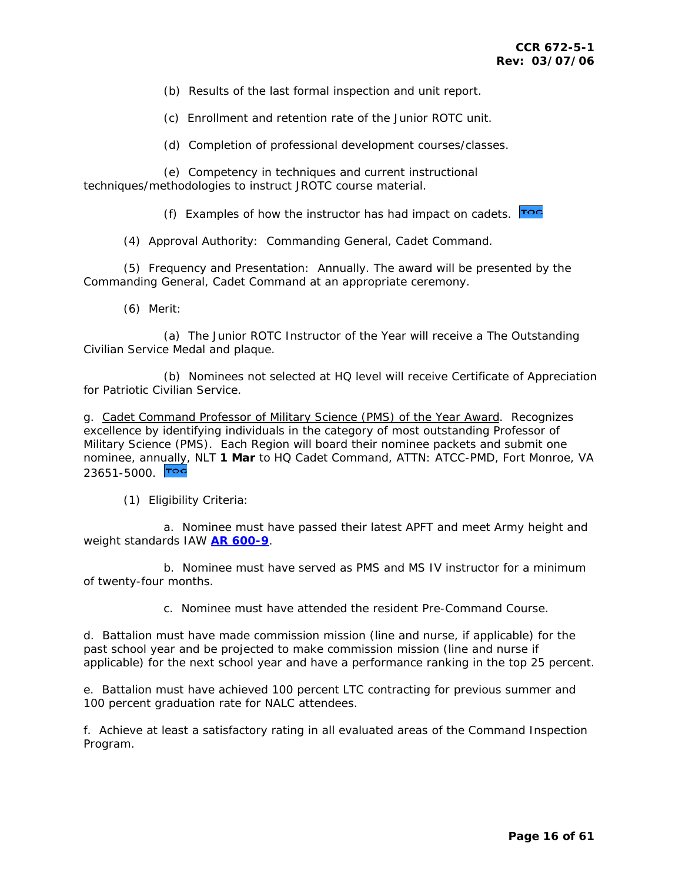(b) Results of the last formal inspection and unit report.

(c) Enrollment and retention rate of the Junior ROTC unit.

(d) Completion of professional development courses/classes.

(e) Competency in techniques and current instructional techniques/methodologies to instruct JROTC course material.

(f) Examples of how the instructor has had impact on cadets. TOC

(4) Approval Authority: Commanding General, Cadet Command.

(5) Frequency and Presentation: Annually. The award will be presented by the Commanding General, Cadet Command at an appropriate ceremony.

(6) Merit:

(a) The Junior ROTC Instructor of the Year will receive a The Outstanding Civilian Service Medal and plaque.

(b) Nominees not selected at HQ level will receive Certificate of Appreciation for Patriotic Civilian Service.

g. Cadet Command Professor of Military Science (PMS) of the Year Award. Recognizes excellence by identifying individuals in the category of most outstanding Professor of Military Science (PMS). Each Region will board their nominee packets and submit one nominee, annually, NLT **1 Mar** to HQ Cadet Command, ATTN: ATCC-PMD, Fort Monroe, VA 23651-5000. TOC

(1) Eligibility Criteria:

a. Nominee must have passed their latest APFT and meet Army height and weight standards IAW **AR 600-9**.

b. Nominee must have served as PMS and MS IV instructor for a minimum of twenty-four months.

c. Nominee must have attended the resident Pre-Command Course.

d. Battalion must have made commission mission (line and nurse, if applicable) for the past school year and be projected to make commission mission (line and nurse if applicable) for the next school year and have a performance ranking in the top 25 percent.

e. Battalion must have achieved 100 percent LTC contracting for previous summer and 100 percent graduation rate for NALC attendees.

f. Achieve at least a satisfactory rating in all evaluated areas of the Command Inspection Program.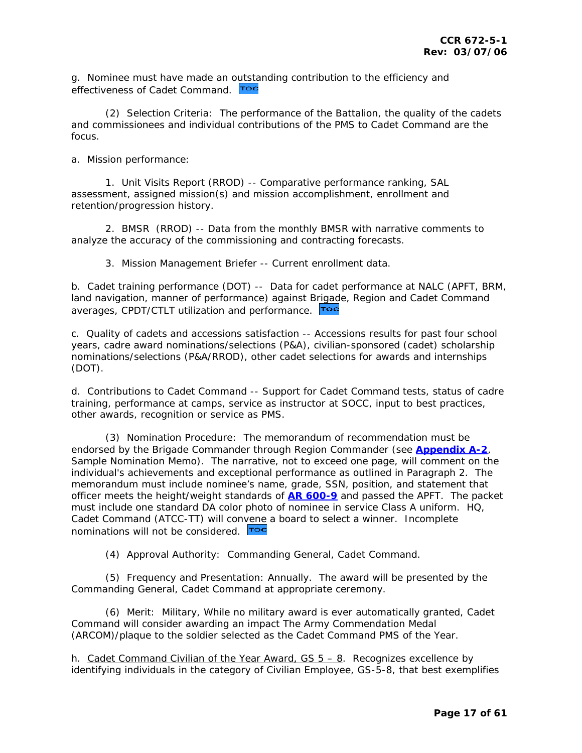g. Nominee must have made an outstanding contribution to the efficiency and effectiveness of Cadet Command. TOC

(2) Selection Criteria: The performance of the Battalion, the quality of the cadets and commissionees and individual contributions of the PMS to Cadet Command are the focus.

a. Mission performance:

1. Unit Visits Report (RROD) -- Comparative performance ranking, SAL assessment, assigned mission(s) and mission accomplishment, enrollment and retention/progression history.

2. BMSR (RROD) -- Data from the monthly BMSR with narrative comments to analyze the accuracy of the commissioning and contracting forecasts.

3. Mission Management Briefer -- Current enrollment data.

b. Cadet training performance (DOT) -- Data for cadet performance at NALC (APFT, BRM, land navigation, manner of performance) against Brigade, Region and Cadet Command averages, CPDT/CTLT utilization and performance. TOC

c. Quality of cadets and accessions satisfaction -- Accessions results for past four school years, cadre award nominations/selections (P&A), civilian-sponsored (cadet) scholarship nominations/selections (P&A/RROD), other cadet selections for awards and internships (DOT).

d. Contributions to Cadet Command -- Support for Cadet Command tests, status of cadre training, performance at camps, service as instructor at SOCC, input to best practices, other awards, recognition or service as PMS.

(3) Nomination Procedure: The memorandum of recommendation must be endorsed by the Brigade Commander through Region Commander (see **Appendix A-2**, Sample Nomination Memo). The narrative, not to exceed one page, will comment on the individual's achievements and exceptional performance as outlined in Paragraph 2. The memorandum must include nominee's name, grade, SSN, position, and statement that officer meets the height/weight standards of **AR 600-9** and passed the APFT. The packet must include one standard DA color photo of nominee in service Class A uniform. HQ, Cadet Command (ATCC-TT) will convene a board to select a winner. Incomplete nominations will not be considered. TOC

(4) Approval Authority: Commanding General, Cadet Command.

(5) Frequency and Presentation: Annually. The award will be presented by the Commanding General, Cadet Command at appropriate ceremony.

(6) Merit: Military, While no military award is ever automatically granted, Cadet Command will consider awarding an impact The Army Commendation Medal (ARCOM)/plaque to the soldier selected as the Cadet Command PMS of the Year.

h. <u>Cadet Command Civilian of the Year Award, GS 5 – 8</u>. Recognizes excellence by identifying individuals in the category of Civilian Employee, GS-5-8, that best exemplifies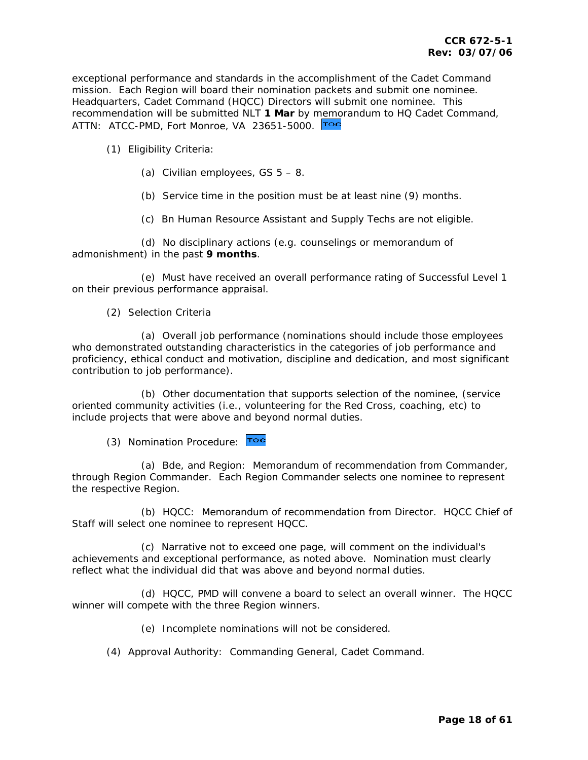exceptional performance and standards in the accomplishment of the Cadet Command mission. Each Region will board their nomination packets and submit one nominee. Headquarters, Cadet Command (HQCC) Directors will submit one nominee. This recommendation will be submitted NLT **1 Mar** by memorandum to HQ Cadet Command, ATTN: ATCC-PMD, Fort Monroe, VA 23651-5000. TOC

(1) Eligibility Criteria:

(a) Civilian employees, GS 5 – 8.

(b) Service time in the position must be at least nine (9) months.

(c) Bn Human Resource Assistant and Supply Techs are not eligible.

(d) No disciplinary actions (e.g. counselings or memorandum of admonishment) in the past **9 months**.

(e) Must have received an overall performance rating of Successful Level 1 on their previous performance appraisal.

(2) Selection Criteria

(a) Overall job performance (nominations should include those employees who demonstrated outstanding characteristics in the categories of job performance and proficiency, ethical conduct and motivation, discipline and dedication, and most significant contribution to job performance).

(b) Other documentation that supports selection of the nominee, (service oriented community activities (i.e., volunteering for the Red Cross, coaching, etc) to include projects that were above and beyond normal duties.

(3) Nomination Procedure: TOC

(a) Bde, and Region: Memorandum of recommendation from Commander, through Region Commander. Each Region Commander selects one nominee to represent the respective Region.

(b) HQCC: Memorandum of recommendation from Director. HQCC Chief of Staff will select one nominee to represent HQCC.

(c) Narrative not to exceed one page, will comment on the individual's achievements and exceptional performance, as noted above. Nomination must clearly reflect what the individual did that was above and beyond normal duties.

(d) HQCC, PMD will convene a board to select an overall winner. The HQCC winner will compete with the three Region winners.

(e) Incomplete nominations will not be considered.

(4) Approval Authority: Commanding General, Cadet Command.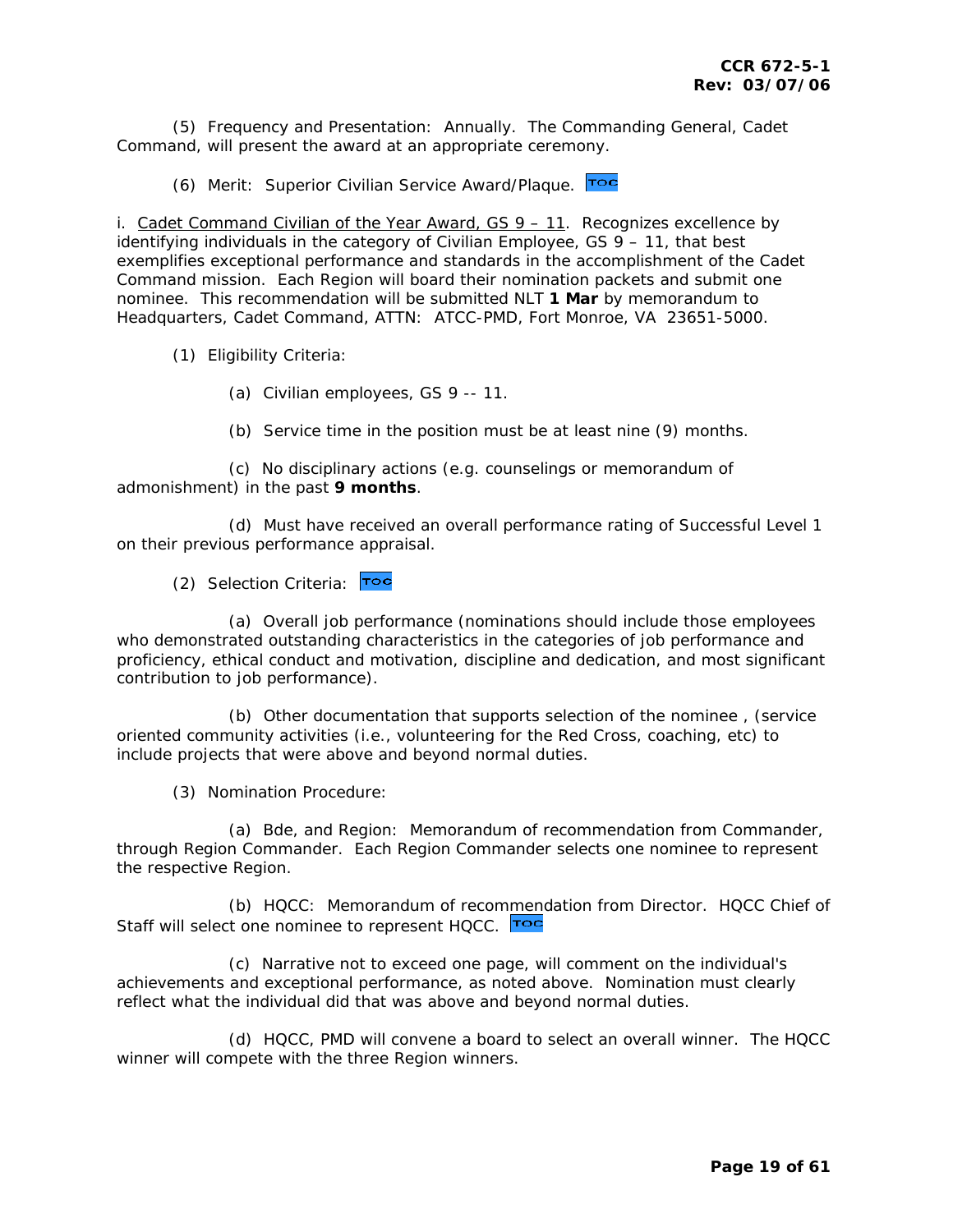(5) Frequency and Presentation: Annually. The Commanding General, Cadet Command, will present the award at an appropriate ceremony.

(6) Merit: Superior Civilian Service Award/Plaque.

i. <u>Cadet Command Civilian of the Year Award, GS 9 – 11</u>. Recognizes excellence by identifying individuals in the category of Civilian Employee, GS 9 – 11, that best exemplifies exceptional performance and standards in the accomplishment of the Cadet Command mission. Each Region will board their nomination packets and submit one nominee. This recommendation will be submitted NLT **1 Mar** by memorandum to Headquarters, Cadet Command, ATTN: ATCC-PMD, Fort Monroe, VA 23651-5000.

(1) Eligibility Criteria:

(a) Civilian employees, GS 9 -- 11.

(b) Service time in the position must be at least nine (9) months.

(c) No disciplinary actions (e.g. counselings or memorandum of admonishment) in the past **9 months**.

(d) Must have received an overall performance rating of Successful Level 1 on their previous performance appraisal.

(2) Selection Criteria:

(a) Overall job performance (nominations should include those employees who demonstrated outstanding characteristics in the categories of job performance and proficiency, ethical conduct and motivation, discipline and dedication, and most significant contribution to job performance).

(b) Other documentation that supports selection of the nominee , (service oriented community activities (i.e., volunteering for the Red Cross, coaching, etc) to include projects that were above and beyond normal duties.

(3) Nomination Procedure:

(a) Bde, and Region: Memorandum of recommendation from Commander, through Region Commander. Each Region Commander selects one nominee to represent the respective Region.

(b) HQCC: Memorandum of recommendation from Director. HQCC Chief of Staff will select one nominee to represent HQCC.

(c) Narrative not to exceed one page, will comment on the individual's achievements and exceptional performance, as noted above. Nomination must clearly reflect what the individual did that was above and beyond normal duties.

(d) HQCC, PMD will convene a board to select an overall winner. The HQCC winner will compete with the three Region winners.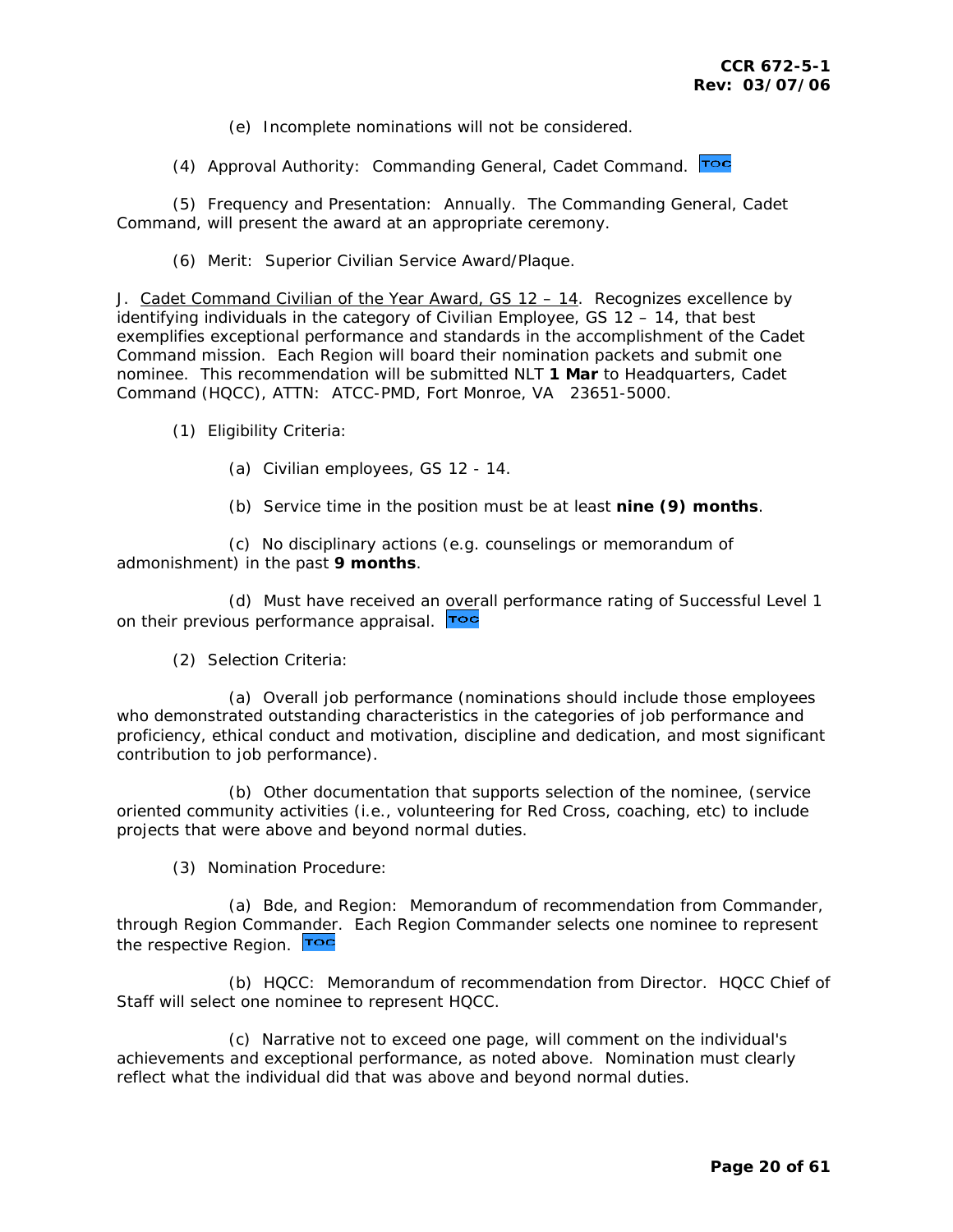(e) Incomplete nominations will not be considered.

(4) Approval Authority: Commanding General, Cadet Command.

(5) Frequency and Presentation: Annually. The Commanding General, Cadet Command, will present the award at an appropriate ceremony.

(6) Merit: Superior Civilian Service Award/Plaque.

J. <u>Cadet Command Civilian of the Year Award, GS 12 – 14</u>. Recognizes excellence by identifying individuals in the category of Civilian Employee, GS 12 – 14, that best exemplifies exceptional performance and standards in the accomplishment of the Cadet Command mission. Each Region will board their nomination packets and submit one nominee. This recommendation will be submitted NLT **1 Mar** to Headquarters, Cadet Command (HQCC), ATTN: ATCC-PMD, Fort Monroe, VA 23651-5000.

(1) Eligibility Criteria:

(a) Civilian employees, GS 12 - 14.

(b) Service time in the position must be at least **nine (9) months**.

(c) No disciplinary actions (e.g. counselings or memorandum of admonishment) in the past **9 months**.

(d) Must have received an overall performance rating of Successful Level 1 on their previous performance appraisal.

(2) Selection Criteria:

(a) Overall job performance (nominations should include those employees who demonstrated outstanding characteristics in the categories of job performance and proficiency, ethical conduct and motivation, discipline and dedication, and most significant contribution to job performance).

(b) Other documentation that supports selection of the nominee, (service oriented community activities (i.e., volunteering for Red Cross, coaching, etc) to include projects that were above and beyond normal duties.

(3) Nomination Procedure:

(a) Bde, and Region: Memorandum of recommendation from Commander, through Region Commander. Each Region Commander selects one nominee to represent the respective Region.

(b) HQCC: Memorandum of recommendation from Director. HQCC Chief of Staff will select one nominee to represent HQCC.

(c) Narrative not to exceed one page, will comment on the individual's achievements and exceptional performance, as noted above. Nomination must clearly reflect what the individual did that was above and beyond normal duties.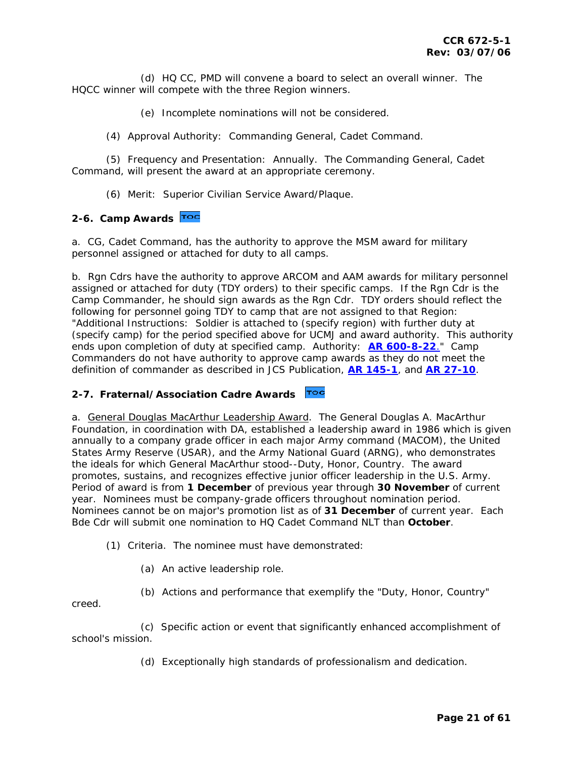(d) HQ CC, PMD will convene a board to select an overall winner. The HQCC winner will compete with the three Region winners.

(e) Incomplete nominations will not be considered.

(4) Approval Authority: Commanding General, Cadet Command.

(5) Frequency and Presentation: Annually. The Commanding General, Cadet Command, will present the award at an appropriate ceremony.

(6) Merit: Superior Civilian Service Award/Plaque.

## 2-6. Camp Awards

a. CG, Cadet Command, has the authority to approve the MSM award for military personnel assigned or attached for duty to all camps.

b. Rgn Cdrs have the authority to approve ARCOM and AAM awards for military personnel assigned or attached for duty (TDY orders) to their specific camps. If the Rgn Cdr is the Camp Commander, he should sign awards as the Rgn Cdr. TDY orders should reflect the following for personnel going TDY to camp that are not assigned to that Region: "Additional Instructions: Soldier is attached to (specify region) with further duty at (specify camp) for the period specified above for UCMJ and award authority. This authority ends upon completion of duty at specified camp. Authority: **AR 600-8-22**." Camp Commanders do not have authority to approve camp awards as they do not meet the definition of commander as described in JCS Publication, **AR 145-1**, and **AR 27-10**.

## 2-7. Fraternal/Association Cadre Awards

a. General Douglas MacArthur Leadership Award. The General Douglas A. MacArthur Foundation, in coordination with DA, established a leadership award in 1986 which is given annually to a company grade officer in each major Army command (MACOM), the United States Army Reserve (USAR), and the Army National Guard (ARNG), who demonstrates the ideals for which General MacArthur stood--Duty, Honor, Country. The award promotes, sustains, and recognizes effective junior officer leadership in the U.S. Army. Period of award is from **1 December** of previous year through **30 November** of current year. Nominees must be company-grade officers throughout nomination period. Nominees cannot be on major's promotion list as of **31 December** of current year. Each Bde Cdr will submit one nomination to HQ Cadet Command NLT than **October**.

(1) Criteria. The nominee must have demonstrated:

(a) An active leadership role.

(b) Actions and performance that exemplify the "Duty, Honor, Country" creed.

(c) Specific action or event that significantly enhanced accomplishment of school's mission.

(d) Exceptionally high standards of professionalism and dedication.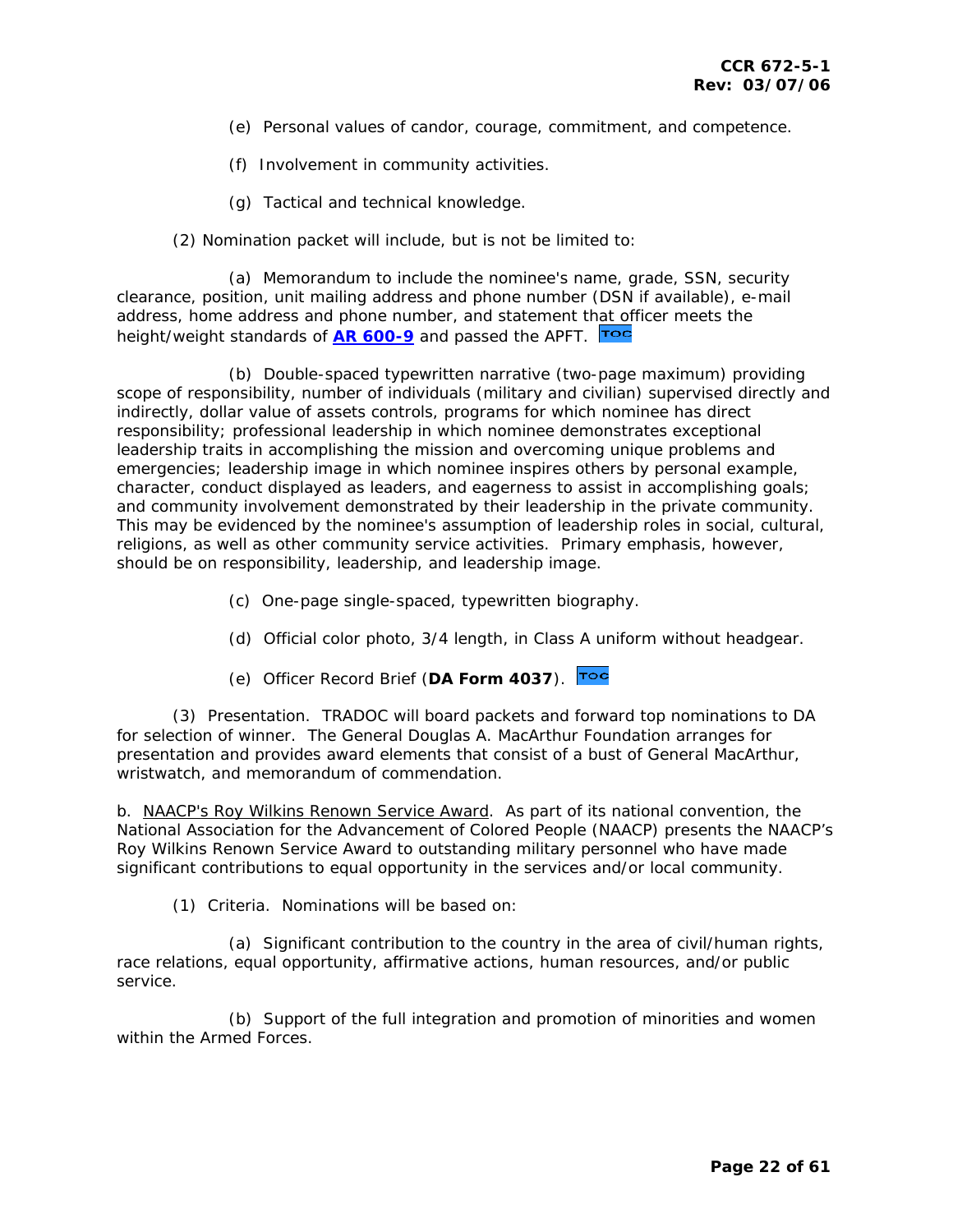(e) Personal values of candor, courage, commitment, and competence.

(f) Involvement in community activities.

(g) Tactical and technical knowledge.

(2) Nomination packet will include, but is not be limited to:

(a) Memorandum to include the nominee's name, grade, SSN, security clearance, position, unit mailing address and phone number (DSN if available), e-mail address, home address and phone number, and statement that officer meets the height/weight standards of **AR 600-9** and passed the APFT. TOC

(b) Double-spaced typewritten narrative (two-page maximum) providing scope of responsibility, number of individuals (military and civilian) supervised directly and indirectly, dollar value of assets controls, programs for which nominee has direct responsibility; professional leadership in which nominee demonstrates exceptional leadership traits in accomplishing the mission and overcoming unique problems and emergencies; leadership image in which nominee inspires others by personal example, character, conduct displayed as leaders, and eagerness to assist in accomplishing goals; and community involvement demonstrated by their leadership in the private community. This may be evidenced by the nominee's assumption of leadership roles in social, cultural, religions, as well as other community service activities. Primary emphasis, however, should be on responsibility, leadership, and leadership image.

(c) One-page single-spaced, typewritten biography.

(d) Official color photo, 3/4 length, in Class A uniform without headgear.

(e) Officer Record Brief (**DA Form 4037**). TOC

(3) Presentation. TRADOC will board packets and forward top nominations to DA for selection of winner. The General Douglas A. MacArthur Foundation arranges for presentation and provides award elements that consist of a bust of General MacArthur, wristwatch, and memorandum of commendation.

b. NAACP's Roy Wilkins Renown Service Award. As part of its national convention, the National Association for the Advancement of Colored People (NAACP) presents the NAACP's Roy Wilkins Renown Service Award to outstanding military personnel who have made significant contributions to equal opportunity in the services and/or local community.

(1) Criteria. Nominations will be based on:

(a) Significant contribution to the country in the area of civil/human rights, race relations, equal opportunity, affirmative actions, human resources, and/or public service.

(b) Support of the full integration and promotion of minorities and women within the Armed Forces.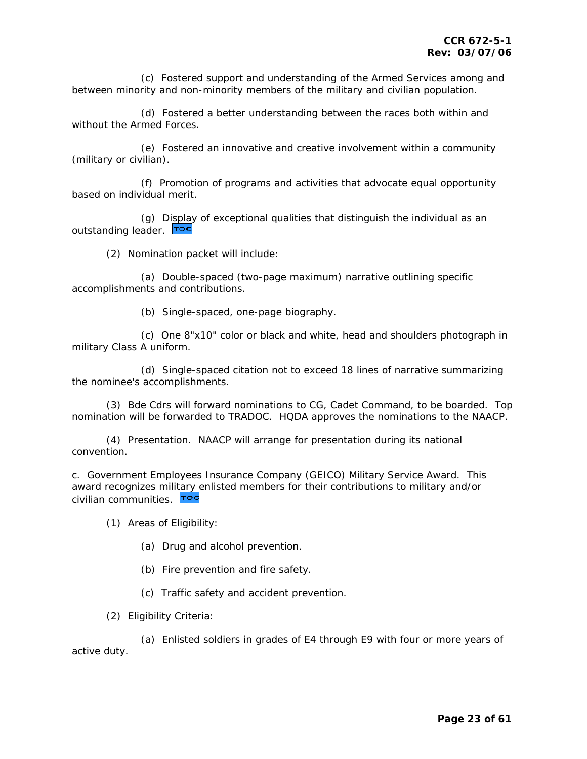(c) Fostered support and understanding of the Armed Services among and between minority and non-minority members of the military and civilian population.

(d) Fostered a better understanding between the races both within and without the Armed Forces.

(e) Fostered an innovative and creative involvement within a community (military or civilian).

(f) Promotion of programs and activities that advocate equal opportunity based on individual merit.

(g) Display of exceptional qualities that distinguish the individual as an outstanding leader. TOC

(2) Nomination packet will include:

(a) Double-spaced (two-page maximum) narrative outlining specific accomplishments and contributions.

(b) Single-spaced, one-page biography.

(c) One 8"x10" color or black and white, head and shoulders photograph in military Class A uniform.

(d) Single-spaced citation not to exceed 18 lines of narrative summarizing the nominee's accomplishments.

(3) Bde Cdrs will forward nominations to CG, Cadet Command, to be boarded. Top nomination will be forwarded to TRADOC. HQDA approves the nominations to the NAACP.

(4) Presentation. NAACP will arrange for presentation during its national convention.

c. <u>Government Employees Insurance Company (GEICO) Military Service Award</u>. This award recognizes military enlisted members for their contributions to military and/or civilian communities. TOC

(1) Areas of Eligibility:

(a) Drug and alcohol prevention.

(b) Fire prevention and fire safety.

(c) Traffic safety and accident prevention.

(2) Eligibility Criteria:

(a) Enlisted soldiers in grades of E4 through E9 with four or more years of active duty.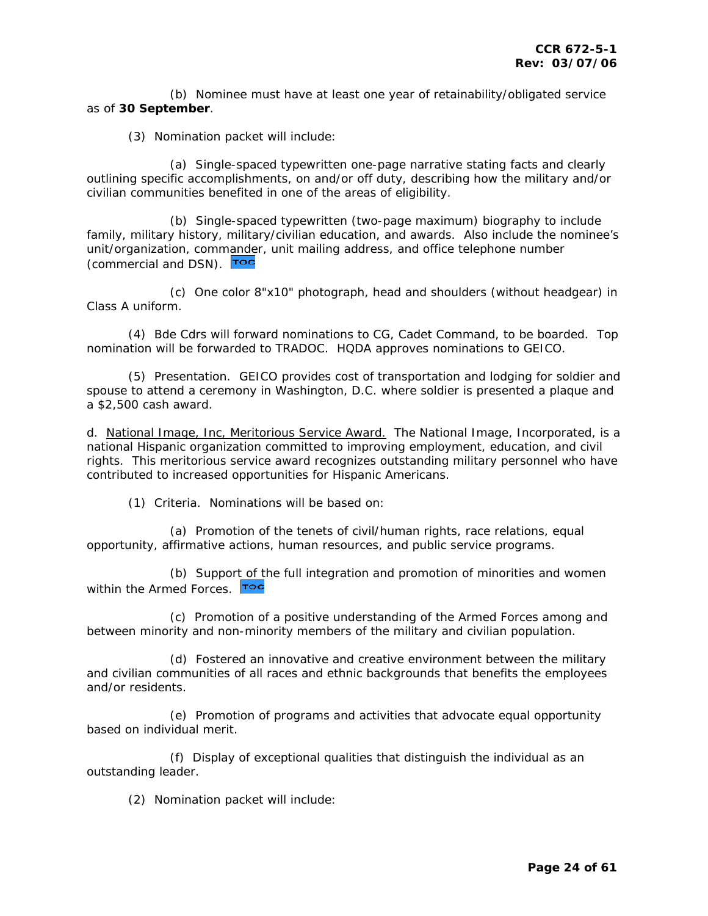(b) Nominee must have at least one year of retainability/obligated service as of **30 September**.

(3) Nomination packet will include:

(a) Single-spaced typewritten one-page narrative stating facts and clearly outlining specific accomplishments, on and/or off duty, describing how the military and/or civilian communities benefited in one of the areas of eligibility.

(b) Single-spaced typewritten (two-page maximum) biography to include family, military history, military/civilian education, and awards. Also include the nominee's unit/organization, commander, unit mailing address, and office telephone number (commercial and DSN).

(c) One color 8"x10" photograph, head and shoulders (without headgear) in Class A uniform.

(4) Bde Cdrs will forward nominations to CG, Cadet Command, to be boarded. Top nomination will be forwarded to TRADOC. HQDA approves nominations to GEICO.

(5) Presentation. GEICO provides cost of transportation and lodging for soldier and spouse to attend a ceremony in Washington, D.C. where soldier is presented a plaque and a $2,500 cash award.

d. National Image, Inc, Meritorious Service Award. The National Image, Incorporated, is a national Hispanic organization committed to improving employment, education, and civil rights. This meritorious service award recognizes outstanding military personnel who have contributed to increased opportunities for Hispanic Americans.

(1) Criteria. Nominations will be based on:

(a) Promotion of the tenets of civil/human rights, race relations, equal opportunity, affirmative actions, human resources, and public service programs.

(b) Support of the full integration and promotion of minorities and women within the Armed Forces.

(c) Promotion of a positive understanding of the Armed Forces among and between minority and non-minority members of the military and civilian population.

(d) Fostered an innovative and creative environment between the military and civilian communities of all races and ethnic backgrounds that benefits the employees and/or residents.

(e) Promotion of programs and activities that advocate equal opportunity based on individual merit.

(f) Display of exceptional qualities that distinguish the individual as an outstanding leader.

(2) Nomination packet will include: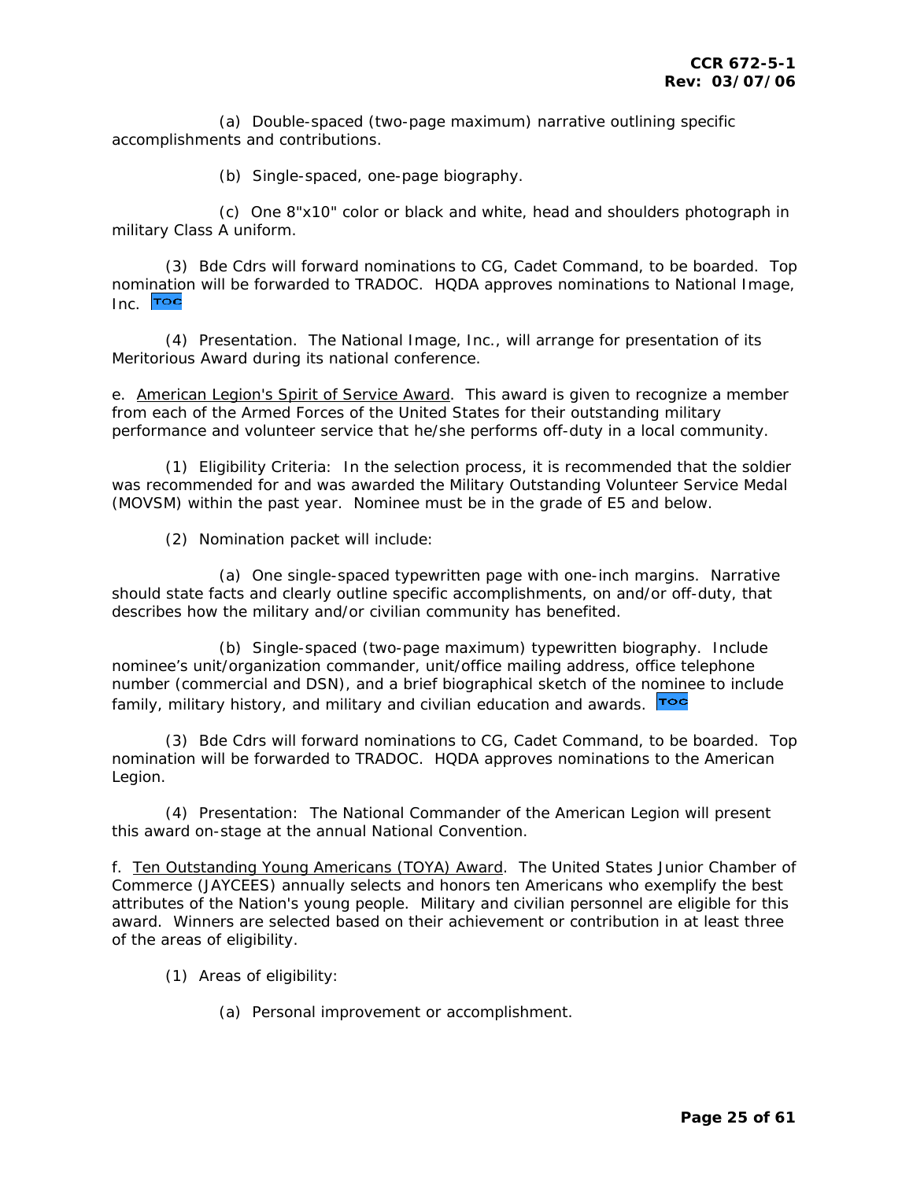(a) Double-spaced (two-page maximum) narrative outlining specific accomplishments and contributions.

(b) Single-spaced, one-page biography.

(c) One 8"x10" color or black and white, head and shoulders photograph in military Class A uniform.

(3) Bde Cdrs will forward nominations to CG, Cadet Command, to be boarded. Top nomination will be forwarded to TRADOC. HQDA approves nominations to National Image, Inc. TOC

(4) Presentation. The National Image, Inc., will arrange for presentation of its Meritorious Award during its national conference.

e. <u>American Legion's Spirit of Service Award</u>. This award is given to recognize a member from each of the Armed Forces of the United States for their outstanding military performance and volunteer service that he/she performs off-duty in a local community.

(1) Eligibility Criteria: In the selection process, it is recommended that the soldier was recommended for and was awarded the Military Outstanding Volunteer Service Medal (MOVSM) within the past year. Nominee must be in the grade of E5 and below.

(2) Nomination packet will include:

(a) One single-spaced typewritten page with one-inch margins. Narrative should state facts and clearly outline specific accomplishments, on and/or off-duty, that describes how the military and/or civilian community has benefited.

(b) Single-spaced (two-page maximum) typewritten biography. Include nominee's unit/organization commander, unit/office mailing address, office telephone number (commercial and DSN), and a brief biographical sketch of the nominee to include family, military history, and military and civilian education and awards. TOC

(3) Bde Cdrs will forward nominations to CG, Cadet Command, to be boarded. Top nomination will be forwarded to TRADOC. HQDA approves nominations to the American Legion.

(4) Presentation: The National Commander of the American Legion will present this award on-stage at the annual National Convention.

f. <u>Ten Outstanding Young Americans (TOYA) Award</u>. The United States Junior Chamber of Commerce (JAYCEES) annually selects and honors ten Americans who exemplify the best attributes of the Nation's young people. Military and civilian personnel are eligible for this award. Winners are selected based on their achievement or contribution in at least three of the areas of eligibility.

(1) Areas of eligibility:

(a) Personal improvement or accomplishment.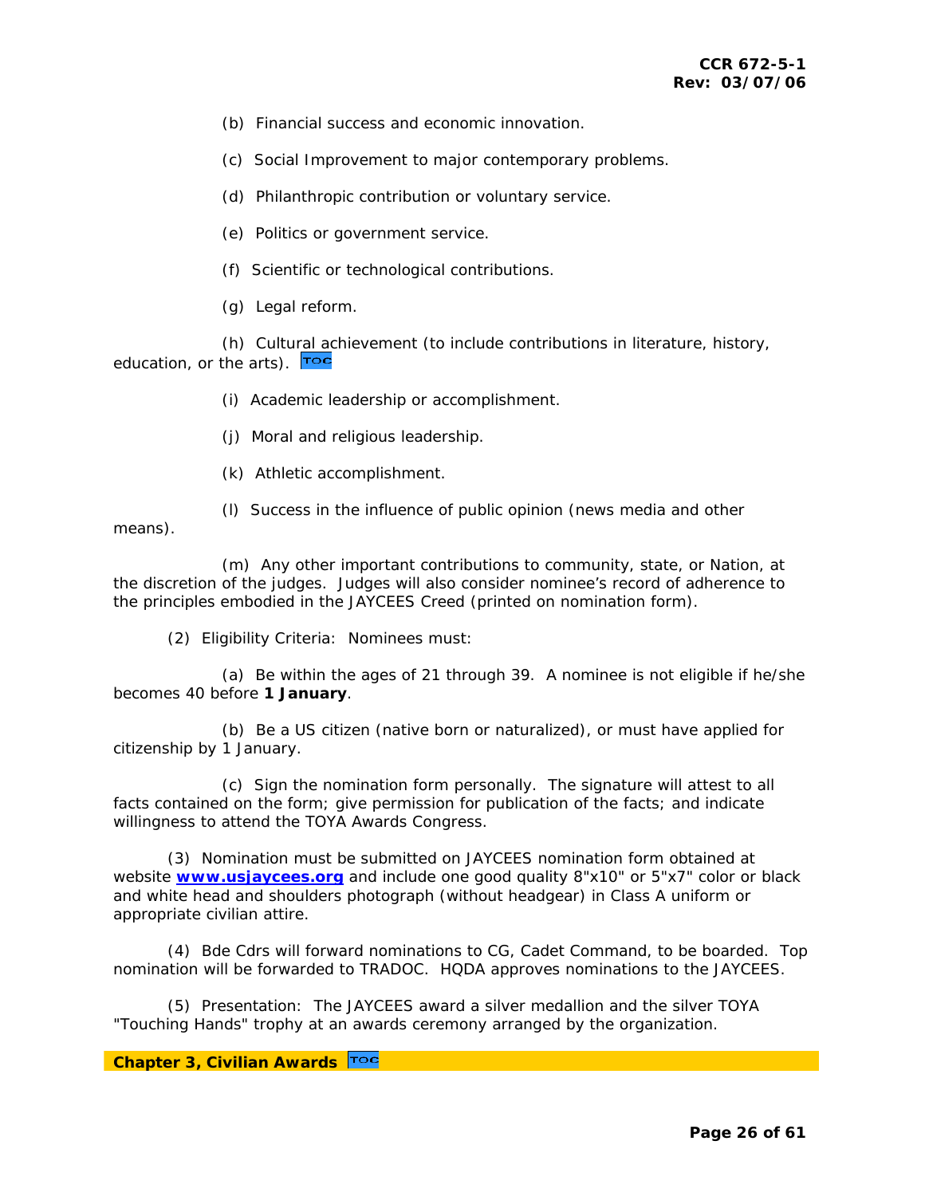(b) Financial success and economic innovation.

(c) Social Improvement to major contemporary problems.

(d) Philanthropic contribution or voluntary service.

(e) Politics or government service.

(f) Scientific or technological contributions.

(g) Legal reform.

(h) Cultural achievement (to include contributions in literature, history, education, or the arts). TOC

(i) Academic leadership or accomplishment.

(j) Moral and religious leadership.

(k) Athletic accomplishment.

(l) Success in the influence of public opinion (news media and other means).

(m) Any other important contributions to community, state, or Nation, at the discretion of the judges. Judges will also consider nominee's record of adherence to the principles embodied in the JAYCEES Creed (printed on nomination form).

(2) Eligibility Criteria: Nominees must:

(a) Be within the ages of 21 through 39. A nominee is not eligible if he/she becomes 40 before **1 January**.

(b) Be a US citizen (native born or naturalized), or must have applied for citizenship by 1 January.

(c) Sign the nomination form personally. The signature will attest to all facts contained on the form; give permission for publication of the facts; and indicate willingness to attend the TOYA Awards Congress.

(3) Nomination must be submitted on JAYCEES nomination form obtained at website **www.usjaycees.org** and include one good quality 8"x10" or 5"x7" color or black and white head and shoulders photograph (without headgear) in Class A uniform or appropriate civilian attire.

(4) Bde Cdrs will forward nominations to CG, Cadet Command, to be boarded. Top nomination will be forwarded to TRADOC. HQDA approves nominations to the JAYCEES.

(5) Presentation: The JAYCEES award a silver medallion and the silver TOYA "Touching Hands" trophy at an awards ceremony arranged by the organization.

**Chapter 3, Civilian Awards** TOC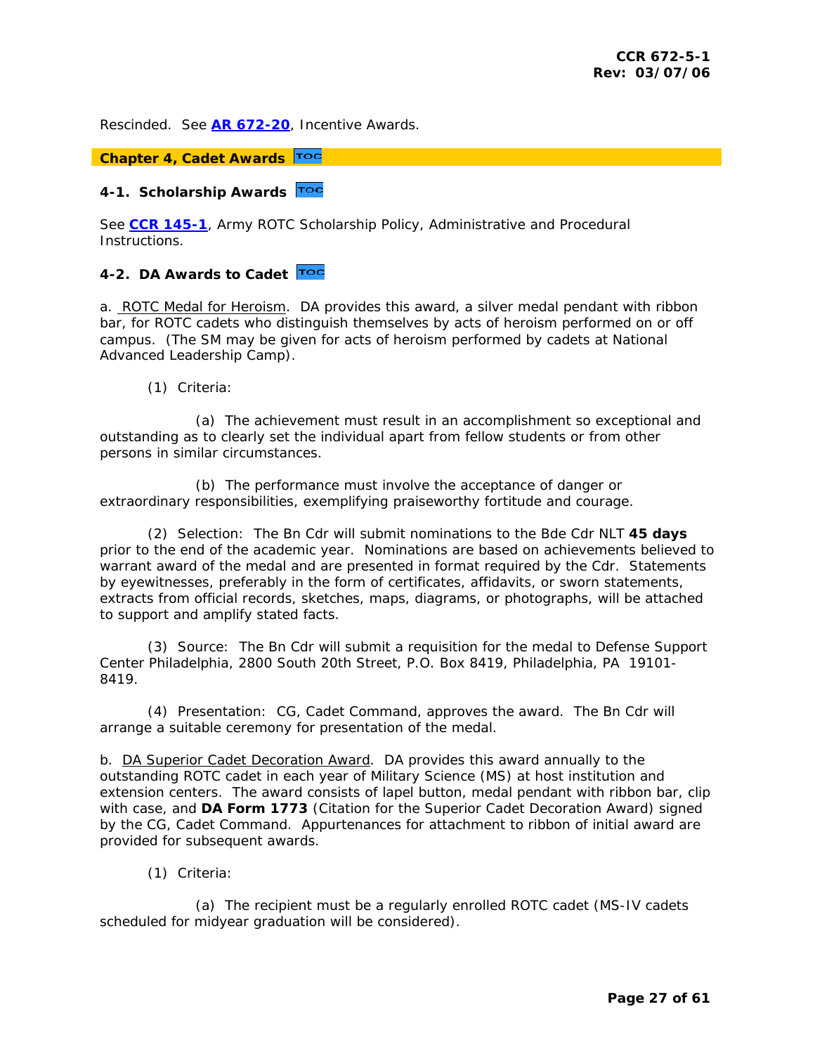Rescinded.  See **[AR 672-20](#)**, Incentive Awards.

## Chapter 4, Cadet Awards

### 4-1.  Scholarship Awards

See **[CCR 145-1](#)**, Army ROTC Scholarship Policy, Administrative and Procedural Instructions.

### 4-2.  DA Awards to Cadet

a.  ROTC Medal for Heroism.  DA provides this award, a silver medal pendant with ribbon bar, for ROTC cadets who distinguish themselves by acts of heroism performed on or off campus.  (The SM may be given for acts of heroism performed by cadets at National Advanced Leadership Camp).

(1)  Criteria:

(a)  The achievement must result in an accomplishment so exceptional and outstanding as to clearly set the individual apart from fellow students or from other persons in similar circumstances.

(b)  The performance must involve the acceptance of danger or extraordinary responsibilities, exemplifying praiseworthy fortitude and courage.

(2)  Selection:  The Bn Cdr will submit nominations to the Bde Cdr NLT **45 days** prior to the end of the academic year.  Nominations are based on achievements believed to warrant award of the medal and are presented in format required by the Cdr.  Statements by eyewitnesses, preferably in the form of certificates, affidavits, or sworn statements, extracts from official records, sketches, maps, diagrams, or photographs, will be attached to support and amplify stated facts.

(3)  Source:  The Bn Cdr will submit a requisition for the medal to Defense Support Center Philadelphia, 2800 South 20th Street, P.O. Box 8419, Philadelphia, PA  19101-8419.

(4)  Presentation:  CG, Cadet Command, approves the award.  The Bn Cdr will arrange a suitable ceremony for presentation of the medal.

b.  DA Superior Cadet Decoration Award.  DA provides this award annually to the outstanding ROTC cadet in each year of Military Science (MS) at host institution and extension centers.  The award consists of lapel button, medal pendant with ribbon bar, clip with case, and **DA Form 1773** (Citation for the Superior Cadet Decoration Award) signed by the CG, Cadet Command.  Appurtenances for attachment to ribbon of initial award are provided for subsequent awards.

(1)  Criteria:

(a)  The recipient must be a regularly enrolled ROTC cadet (MS-IV cadets scheduled for midyear graduation will be considered).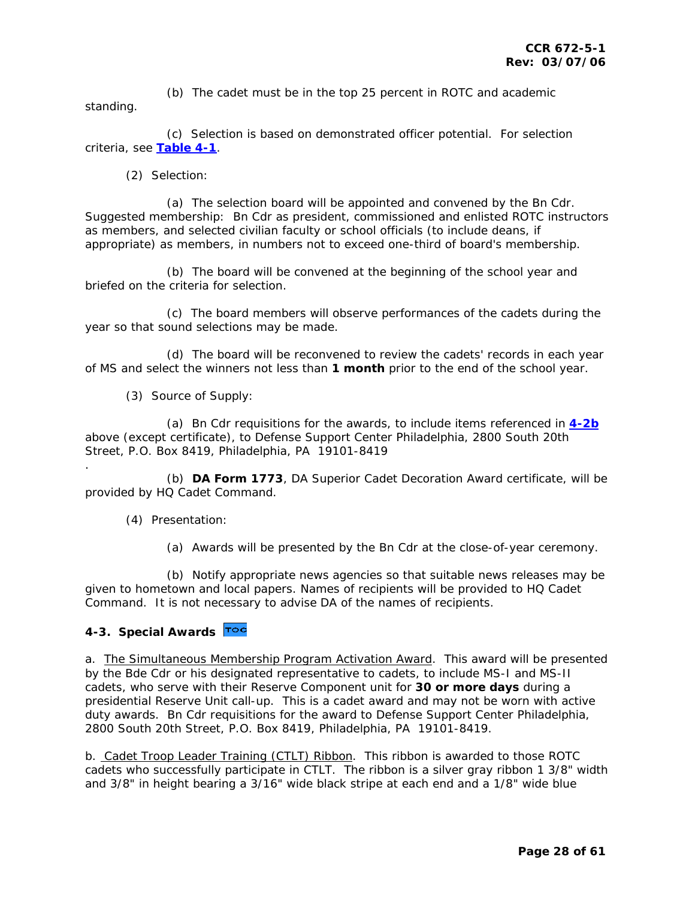(b) The cadet must be in the top 25 percent in ROTC and academic standing.

(c) Selection is based on demonstrated officer potential. For selection criteria, see **Table 4-1**.

(2) Selection:

(a) The selection board will be appointed and convened by the Bn Cdr. Suggested membership: Bn Cdr as president, commissioned and enlisted ROTC instructors as members, and selected civilian faculty or school officials (to include deans, if appropriate) as members, in numbers not to exceed one-third of board's membership.

(b) The board will be convened at the beginning of the school year and briefed on the criteria for selection.

(c) The board members will observe performances of the cadets during the year so that sound selections may be made.

(d) The board will be reconvened to review the cadets' records in each year of MS and select the winners not less than **1 month** prior to the end of the school year.

(3) Source of Supply:

(a) Bn Cdr requisitions for the awards, to include items referenced in **4-2b** above (except certificate), to Defense Support Center Philadelphia, 2800 South 20th Street, P.O. Box 8419, Philadelphia, PA 19101-8419
.

(b) **DA Form 1773**, DA Superior Cadet Decoration Award certificate, will be provided by HQ Cadet Command.

(4) Presentation:

(a) Awards will be presented by the Bn Cdr at the close-of-year ceremony.

(b) Notify appropriate news agencies so that suitable news releases may be given to hometown and local papers. Names of recipients will be provided to HQ Cadet Command. It is not necessary to advise DA of the names of recipients.

## 4-3. Special Awards

a. The Simultaneous Membership Program Activation Award. This award will be presented by the Bde Cdr or his designated representative to cadets, to include MS-I and MS-II cadets, who serve with their Reserve Component unit for **30 or more days** during a presidential Reserve Unit call-up. This is a cadet award and may not be worn with active duty awards. Bn Cdr requisitions for the award to Defense Support Center Philadelphia, 2800 South 20th Street, P.O. Box 8419, Philadelphia, PA 19101-8419.

b. Cadet Troop Leader Training (CTLT) Ribbon. This ribbon is awarded to those ROTC cadets who successfully participate in CTLT. The ribbon is a silver gray ribbon 1 3/8" width and 3/8" in height bearing a 3/16" wide black stripe at each end and a 1/8" wide blue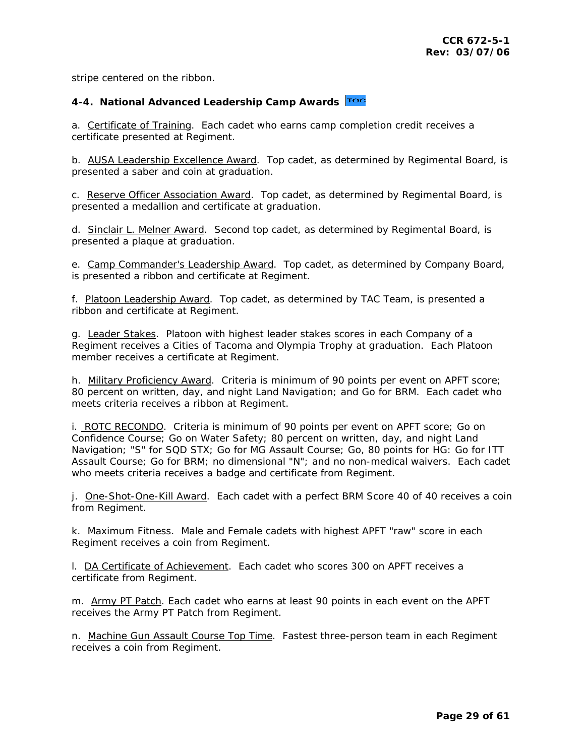stripe centered on the ribbon.

### 4-4. National Advanced Leadership Camp Awards

a. Certificate of Training. Each cadet who earns camp completion credit receives a certificate presented at Regiment.

b. AUSA Leadership Excellence Award. Top cadet, as determined by Regimental Board, is presented a saber and coin at graduation.

c. Reserve Officer Association Award. Top cadet, as determined by Regimental Board, is presented a medallion and certificate at graduation.

d. Sinclair L. Melner Award. Second top cadet, as determined by Regimental Board, is presented a plaque at graduation.

e. Camp Commander's Leadership Award. Top cadet, as determined by Company Board, is presented a ribbon and certificate at Regiment.

f. Platoon Leadership Award. Top cadet, as determined by TAC Team, is presented a ribbon and certificate at Regiment.

g. Leader Stakes. Platoon with highest leader stakes scores in each Company of a Regiment receives a Cities of Tacoma and Olympia Trophy at graduation. Each Platoon member receives a certificate at Regiment.

h. Military Proficiency Award. Criteria is minimum of 90 points per event on APFT score; 80 percent on written, day, and night Land Navigation; and Go for BRM. Each cadet who meets criteria receives a ribbon at Regiment.

i. ROTC RECONDO. Criteria is minimum of 90 points per event on APFT score; Go on Confidence Course; Go on Water Safety; 80 percent on written, day, and night Land Navigation; "S" for SQD STX; Go for MG Assault Course; Go, 80 points for HG: Go for ITT Assault Course; Go for BRM; no dimensional "N"; and no non-medical waivers. Each cadet who meets criteria receives a badge and certificate from Regiment.

j. One-Shot-One-Kill Award. Each cadet with a perfect BRM Score 40 of 40 receives a coin from Regiment.

k. Maximum Fitness. Male and Female cadets with highest APFT "raw" score in each Regiment receives a coin from Regiment.

l. DA Certificate of Achievement. Each cadet who scores 300 on APFT receives a certificate from Regiment.

m. Army PT Patch. Each cadet who earns at least 90 points in each event on the APFT receives the Army PT Patch from Regiment.

n. Machine Gun Assault Course Top Time. Fastest three-person team in each Regiment receives a coin from Regiment.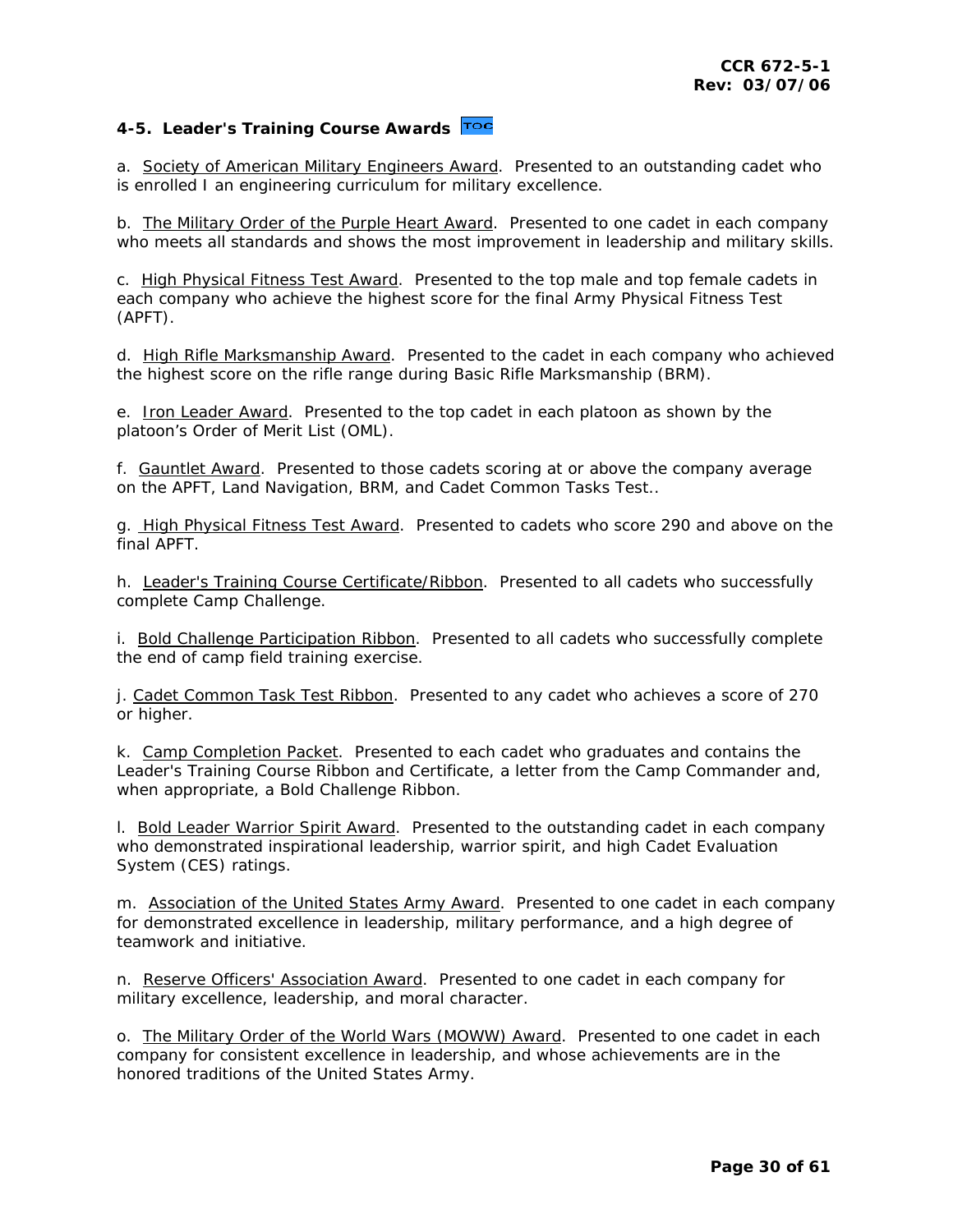## 4-5. Leader's Training Course Awards TOC

a. <u>Society of American Military Engineers Award</u>. Presented to an outstanding cadet who is enrolled I an engineering curriculum for military excellence.

b. <u>The Military Order of the Purple Heart Award</u>. Presented to one cadet in each company who meets all standards and shows the most improvement in leadership and military skills.

c. <u>High Physical Fitness Test Award</u>. Presented to the top male and top female cadets in each company who achieve the highest score for the final Army Physical Fitness Test (APFT).

d. <u>High Rifle Marksmanship Award</u>. Presented to the cadet in each company who achieved the highest score on the rifle range during Basic Rifle Marksmanship (BRM).

e. <u>Iron Leader Award</u>. Presented to the top cadet in each platoon as shown by the platoon's Order of Merit List (OML).

f. <u>Gauntlet Award</u>. Presented to those cadets scoring at or above the company average on the APFT, Land Navigation, BRM, and Cadet Common Tasks Test..

g. <u>High Physical Fitness Test Award</u>. Presented to cadets who score 290 and above on the final APFT.

h. <u>Leader's Training Course Certificate/Ribbon</u>. Presented to all cadets who successfully complete Camp Challenge.

i. <u>Bold Challenge Participation Ribbon</u>. Presented to all cadets who successfully complete the end of camp field training exercise.

j. <u>Cadet Common Task Test Ribbon</u>. Presented to any cadet who achieves a score of 270 or higher.

k. <u>Camp Completion Packet</u>. Presented to each cadet who graduates and contains the Leader's Training Course Ribbon and Certificate, a letter from the Camp Commander and, when appropriate, a Bold Challenge Ribbon.

l. <u>Bold Leader Warrior Spirit Award</u>. Presented to the outstanding cadet in each company who demonstrated inspirational leadership, warrior spirit, and high Cadet Evaluation System (CES) ratings.

m. <u>Association of the United States Army Award</u>. Presented to one cadet in each company for demonstrated excellence in leadership, military performance, and a high degree of teamwork and initiative.

n. <u>Reserve Officers' Association Award</u>. Presented to one cadet in each company for military excellence, leadership, and moral character.

o. <u>The Military Order of the World Wars (MOWW) Award</u>. Presented to one cadet in each company for consistent excellence in leadership, and whose achievements are in the honored traditions of the United States Army.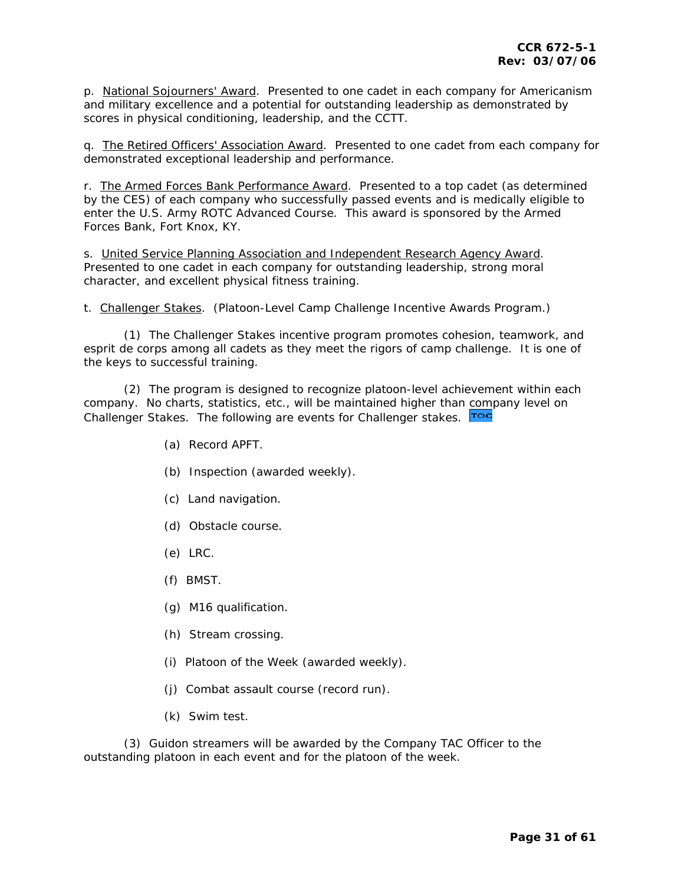p. National Sojourners' Award. Presented to one cadet in each company for Americanism and military excellence and a potential for outstanding leadership as demonstrated by scores in physical conditioning, leadership, and the CCTT.

q. The Retired Officers' Association Award. Presented to one cadet from each company for demonstrated exceptional leadership and performance.

r. The Armed Forces Bank Performance Award. Presented to a top cadet (as determined by the CES) of each company who successfully passed events and is medically eligible to enter the U.S. Army ROTC Advanced Course. This award is sponsored by the Armed Forces Bank, Fort Knox, KY.

s. United Service Planning Association and Independent Research Agency Award. Presented to one cadet in each company for outstanding leadership, strong moral character, and excellent physical fitness training.

t. Challenger Stakes. (Platoon-Level Camp Challenge Incentive Awards Program.)

(1) The Challenger Stakes incentive program promotes cohesion, teamwork, and esprit de corps among all cadets as they meet the rigors of camp challenge. It is one of the keys to successful training.

(2) The program is designed to recognize platoon-level achievement within each company. No charts, statistics, etc., will be maintained higher than company level on Challenger Stakes. The following are events for Challenger stakes. TOC

(a) Record APFT.

(b) Inspection (awarded weekly).

(c) Land navigation.

(d) Obstacle course.

(e) LRC.

(f) BMST.

(g) M16 qualification.

(h) Stream crossing.

(i) Platoon of the Week (awarded weekly).

(j) Combat assault course (record run).

(k) Swim test.

(3) Guidon streamers will be awarded by the Company TAC Officer to the outstanding platoon in each event and for the platoon of the week.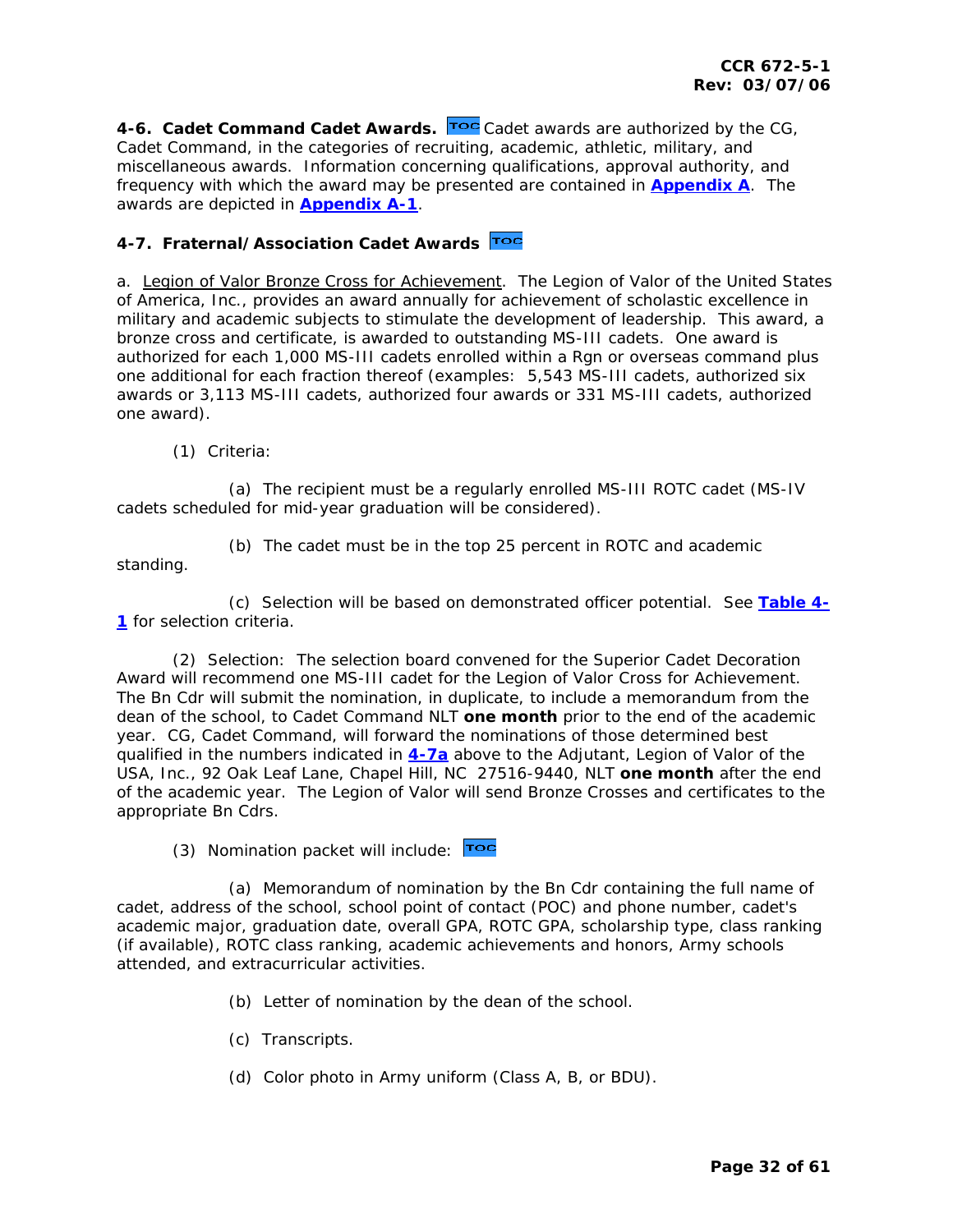**4-6. Cadet Command Cadet Awards.** Cadet awards are authorized by the CG, Cadet Command, in the categories of recruiting, academic, athletic, military, and miscellaneous awards. Information concerning qualifications, approval authority, and frequency with which the award may be presented are contained in **Appendix A**. The awards are depicted in **Appendix A-1**.

**4-7. Fraternal/Association Cadet Awards**

a. Legion of Valor Bronze Cross for Achievement. The Legion of Valor of the United States of America, Inc., provides an award annually for achievement of scholastic excellence in military and academic subjects to stimulate the development of leadership. This award, a bronze cross and certificate, is awarded to outstanding MS-III cadets. One award is authorized for each 1,000 MS-III cadets enrolled within a Rgn or overseas command plus one additional for each fraction thereof (examples: 5,543 MS-III cadets, authorized six awards or 3,113 MS-III cadets, authorized four awards or 331 MS-III cadets, authorized one award).

(1) Criteria:

(a) The recipient must be a regularly enrolled MS-III ROTC cadet (MS-IV cadets scheduled for mid-year graduation will be considered).

(b) The cadet must be in the top 25 percent in ROTC and academic standing.

(c) Selection will be based on demonstrated officer potential. See **Table 4-1** for selection criteria.

(2) Selection: The selection board convened for the Superior Cadet Decoration Award will recommend one MS-III cadet for the Legion of Valor Cross for Achievement. The Bn Cdr will submit the nomination, in duplicate, to include a memorandum from the dean of the school, to Cadet Command NLT **one month** prior to the end of the academic year. CG, Cadet Command, will forward the nominations of those determined best qualified in the numbers indicated in **4-7a** above to the Adjutant, Legion of Valor of the USA, Inc., 92 Oak Leaf Lane, Chapel Hill, NC 27516-9440, NLT **one month** after the end of the academic year. The Legion of Valor will send Bronze Crosses and certificates to the appropriate Bn Cdrs.

(3) Nomination packet will include:

(a) Memorandum of nomination by the Bn Cdr containing the full name of cadet, address of the school, school point of contact (POC) and phone number, cadet's academic major, graduation date, overall GPA, ROTC GPA, scholarship type, class ranking (if available), ROTC class ranking, academic achievements and honors, Army schools attended, and extracurricular activities.

(b) Letter of nomination by the dean of the school.

(c) Transcripts.

(d) Color photo in Army uniform (Class A, B, or BDU).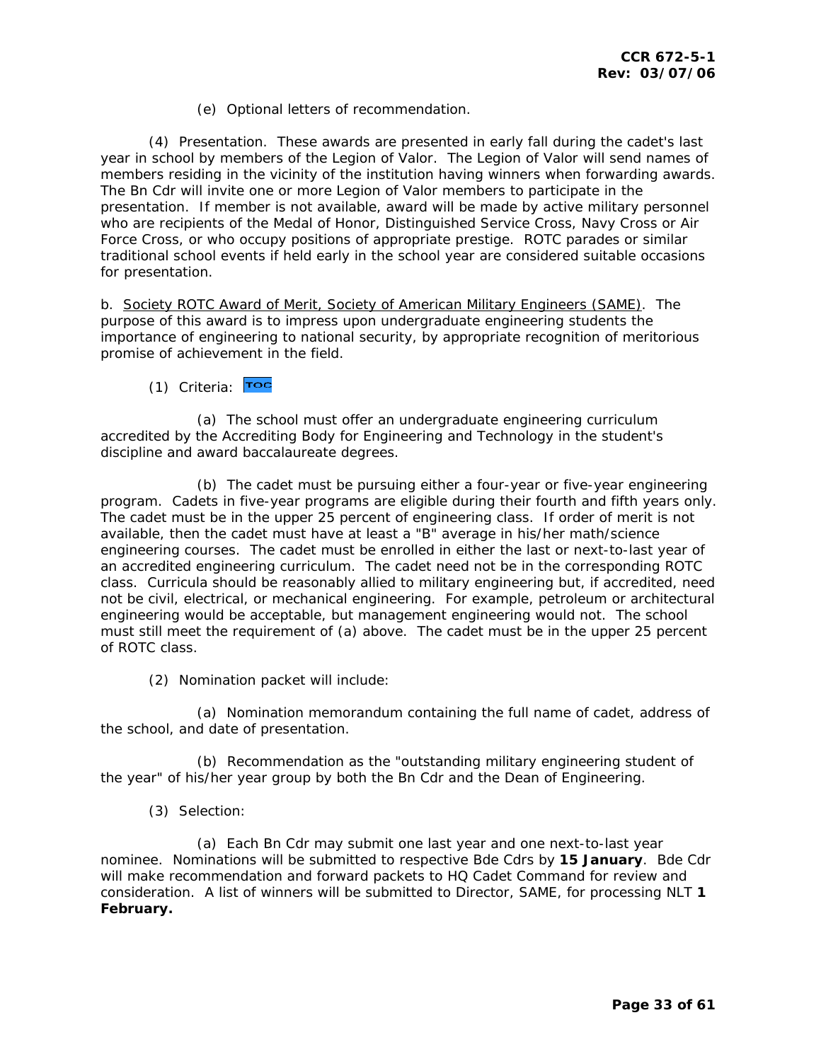(e) Optional letters of recommendation.

(4) Presentation. These awards are presented in early fall during the cadet's last year in school by members of the Legion of Valor. The Legion of Valor will send names of members residing in the vicinity of the institution having winners when forwarding awards. The Bn Cdr will invite one or more Legion of Valor members to participate in the presentation. If member is not available, award will be made by active military personnel who are recipients of the Medal of Honor, Distinguished Service Cross, Navy Cross or Air Force Cross, or who occupy positions of appropriate prestige. ROTC parades or similar traditional school events if held early in the school year are considered suitable occasions for presentation.

b. <u>Society ROTC Award of Merit, Society of American Military Engineers (SAME)</u>. The purpose of this award is to impress upon undergraduate engineering students the importance of engineering to national security, by appropriate recognition of meritorious promise of achievement in the field.

(1) Criteria: TOC

(a) The school must offer an undergraduate engineering curriculum accredited by the Accrediting Body for Engineering and Technology in the student's discipline and award baccalaureate degrees.

(b) The cadet must be pursuing either a four-year or five-year engineering program. Cadets in five-year programs are eligible during their fourth and fifth years only. The cadet must be in the upper 25 percent of engineering class. If order of merit is not available, then the cadet must have at least a "B" average in his/her math/science engineering courses. The cadet must be enrolled in either the last or next-to-last year of an accredited engineering curriculum. The cadet need not be in the corresponding ROTC class. Curricula should be reasonably allied to military engineering but, if accredited, need not be civil, electrical, or mechanical engineering. For example, petroleum or architectural engineering would be acceptable, but management engineering would not. The school must still meet the requirement of (a) above. The cadet must be in the upper 25 percent of ROTC class.

(2) Nomination packet will include:

(a) Nomination memorandum containing the full name of cadet, address of the school, and date of presentation.

(b) Recommendation as the "outstanding military engineering student of the year" of his/her year group by both the Bn Cdr and the Dean of Engineering.

(3) Selection:

(a) Each Bn Cdr may submit one last year and one next-to-last year nominee. Nominations will be submitted to respective Bde Cdrs by **15 January**. Bde Cdr will make recommendation and forward packets to HQ Cadet Command for review and consideration. A list of winners will be submitted to Director, SAME, for processing NLT **1 February.**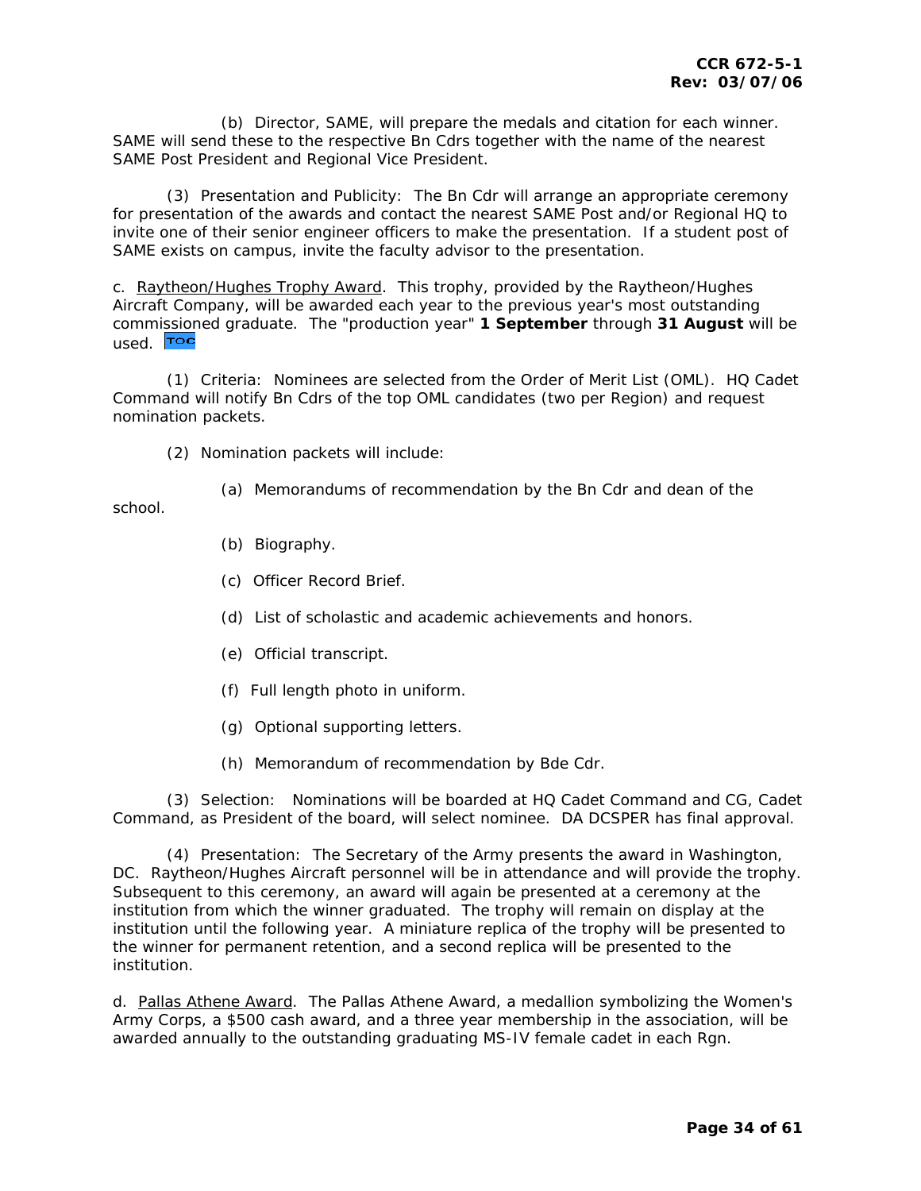(b) Director, SAME, will prepare the medals and citation for each winner. SAME will send these to the respective Bn Cdrs together with the name of the nearest SAME Post President and Regional Vice President.

(3) Presentation and Publicity: The Bn Cdr will arrange an appropriate ceremony for presentation of the awards and contact the nearest SAME Post and/or Regional HQ to invite one of their senior engineer officers to make the presentation. If a student post of SAME exists on campus, invite the faculty advisor to the presentation.

c. Raytheon/Hughes Trophy Award. This trophy, provided by the Raytheon/Hughes Aircraft Company, will be awarded each year to the previous year's most outstanding commissioned graduate. The "production year" **1 September** through **31 August** will be used. TOC

(1) Criteria: Nominees are selected from the Order of Merit List (OML). HQ Cadet Command will notify Bn Cdrs of the top OML candidates (two per Region) and request nomination packets.

(2) Nomination packets will include:

(a) Memorandums of recommendation by the Bn Cdr and dean of the school.

(b) Biography.

(c) Officer Record Brief.

(d) List of scholastic and academic achievements and honors.

(e) Official transcript.

(f) Full length photo in uniform.

(g) Optional supporting letters.

(h) Memorandum of recommendation by Bde Cdr.

(3) Selection: Nominations will be boarded at HQ Cadet Command and CG, Cadet Command, as President of the board, will select nominee. DA DCSPER has final approval.

(4) Presentation: The Secretary of the Army presents the award in Washington, DC. Raytheon/Hughes Aircraft personnel will be in attendance and will provide the trophy. Subsequent to this ceremony, an award will again be presented at a ceremony at the institution from which the winner graduated. The trophy will remain on display at the institution until the following year. A miniature replica of the trophy will be presented to the winner for permanent retention, and a second replica will be presented to the institution.

d. Pallas Athene Award. The Pallas Athene Award, a medallion symbolizing the Women's Army Corps, a $500 cash award, and a three year membership in the association, will be awarded annually to the outstanding graduating MS-IV female cadet in each Rgn.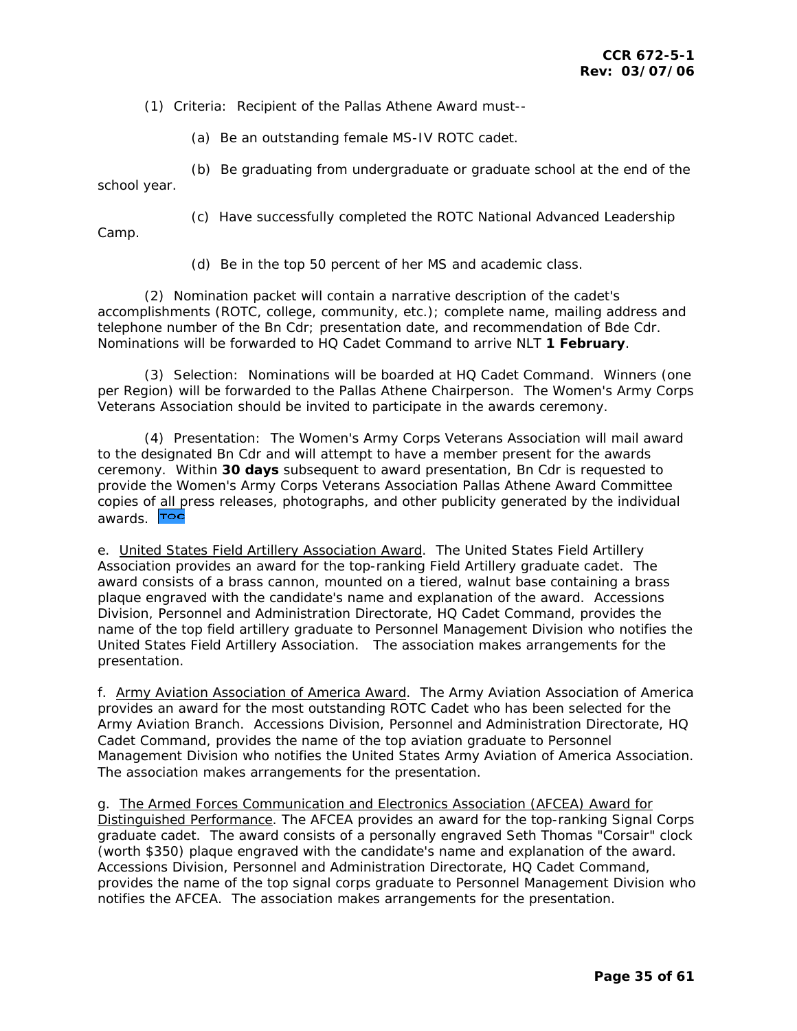(1) Criteria: Recipient of the Pallas Athene Award must--

(a) Be an outstanding female MS-IV ROTC cadet.

(b) Be graduating from undergraduate or graduate school at the end of the school year.

(c) Have successfully completed the ROTC National Advanced Leadership Camp.

(d) Be in the top 50 percent of her MS and academic class.

(2) Nomination packet will contain a narrative description of the cadet's accomplishments (ROTC, college, community, etc.); complete name, mailing address and telephone number of the Bn Cdr; presentation date, and recommendation of Bde Cdr. Nominations will be forwarded to HQ Cadet Command to arrive NLT **1 February**.

(3) Selection: Nominations will be boarded at HQ Cadet Command. Winners (one per Region) will be forwarded to the Pallas Athene Chairperson. The Women's Army Corps Veterans Association should be invited to participate in the awards ceremony.

(4) Presentation: The Women's Army Corps Veterans Association will mail award to the designated Bn Cdr and will attempt to have a member present for the awards ceremony. Within **30 days** subsequent to award presentation, Bn Cdr is requested to provide the Women's Army Corps Veterans Association Pallas Athene Award Committee copies of all press releases, photographs, and other publicity generated by the individual awards. TOC

e. United States Field Artillery Association Award. The United States Field Artillery Association provides an award for the top-ranking Field Artillery graduate cadet. The award consists of a brass cannon, mounted on a tiered, walnut base containing a brass plaque engraved with the candidate's name and explanation of the award. Accessions Division, Personnel and Administration Directorate, HQ Cadet Command, provides the name of the top field artillery graduate to Personnel Management Division who notifies the United States Field Artillery Association. The association makes arrangements for the presentation.

f. Army Aviation Association of America Award. The Army Aviation Association of America provides an award for the most outstanding ROTC Cadet who has been selected for the Army Aviation Branch. Accessions Division, Personnel and Administration Directorate, HQ Cadet Command, provides the name of the top aviation graduate to Personnel Management Division who notifies the United States Army Aviation of America Association. The association makes arrangements for the presentation.

g. The Armed Forces Communication and Electronics Association (AFCEA) Award for Distinguished Performance. The AFCEA provides an award for the top-ranking Signal Corps graduate cadet. The award consists of a personally engraved Seth Thomas "Corsair" clock (worth $350) plaque engraved with the candidate's name and explanation of the award. Accessions Division, Personnel and Administration Directorate, HQ Cadet Command, provides the name of the top signal corps graduate to Personnel Management Division who notifies the AFCEA. The association makes arrangements for the presentation.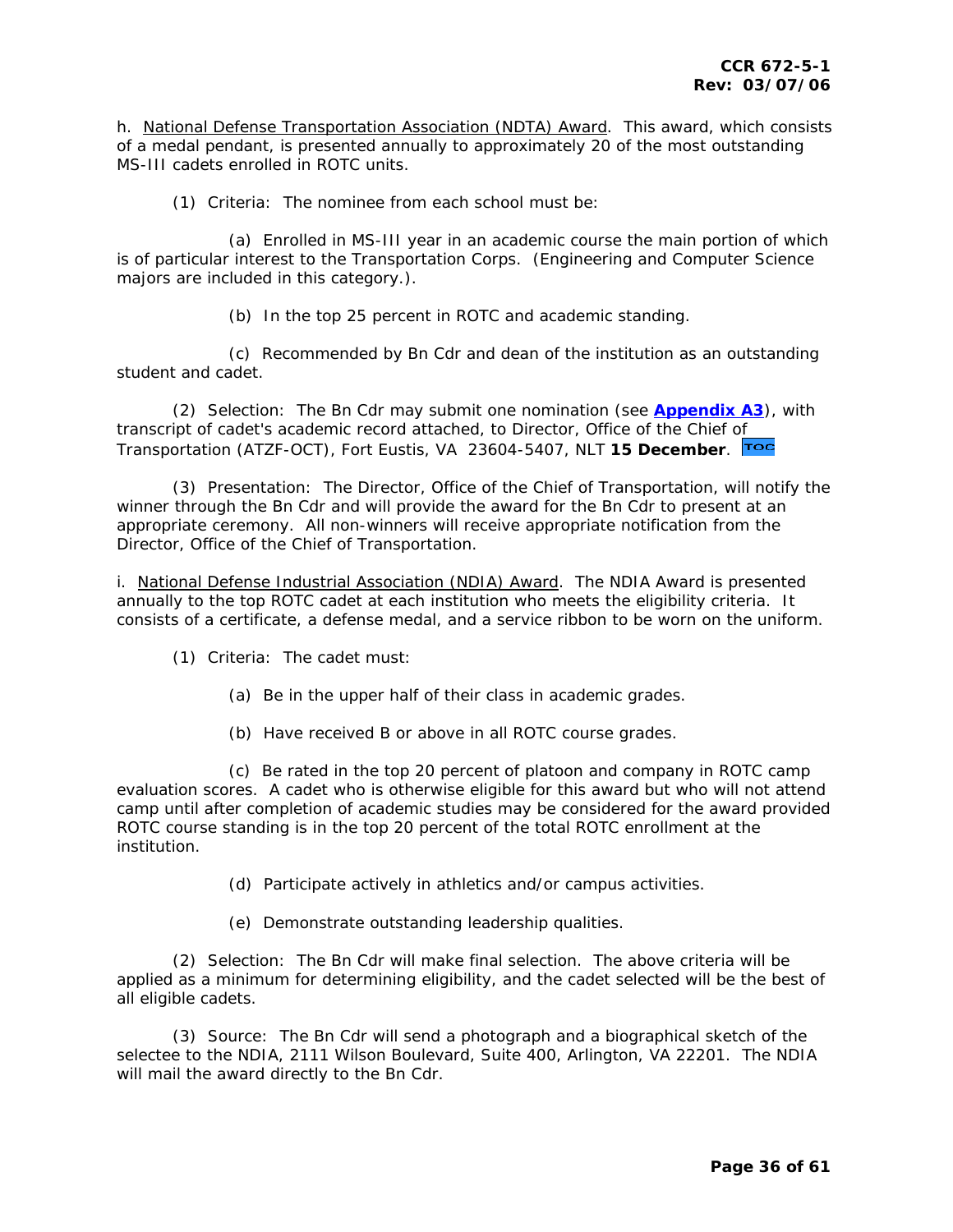h. National Defense Transportation Association (NDTA) Award. This award, which consists of a medal pendant, is presented annually to approximately 20 of the most outstanding MS-III cadets enrolled in ROTC units.

(1) Criteria: The nominee from each school must be:

(a) Enrolled in MS-III year in an academic course the main portion of which is of particular interest to the Transportation Corps. (Engineering and Computer Science majors are included in this category.).

(b) In the top 25 percent in ROTC and academic standing.

(c) Recommended by Bn Cdr and dean of the institution as an outstanding student and cadet.

(2) Selection: The Bn Cdr may submit one nomination (see **Appendix A3**), with transcript of cadet's academic record attached, to Director, Office of the Chief of Transportation (ATZF-OCT), Fort Eustis, VA 23604-5407, NLT **15 December**.

(3) Presentation: The Director, Office of the Chief of Transportation, will notify the winner through the Bn Cdr and will provide the award for the Bn Cdr to present at an appropriate ceremony. All non-winners will receive appropriate notification from the Director, Office of the Chief of Transportation.

i. National Defense Industrial Association (NDIA) Award. The NDIA Award is presented annually to the top ROTC cadet at each institution who meets the eligibility criteria. It consists of a certificate, a defense medal, and a service ribbon to be worn on the uniform.

(1) Criteria: The cadet must:

(a) Be in the upper half of their class in academic grades.

(b) Have received B or above in all ROTC course grades.

(c) Be rated in the top 20 percent of platoon and company in ROTC camp evaluation scores. A cadet who is otherwise eligible for this award but who will not attend camp until after completion of academic studies may be considered for the award provided ROTC course standing is in the top 20 percent of the total ROTC enrollment at the institution.

(d) Participate actively in athletics and/or campus activities.

(e) Demonstrate outstanding leadership qualities.

(2) Selection: The Bn Cdr will make final selection. The above criteria will be applied as a minimum for determining eligibility, and the cadet selected will be the best of all eligible cadets.

(3) Source: The Bn Cdr will send a photograph and a biographical sketch of the selectee to the NDIA, 2111 Wilson Boulevard, Suite 400, Arlington, VA 22201. The NDIA will mail the award directly to the Bn Cdr.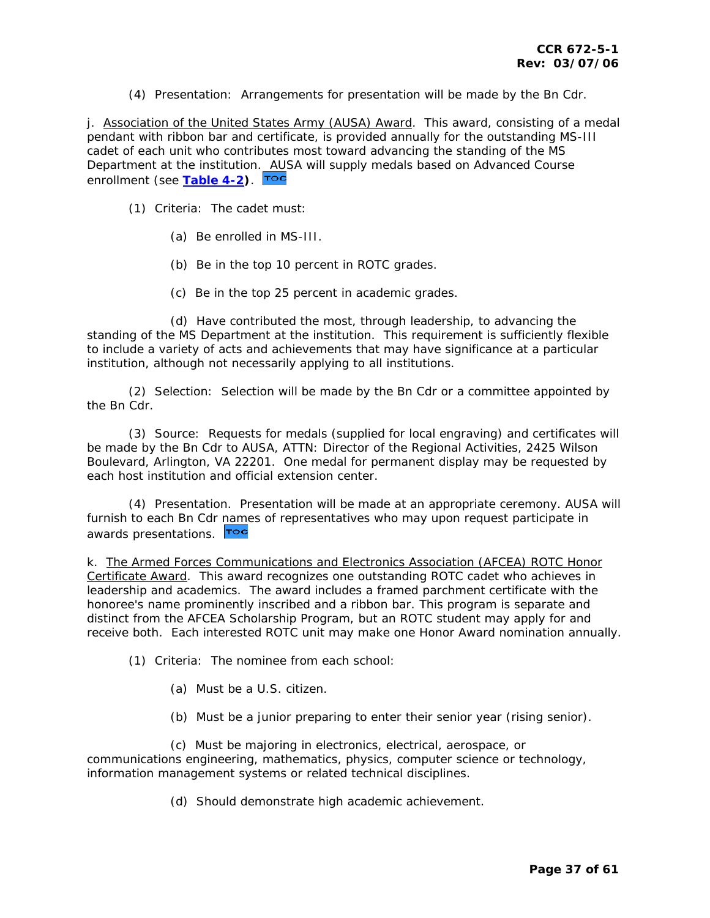(4) Presentation: Arrangements for presentation will be made by the Bn Cdr.

j. Association of the United States Army (AUSA) Award. This award, consisting of a medal pendant with ribbon bar and certificate, is provided annually for the outstanding MS-III cadet of each unit who contributes most toward advancing the standing of the MS Department at the institution. AUSA will supply medals based on Advanced Course enrollment (see **Table 4-2**). TOC

(1) Criteria: The cadet must:

(a) Be enrolled in MS-III.

(b) Be in the top 10 percent in ROTC grades.

(c) Be in the top 25 percent in academic grades.

(d) Have contributed the most, through leadership, to advancing the standing of the MS Department at the institution. This requirement is sufficiently flexible to include a variety of acts and achievements that may have significance at a particular institution, although not necessarily applying to all institutions.

(2) Selection: Selection will be made by the Bn Cdr or a committee appointed by the Bn Cdr.

(3) Source: Requests for medals (supplied for local engraving) and certificates will be made by the Bn Cdr to AUSA, ATTN: Director of the Regional Activities, 2425 Wilson Boulevard, Arlington, VA 22201. One medal for permanent display may be requested by each host institution and official extension center.

(4) Presentation. Presentation will be made at an appropriate ceremony. AUSA will furnish to each Bn Cdr names of representatives who may upon request participate in awards presentations. TOC

k. The Armed Forces Communications and Electronics Association (AFCEA) ROTC Honor Certificate Award. This award recognizes one outstanding ROTC cadet who achieves in leadership and academics. The award includes a framed parchment certificate with the honoree's name prominently inscribed and a ribbon bar. This program is separate and distinct from the AFCEA Scholarship Program, but an ROTC student may apply for and receive both. Each interested ROTC unit may make one Honor Award nomination annually.

(1) Criteria: The nominee from each school:

(a) Must be a U.S. citizen.

(b) Must be a junior preparing to enter their senior year (rising senior).

(c) Must be majoring in electronics, electrical, aerospace, or communications engineering, mathematics, physics, computer science or technology, information management systems or related technical disciplines.

(d) Should demonstrate high academic achievement.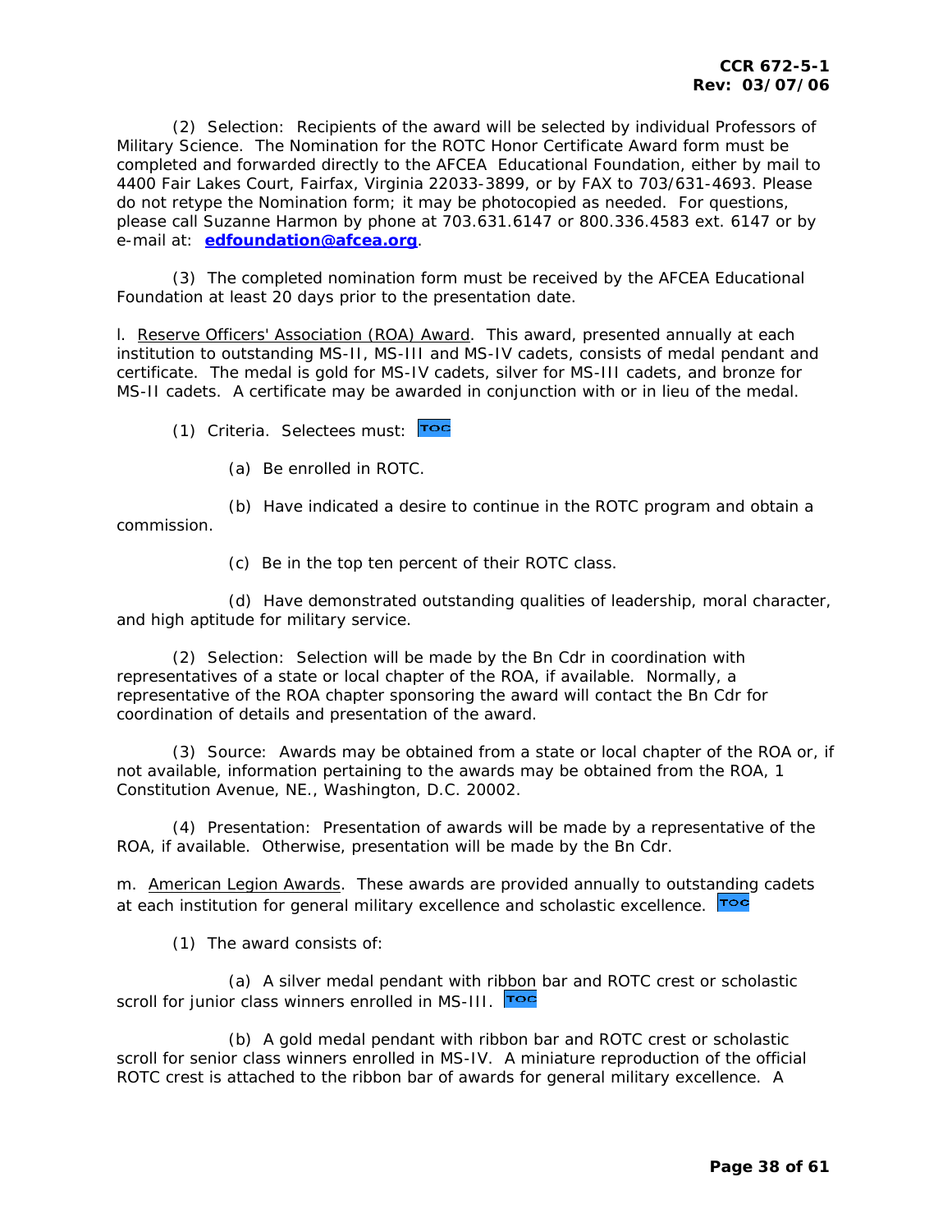(2) Selection: Recipients of the award will be selected by individual Professors of Military Science. The Nomination for the ROTC Honor Certificate Award form must be completed and forwarded directly to the AFCEA Educational Foundation, either by mail to 4400 Fair Lakes Court, Fairfax, Virginia 22033-3899, or by FAX to 703/631-4693. Please do not retype the Nomination form; it may be photocopied as needed. For questions, please call Suzanne Harmon by phone at 703.631.6147 or 800.336.4583 ext. 6147 or by e-mail at: **edfoundation@afcea.org**.

(3) The completed nomination form must be received by the AFCEA Educational Foundation at least 20 days prior to the presentation date.

l. Reserve Officers' Association (ROA) Award. This award, presented annually at each institution to outstanding MS-II, MS-III and MS-IV cadets, consists of medal pendant and certificate. The medal is gold for MS-IV cadets, silver for MS-III cadets, and bronze for MS-II cadets. A certificate may be awarded in conjunction with or in lieu of the medal.

(1) Criteria. Selectees must:

(a) Be enrolled in ROTC.

(b) Have indicated a desire to continue in the ROTC program and obtain a commission.

(c) Be in the top ten percent of their ROTC class.

(d) Have demonstrated outstanding qualities of leadership, moral character, and high aptitude for military service.

(2) Selection: Selection will be made by the Bn Cdr in coordination with representatives of a state or local chapter of the ROA, if available. Normally, a representative of the ROA chapter sponsoring the award will contact the Bn Cdr for coordination of details and presentation of the award.

(3) Source: Awards may be obtained from a state or local chapter of the ROA or, if not available, information pertaining to the awards may be obtained from the ROA, 1 Constitution Avenue, NE., Washington, D.C. 20002.

(4) Presentation: Presentation of awards will be made by a representative of the ROA, if available. Otherwise, presentation will be made by the Bn Cdr.

m. American Legion Awards. These awards are provided annually to outstanding cadets at each institution for general military excellence and scholastic excellence.

(1) The award consists of:

(a) A silver medal pendant with ribbon bar and ROTC crest or scholastic scroll for junior class winners enrolled in MS-III.

(b) A gold medal pendant with ribbon bar and ROTC crest or scholastic scroll for senior class winners enrolled in MS-IV. A miniature reproduction of the official ROTC crest is attached to the ribbon bar of awards for general military excellence. A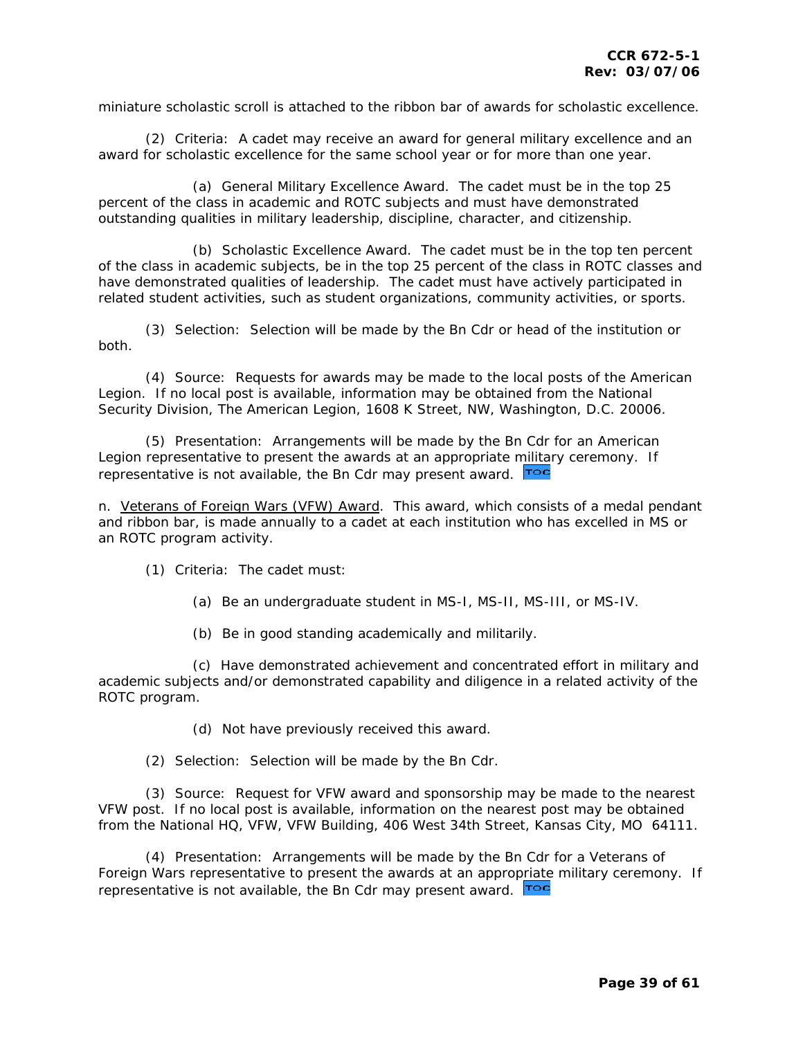miniature scholastic scroll is attached to the ribbon bar of awards for scholastic excellence.

(2) Criteria: A cadet may receive an award for general military excellence and an award for scholastic excellence for the same school year or for more than one year.

(a) General Military Excellence Award. The cadet must be in the top 25 percent of the class in academic and ROTC subjects and must have demonstrated outstanding qualities in military leadership, discipline, character, and citizenship.

(b) Scholastic Excellence Award. The cadet must be in the top ten percent of the class in academic subjects, be in the top 25 percent of the class in ROTC classes and have demonstrated qualities of leadership. The cadet must have actively participated in related student activities, such as student organizations, community activities, or sports.

(3) Selection: Selection will be made by the Bn Cdr or head of the institution or both.

(4) Source: Requests for awards may be made to the local posts of the American Legion. If no local post is available, information may be obtained from the National Security Division, The American Legion, 1608 K Street, NW, Washington, D.C. 20006.

(5) Presentation: Arrangements will be made by the Bn Cdr for an American Legion representative to present the awards at an appropriate military ceremony. If representative is not available, the Bn Cdr may present award. TOC

n. Veterans of Foreign Wars (VFW) Award. This award, which consists of a medal pendant and ribbon bar, is made annually to a cadet at each institution who has excelled in MS or an ROTC program activity.

(1) Criteria: The cadet must:

(a) Be an undergraduate student in MS-I, MS-II, MS-III, or MS-IV.

(b) Be in good standing academically and militarily.

(c) Have demonstrated achievement and concentrated effort in military and academic subjects and/or demonstrated capability and diligence in a related activity of the ROTC program.

(d) Not have previously received this award.

(2) Selection: Selection will be made by the Bn Cdr.

(3) Source: Request for VFW award and sponsorship may be made to the nearest VFW post. If no local post is available, information on the nearest post may be obtained from the National HQ, VFW, VFW Building, 406 West 34th Street, Kansas City, MO 64111.

(4) Presentation: Arrangements will be made by the Bn Cdr for a Veterans of Foreign Wars representative to present the awards at an appropriate military ceremony. If representative is not available, the Bn Cdr may present award. TOC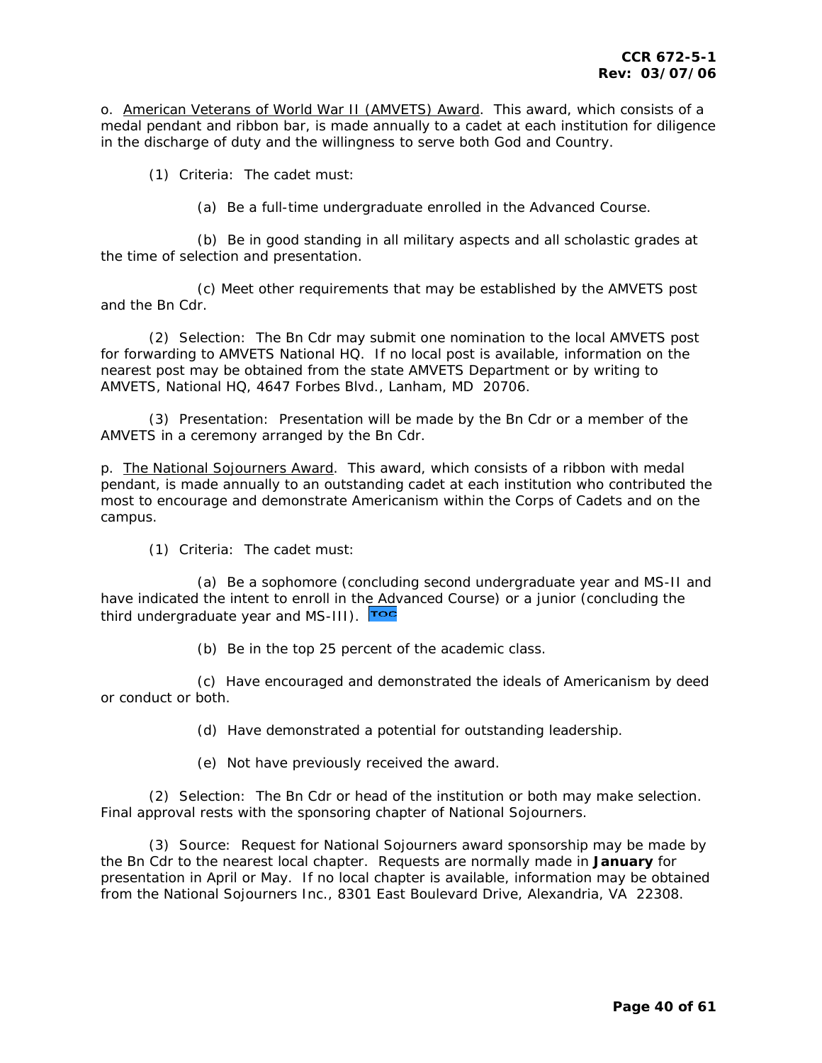o. <u>American Veterans of World War II (AMVETS) Award</u>. This award, which consists of a medal pendant and ribbon bar, is made annually to a cadet at each institution for diligence in the discharge of duty and the willingness to serve both God and Country.

(1) Criteria: The cadet must:

(a) Be a full-time undergraduate enrolled in the Advanced Course.

(b) Be in good standing in all military aspects and all scholastic grades at the time of selection and presentation.

(c) Meet other requirements that may be established by the AMVETS post and the Bn Cdr.

(2) Selection: The Bn Cdr may submit one nomination to the local AMVETS post for forwarding to AMVETS National HQ. If no local post is available, information on the nearest post may be obtained from the state AMVETS Department or by writing to AMVETS, National HQ, 4647 Forbes Blvd., Lanham, MD 20706.

(3) Presentation: Presentation will be made by the Bn Cdr or a member of the AMVETS in a ceremony arranged by the Bn Cdr.

p. <u>The National Sojourners Award</u>. This award, which consists of a ribbon with medal pendant, is made annually to an outstanding cadet at each institution who contributed the most to encourage and demonstrate Americanism within the Corps of Cadets and on the campus.

(1) Criteria: The cadet must:

(a) Be a sophomore (concluding second undergraduate year and MS-II and have indicated the intent to enroll in the Advanced Course) or a junior (concluding the third undergraduate year and MS-III). TOC

(b) Be in the top 25 percent of the academic class.

(c) Have encouraged and demonstrated the ideals of Americanism by deed or conduct or both.

(d) Have demonstrated a potential for outstanding leadership.

(e) Not have previously received the award.

(2) Selection: The Bn Cdr or head of the institution or both may make selection. Final approval rests with the sponsoring chapter of National Sojourners.

(3) Source: Request for National Sojourners award sponsorship may be made by the Bn Cdr to the nearest local chapter. Requests are normally made in **January** for presentation in April or May. If no local chapter is available, information may be obtained from the National Sojourners Inc., 8301 East Boulevard Drive, Alexandria, VA 22308.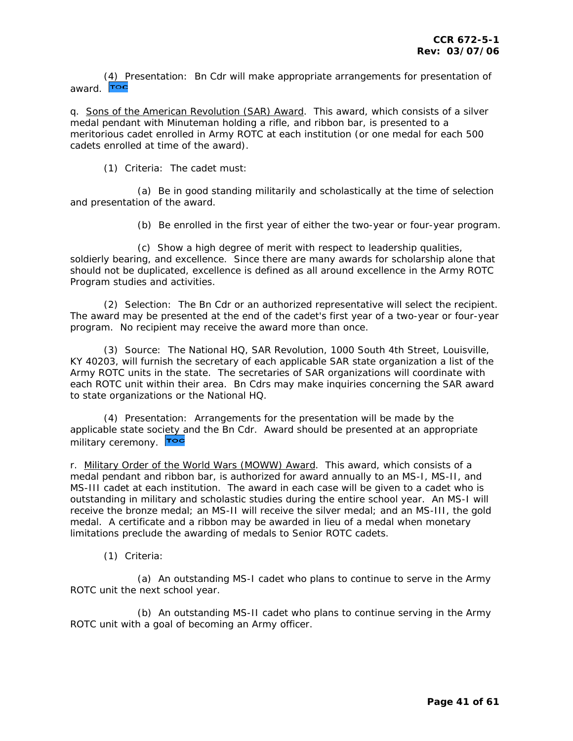(4) Presentation: Bn Cdr will make appropriate arrangements for presentation of award. TOC

q. Sons of the American Revolution (SAR) Award. This award, which consists of a silver medal pendant with Minuteman holding a rifle, and ribbon bar, is presented to a meritorious cadet enrolled in Army ROTC at each institution (or one medal for each 500 cadets enrolled at time of the award).

(1) Criteria: The cadet must:

(a) Be in good standing militarily and scholastically at the time of selection and presentation of the award.

(b) Be enrolled in the first year of either the two-year or four-year program.

(c) Show a high degree of merit with respect to leadership qualities, soldierly bearing, and excellence. Since there are many awards for scholarship alone that should not be duplicated, excellence is defined as all around excellence in the Army ROTC Program studies and activities.

(2) Selection: The Bn Cdr or an authorized representative will select the recipient. The award may be presented at the end of the cadet's first year of a two-year or four-year program. No recipient may receive the award more than once.

(3) Source: The National HQ, SAR Revolution, 1000 South 4th Street, Louisville, KY 40203, will furnish the secretary of each applicable SAR state organization a list of the Army ROTC units in the state. The secretaries of SAR organizations will coordinate with each ROTC unit within their area. Bn Cdrs may make inquiries concerning the SAR award to state organizations or the National HQ.

(4) Presentation: Arrangements for the presentation will be made by the applicable state society and the Bn Cdr. Award should be presented at an appropriate military ceremony. TOC

r. Military Order of the World Wars (MOWW) Award. This award, which consists of a medal pendant and ribbon bar, is authorized for award annually to an MS-I, MS-II, and MS-III cadet at each institution. The award in each case will be given to a cadet who is outstanding in military and scholastic studies during the entire school year. An MS-I will receive the bronze medal; an MS-II will receive the silver medal; and an MS-III, the gold medal. A certificate and a ribbon may be awarded in lieu of a medal when monetary limitations preclude the awarding of medals to Senior ROTC cadets.

(1) Criteria:

(a) An outstanding MS-I cadet who plans to continue to serve in the Army ROTC unit the next school year.

(b) An outstanding MS-II cadet who plans to continue serving in the Army ROTC unit with a goal of becoming an Army officer.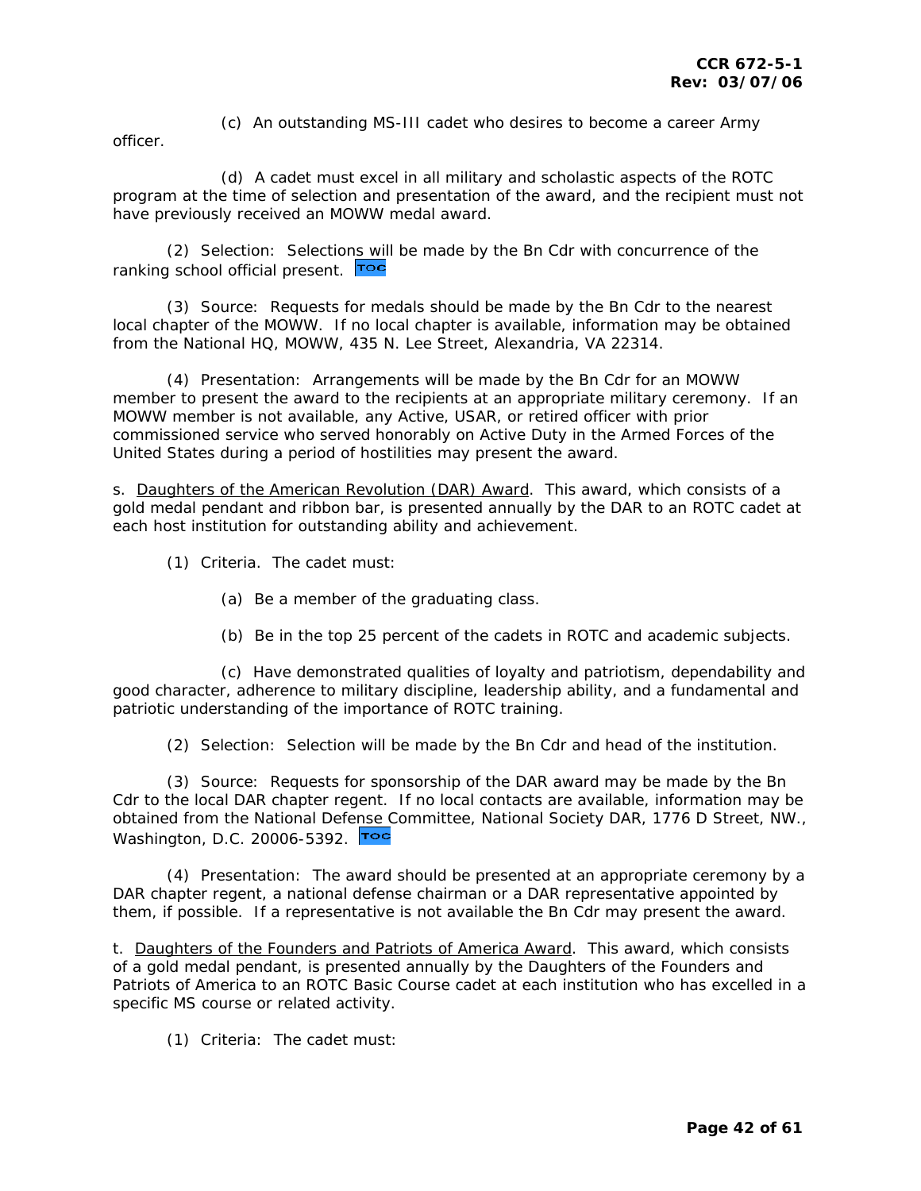(c) An outstanding MS-III cadet who desires to become a career Army officer.

(d) A cadet must excel in all military and scholastic aspects of the ROTC program at the time of selection and presentation of the award, and the recipient must not have previously received an MOWW medal award.

(2) Selection: Selections will be made by the Bn Cdr with concurrence of the ranking school official present.

(3) Source: Requests for medals should be made by the Bn Cdr to the nearest local chapter of the MOWW. If no local chapter is available, information may be obtained from the National HQ, MOWW, 435 N. Lee Street, Alexandria, VA 22314.

(4) Presentation: Arrangements will be made by the Bn Cdr for an MOWW member to present the award to the recipients at an appropriate military ceremony. If an MOWW member is not available, any Active, USAR, or retired officer with prior commissioned service who served honorably on Active Duty in the Armed Forces of the United States during a period of hostilities may present the award.

s. Daughters of the American Revolution (DAR) Award. This award, which consists of a gold medal pendant and ribbon bar, is presented annually by the DAR to an ROTC cadet at each host institution for outstanding ability and achievement.

(1) Criteria. The cadet must:

(a) Be a member of the graduating class.

(b) Be in the top 25 percent of the cadets in ROTC and academic subjects.

(c) Have demonstrated qualities of loyalty and patriotism, dependability and good character, adherence to military discipline, leadership ability, and a fundamental and patriotic understanding of the importance of ROTC training.

(2) Selection: Selection will be made by the Bn Cdr and head of the institution.

(3) Source: Requests for sponsorship of the DAR award may be made by the Bn Cdr to the local DAR chapter regent. If no local contacts are available, information may be obtained from the National Defense Committee, National Society DAR, 1776 D Street, NW., Washington, D.C. 20006-5392.

(4) Presentation: The award should be presented at an appropriate ceremony by a DAR chapter regent, a national defense chairman or a DAR representative appointed by them, if possible. If a representative is not available the Bn Cdr may present the award.

t. Daughters of the Founders and Patriots of America Award. This award, which consists of a gold medal pendant, is presented annually by the Daughters of the Founders and Patriots of America to an ROTC Basic Course cadet at each institution who has excelled in a specific MS course or related activity.

(1) Criteria: The cadet must: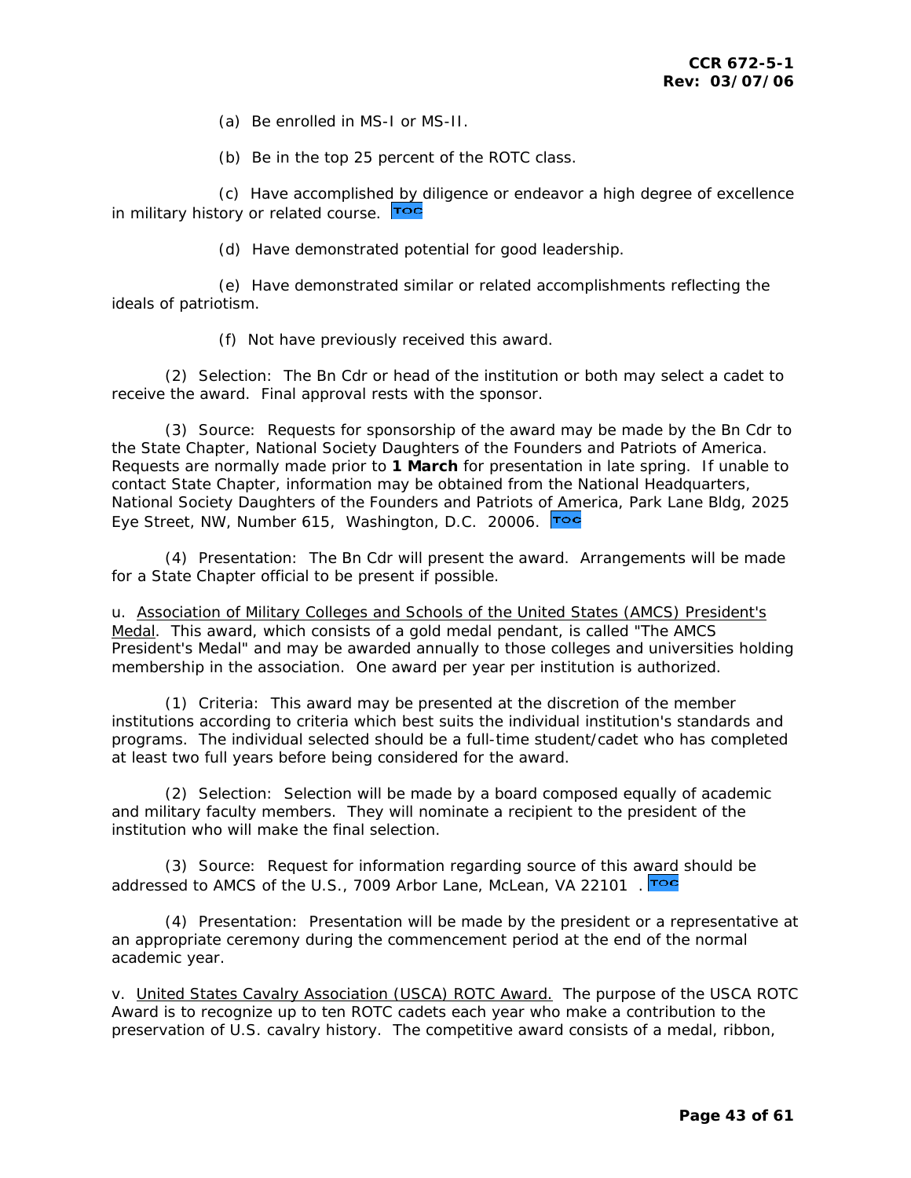(a) Be enrolled in MS-I or MS-II.

(b) Be in the top 25 percent of the ROTC class.

(c) Have accomplished by diligence or endeavor a high degree of excellence in military history or related course.

(d) Have demonstrated potential for good leadership.

(e) Have demonstrated similar or related accomplishments reflecting the ideals of patriotism.

(f) Not have previously received this award.

(2) Selection: The Bn Cdr or head of the institution or both may select a cadet to receive the award. Final approval rests with the sponsor.

(3) Source: Requests for sponsorship of the award may be made by the Bn Cdr to the State Chapter, National Society Daughters of the Founders and Patriots of America. Requests are normally made prior to **1 March** for presentation in late spring. If unable to contact State Chapter, information may be obtained from the National Headquarters, National Society Daughters of the Founders and Patriots of America, Park Lane Bldg, 2025 Eye Street, NW, Number 615, Washington, D.C. 20006.

(4) Presentation: The Bn Cdr will present the award. Arrangements will be made for a State Chapter official to be present if possible.

u. Association of Military Colleges and Schools of the United States (AMCS) President's Medal. This award, which consists of a gold medal pendant, is called "The AMCS President's Medal" and may be awarded annually to those colleges and universities holding membership in the association. One award per year per institution is authorized.

(1) Criteria: This award may be presented at the discretion of the member institutions according to criteria which best suits the individual institution's standards and programs. The individual selected should be a full-time student/cadet who has completed at least two full years before being considered for the award.

(2) Selection: Selection will be made by a board composed equally of academic and military faculty members. They will nominate a recipient to the president of the institution who will make the final selection.

(3) Source: Request for information regarding source of this award should be addressed to AMCS of the U.S., 7009 Arbor Lane, McLean, VA 22101 .

(4) Presentation: Presentation will be made by the president or a representative at an appropriate ceremony during the commencement period at the end of the normal academic year.

v. United States Cavalry Association (USCA) ROTC Award. The purpose of the USCA ROTC Award is to recognize up to ten ROTC cadets each year who make a contribution to the preservation of U.S. cavalry history. The competitive award consists of a medal, ribbon,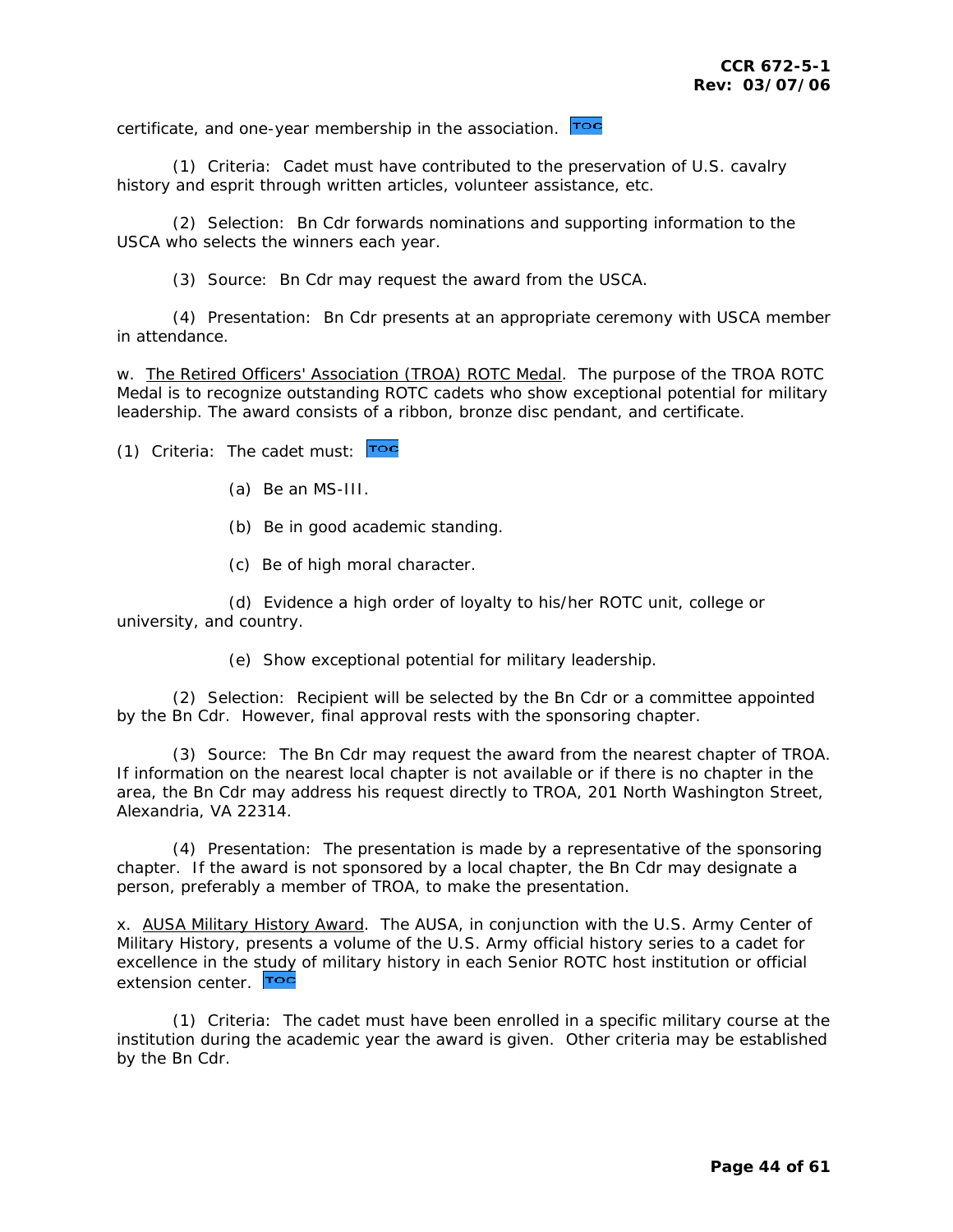certificate, and one-year membership in the association.

(1) Criteria: Cadet must have contributed to the preservation of U.S. cavalry history and esprit through written articles, volunteer assistance, etc.

(2) Selection: Bn Cdr forwards nominations and supporting information to the USCA who selects the winners each year.

(3) Source: Bn Cdr may request the award from the USCA.

(4) Presentation: Bn Cdr presents at an appropriate ceremony with USCA member in attendance.

w. The Retired Officers' Association (TROA) ROTC Medal. The purpose of the TROA ROTC Medal is to recognize outstanding ROTC cadets who show exceptional potential for military leadership. The award consists of a ribbon, bronze disc pendant, and certificate.

(1) Criteria: The cadet must:

(a) Be an MS-III.

(b) Be in good academic standing.

(c) Be of high moral character.

(d) Evidence a high order of loyalty to his/her ROTC unit, college or university, and country.

(e) Show exceptional potential for military leadership.

(2) Selection: Recipient will be selected by the Bn Cdr or a committee appointed by the Bn Cdr. However, final approval rests with the sponsoring chapter.

(3) Source: The Bn Cdr may request the award from the nearest chapter of TROA. If information on the nearest local chapter is not available or if there is no chapter in the area, the Bn Cdr may address his request directly to TROA, 201 North Washington Street, Alexandria, VA 22314.

(4) Presentation: The presentation is made by a representative of the sponsoring chapter. If the award is not sponsored by a local chapter, the Bn Cdr may designate a person, preferably a member of TROA, to make the presentation.

x. AUSA Military History Award. The AUSA, in conjunction with the U.S. Army Center of Military History, presents a volume of the U.S. Army official history series to a cadet for excellence in the study of military history in each Senior ROTC host institution or official extension center.

(1) Criteria: The cadet must have been enrolled in a specific military course at the institution during the academic year the award is given. Other criteria may be established by the Bn Cdr.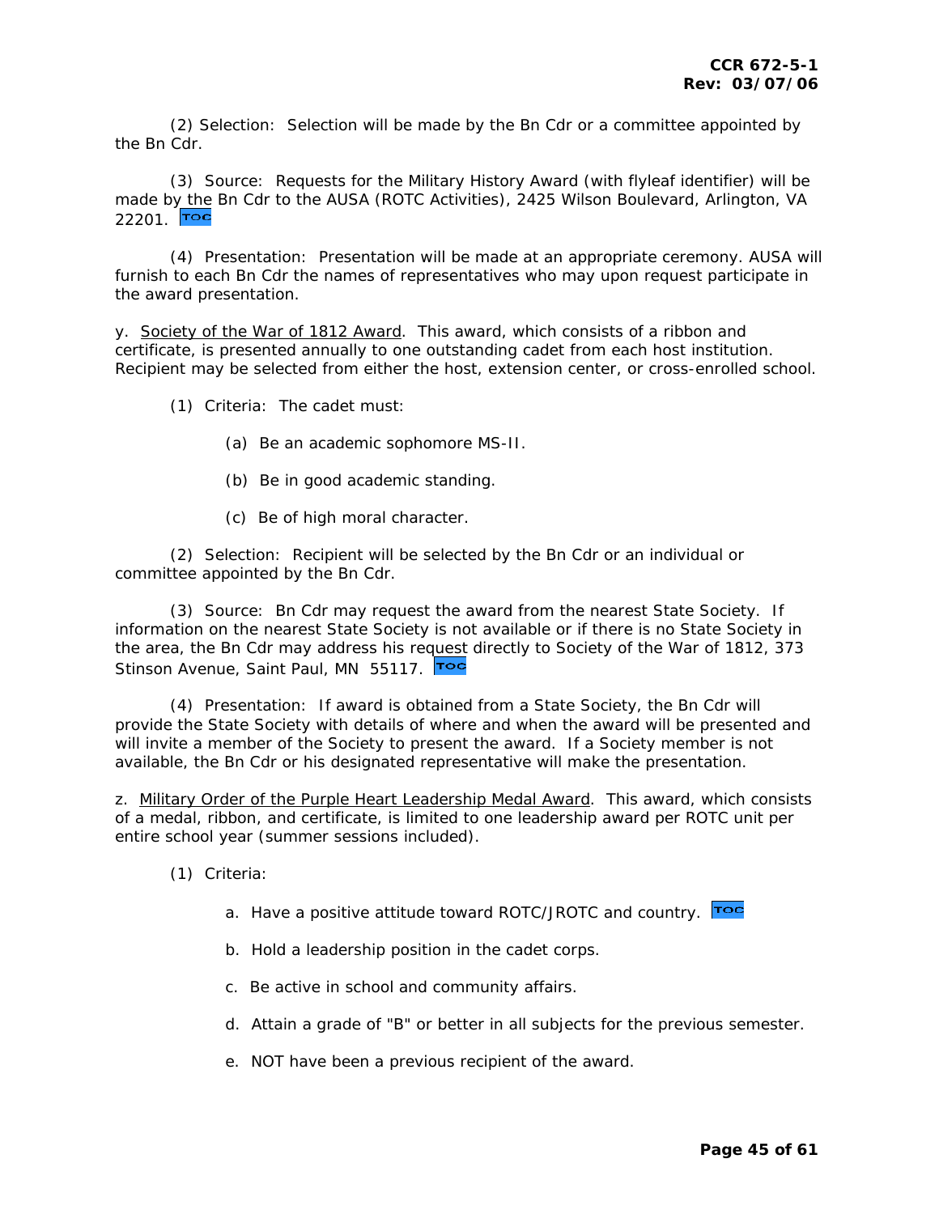(2) Selection: Selection will be made by the Bn Cdr or a committee appointed by the Bn Cdr.

(3) Source: Requests for the Military History Award (with flyleaf identifier) will be made by the Bn Cdr to the AUSA (ROTC Activities), 2425 Wilson Boulevard, Arlington, VA 22201. TOC

(4) Presentation: Presentation will be made at an appropriate ceremony. AUSA will furnish to each Bn Cdr the names of representatives who may upon request participate in the award presentation.

y. Society of the War of 1812 Award. This award, which consists of a ribbon and certificate, is presented annually to one outstanding cadet from each host institution. Recipient may be selected from either the host, extension center, or cross-enrolled school.

(1) Criteria: The cadet must:

(a) Be an academic sophomore MS-II.

(b) Be in good academic standing.

(c) Be of high moral character.

(2) Selection: Recipient will be selected by the Bn Cdr or an individual or committee appointed by the Bn Cdr.

(3) Source: Bn Cdr may request the award from the nearest State Society. If information on the nearest State Society is not available or if there is no State Society in the area, the Bn Cdr may address his request directly to Society of the War of 1812, 373 Stinson Avenue, Saint Paul, MN 55117. TOC

(4) Presentation: If award is obtained from a State Society, the Bn Cdr will provide the State Society with details of where and when the award will be presented and will invite a member of the Society to present the award. If a Society member is not available, the Bn Cdr or his designated representative will make the presentation.

z. Military Order of the Purple Heart Leadership Medal Award. This award, which consists of a medal, ribbon, and certificate, is limited to one leadership award per ROTC unit per entire school year (summer sessions included).

(1) Criteria:

a. Have a positive attitude toward ROTC/JROTC and country. TOC

b. Hold a leadership position in the cadet corps.

c. Be active in school and community affairs.

d. Attain a grade of "B" or better in all subjects for the previous semester.

e. NOT have been a previous recipient of the award.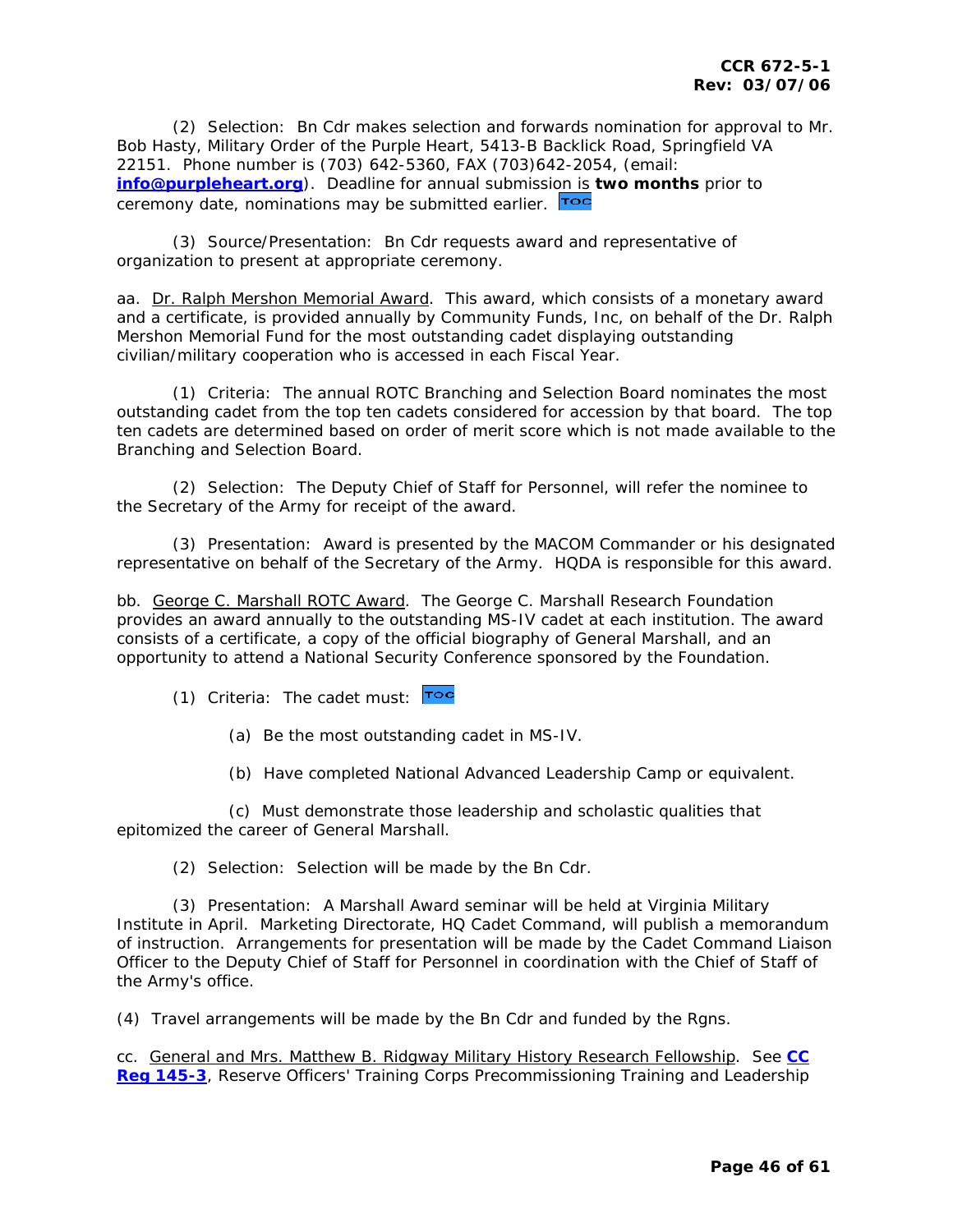(2) Selection: Bn Cdr makes selection and forwards nomination for approval to Mr. Bob Hasty, Military Order of the Purple Heart, 5413-B Backlick Road, Springfield VA 22151. Phone number is (703) 642-5360, FAX (703)642-2054, (email: **info@purpleheart.org**). Deadline for annual submission is **two months** prior to ceremony date, nominations may be submitted earlier. TOC

(3) Source/Presentation: Bn Cdr requests award and representative of organization to present at appropriate ceremony.

aa. Dr. Ralph Mershon Memorial Award. This award, which consists of a monetary award and a certificate, is provided annually by Community Funds, Inc, on behalf of the Dr. Ralph Mershon Memorial Fund for the most outstanding cadet displaying outstanding civilian/military cooperation who is accessed in each Fiscal Year.

(1) Criteria: The annual ROTC Branching and Selection Board nominates the most outstanding cadet from the top ten cadets considered for accession by that board. The top ten cadets are determined based on order of merit score which is not made available to the Branching and Selection Board.

(2) Selection: The Deputy Chief of Staff for Personnel, will refer the nominee to the Secretary of the Army for receipt of the award.

(3) Presentation: Award is presented by the MACOM Commander or his designated representative on behalf of the Secretary of the Army. HQDA is responsible for this award.

bb. George C. Marshall ROTC Award. The George C. Marshall Research Foundation provides an award annually to the outstanding MS-IV cadet at each institution. The award consists of a certificate, a copy of the official biography of General Marshall, and an opportunity to attend a National Security Conference sponsored by the Foundation.

(1) Criteria: The cadet must: TOC

(a) Be the most outstanding cadet in MS-IV.

(b) Have completed National Advanced Leadership Camp or equivalent.

(c) Must demonstrate those leadership and scholastic qualities that epitomized the career of General Marshall.

(2) Selection: Selection will be made by the Bn Cdr.

(3) Presentation: A Marshall Award seminar will be held at Virginia Military Institute in April. Marketing Directorate, HQ Cadet Command, will publish a memorandum of instruction. Arrangements for presentation will be made by the Cadet Command Liaison Officer to the Deputy Chief of Staff for Personnel in coordination with the Chief of Staff of the Army's office.

(4) Travel arrangements will be made by the Bn Cdr and funded by the Rgns.

cc. General and Mrs. Matthew B. Ridgway Military History Research Fellowship. See **CC Reg 145-3**, Reserve Officers' Training Corps Precommissioning Training and Leadership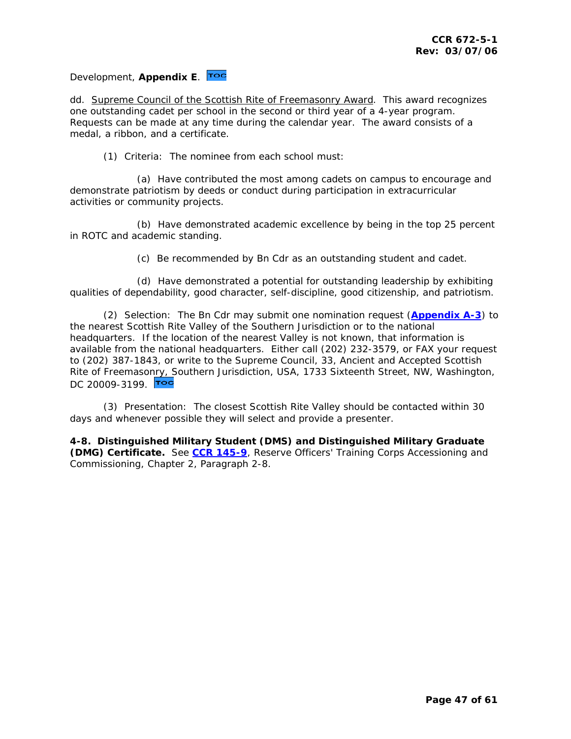Development, **Appendix E**. TOC

dd. Supreme Council of the Scottish Rite of Freemasonry Award. This award recognizes one outstanding cadet per school in the second or third year of a 4-year program. Requests can be made at any time during the calendar year. The award consists of a medal, a ribbon, and a certificate.

(1) Criteria: The nominee from each school must:

(a) Have contributed the most among cadets on campus to encourage and demonstrate patriotism by deeds or conduct during participation in extracurricular activities or community projects.

(b) Have demonstrated academic excellence by being in the top 25 percent in ROTC and academic standing.

(c) Be recommended by Bn Cdr as an outstanding student and cadet.

(d) Have demonstrated a potential for outstanding leadership by exhibiting qualities of dependability, good character, self-discipline, good citizenship, and patriotism.

(2) Selection: The Bn Cdr may submit one nomination request (**Appendix A-3**) to the nearest Scottish Rite Valley of the Southern Jurisdiction or to the national headquarters. If the location of the nearest Valley is not known, that information is available from the national headquarters. Either call (202) 232-3579, or FAX your request to (202) 387-1843, or write to the Supreme Council, 33, Ancient and Accepted Scottish Rite of Freemasonry, Southern Jurisdiction, USA, 1733 Sixteenth Street, NW, Washington, DC 20009-3199. TOC

(3) Presentation: The closest Scottish Rite Valley should be contacted within 30 days and whenever possible they will select and provide a presenter.

**4-8. Distinguished Military Student (DMS) and Distinguished Military Graduate (DMG) Certificate.** See **CCR 145-9**, Reserve Officers' Training Corps Accessioning and Commissioning, Chapter 2, Paragraph 2-8.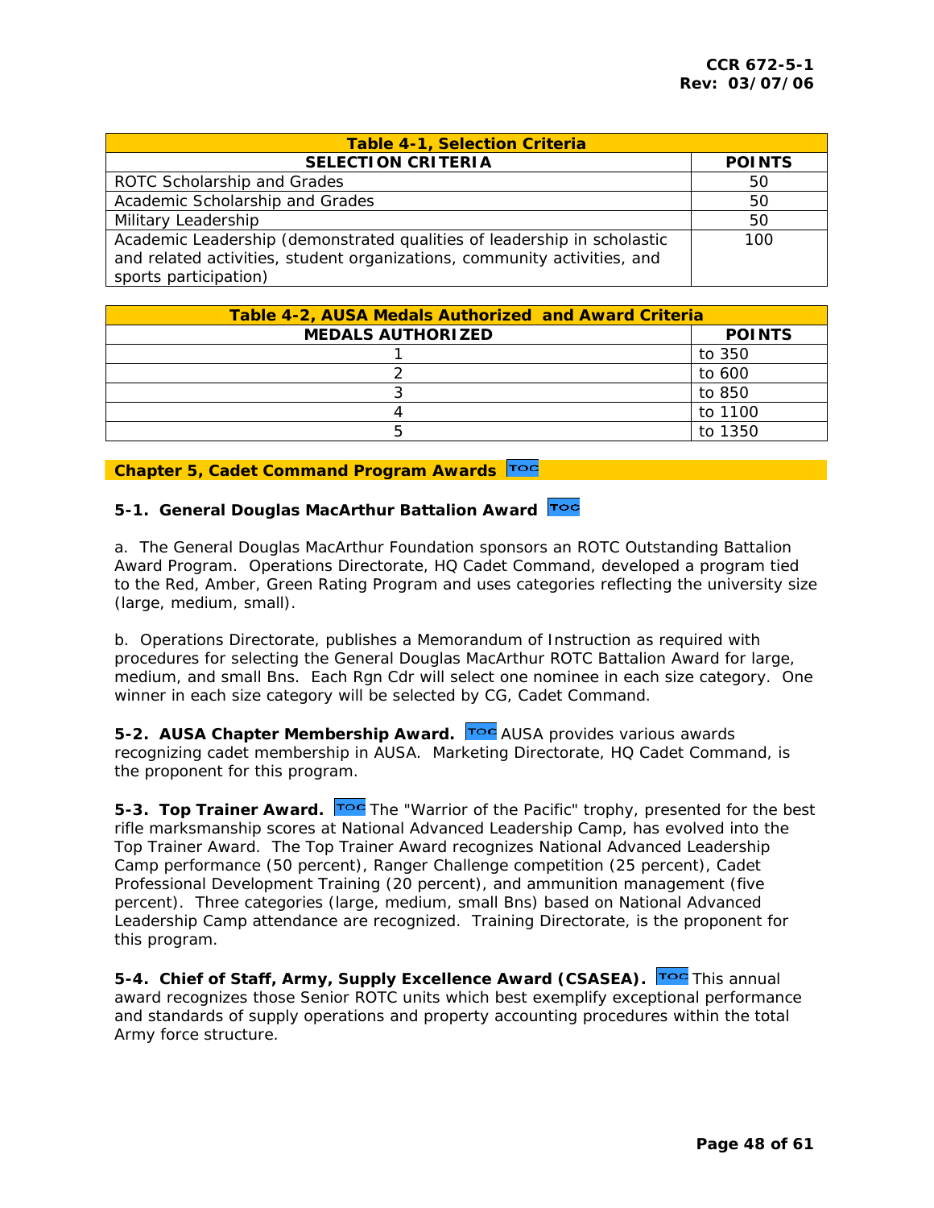| Table 4-1, Selection Criteria | |
|---|---|
| **SELECTION CRITERIA** | **POINTS** |
| ROTC Scholarship and Grades | 50 |
| Academic Scholarship and Grades | 50 |
| Military Leadership | 50 |
| Academic Leadership (demonstrated qualities of leadership in scholastic and related activities, student organizations, community activities, and sports participation) | 100 |

| Table 4-2, AUSA Medals Authorized and Award Criteria | |
|---|---|
| **MEDALS AUTHORIZED** | **POINTS** |
| 1 | to 350 |
| 2 | to 600 |
| 3 | to 850 |
| 4 | to 1100 |
| 5 | to 1350 |

## Chapter 5, Cadet Command Program Awards

### 5-1. General Douglas MacArthur Battalion Award

a. The General Douglas MacArthur Foundation sponsors an ROTC Outstanding Battalion Award Program. Operations Directorate, HQ Cadet Command, developed a program tied to the Red, Amber, Green Rating Program and uses categories reflecting the university size (large, medium, small).

b. Operations Directorate, publishes a Memorandum of Instruction as required with procedures for selecting the General Douglas MacArthur ROTC Battalion Award for large, medium, and small Bns. Each Rgn Cdr will select one nominee in each size category. One winner in each size category will be selected by CG, Cadet Command.

**5-2. AUSA Chapter Membership Award.** AUSA provides various awards recognizing cadet membership in AUSA. Marketing Directorate, HQ Cadet Command, is the proponent for this program.

**5-3. Top Trainer Award.** The "Warrior of the Pacific" trophy, presented for the best rifle marksmanship scores at National Advanced Leadership Camp, has evolved into the Top Trainer Award. The Top Trainer Award recognizes National Advanced Leadership Camp performance (50 percent), Ranger Challenge competition (25 percent), Cadet Professional Development Training (20 percent), and ammunition management (five percent). Three categories (large, medium, small Bns) based on National Advanced Leadership Camp attendance are recognized. Training Directorate, is the proponent for this program.

**5-4. Chief of Staff, Army, Supply Excellence Award (CSASEA).** This annual award recognizes those Senior ROTC units which best exemplify exceptional performance and standards of supply operations and property accounting procedures within the total Army force structure.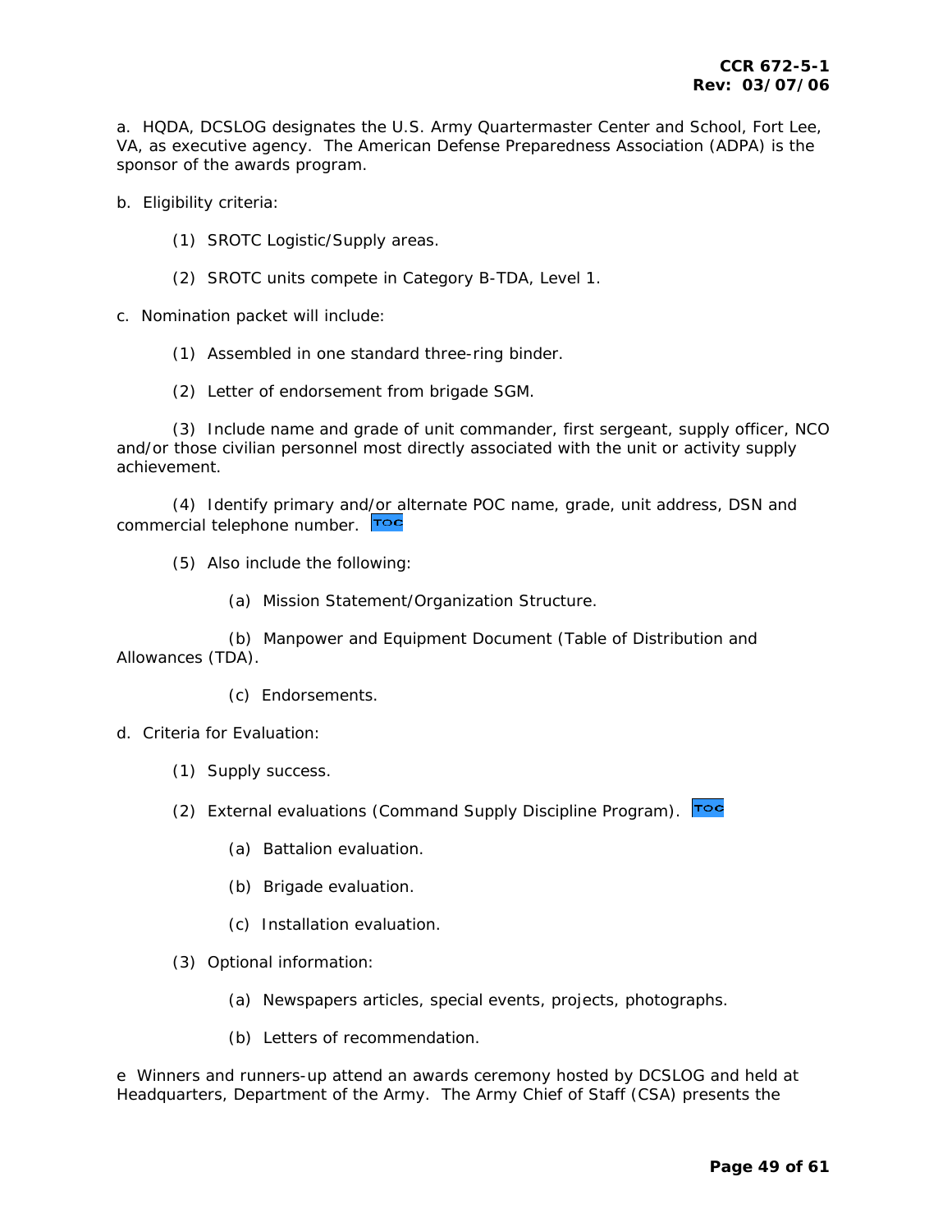a. HQDA, DCSLOG designates the U.S. Army Quartermaster Center and School, Fort Lee, VA, as executive agency. The American Defense Preparedness Association (ADPA) is the sponsor of the awards program.

b. Eligibility criteria:

(1) SROTC Logistic/Supply areas.

(2) SROTC units compete in Category B-TDA, Level 1.

c. Nomination packet will include:

(1) Assembled in one standard three-ring binder.

(2) Letter of endorsement from brigade SGM.

(3) Include name and grade of unit commander, first sergeant, supply officer, NCO and/or those civilian personnel most directly associated with the unit or activity supply achievement.

(4) Identify primary and/or alternate POC name, grade, unit address, DSN and commercial telephone number. TOC

(5) Also include the following:

(a) Mission Statement/Organization Structure.

(b) Manpower and Equipment Document (Table of Distribution and Allowances (TDA).

(c) Endorsements.

d. Criteria for Evaluation:

(1) Supply success.

(2) External evaluations (Command Supply Discipline Program). TOC

(a) Battalion evaluation.

(b) Brigade evaluation.

(c) Installation evaluation.

(3) Optional information:

(a) Newspapers articles, special events, projects, photographs.

(b) Letters of recommendation.

e Winners and runners-up attend an awards ceremony hosted by DCSLOG and held at Headquarters, Department of the Army. The Army Chief of Staff (CSA) presents the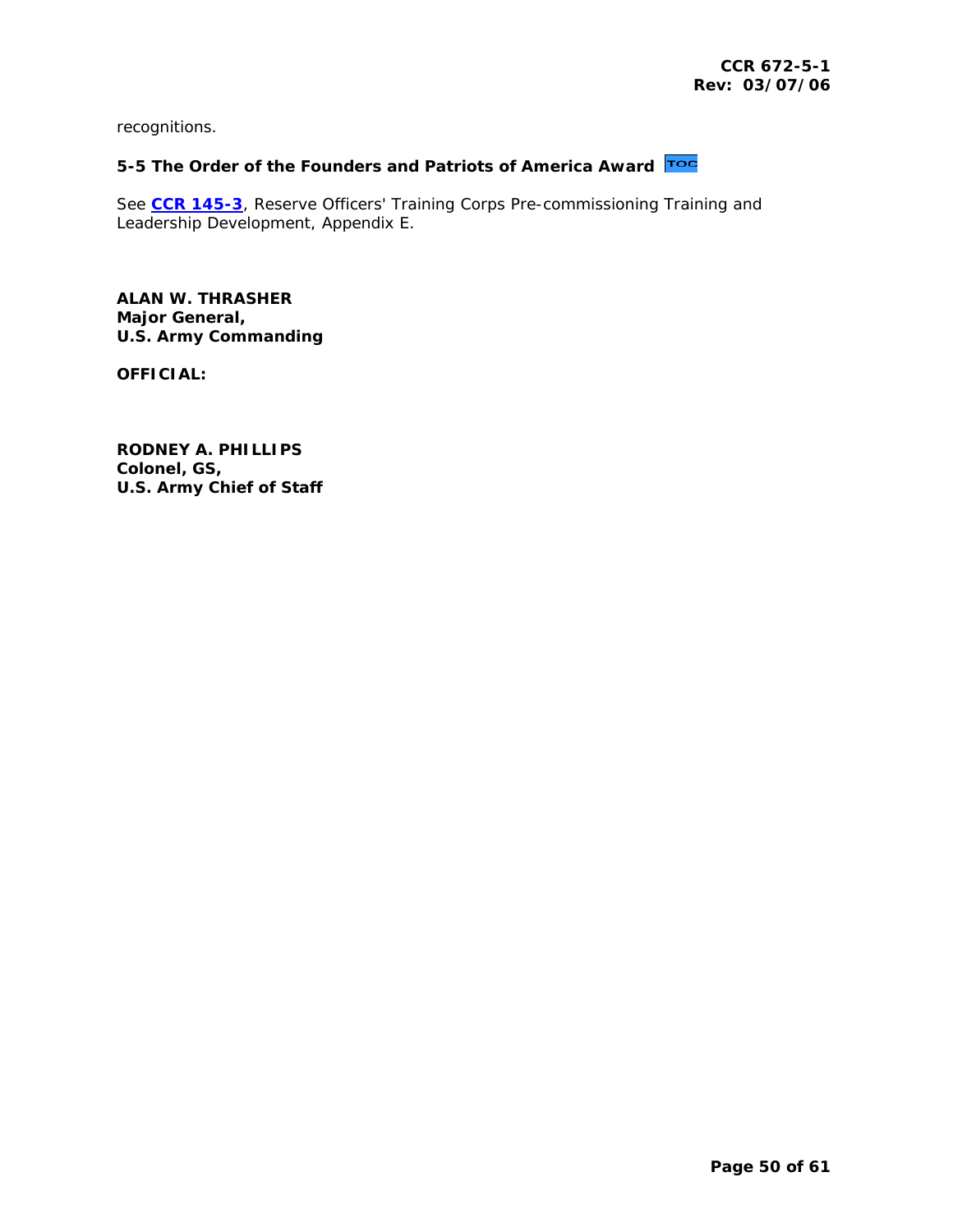recognitions.

### 5-5 The Order of the Founders and Patriots of America Award

See **CCR 145-3**, Reserve Officers' Training Corps Pre-commissioning Training and Leadership Development, Appendix E.

**ALAN W. THRASHER**
**Major General,**
**U.S. Army Commanding**

**OFFICIAL:**

**RODNEY A. PHILLIPS**
**Colonel, GS,**
**U.S. Army Chief of Staff**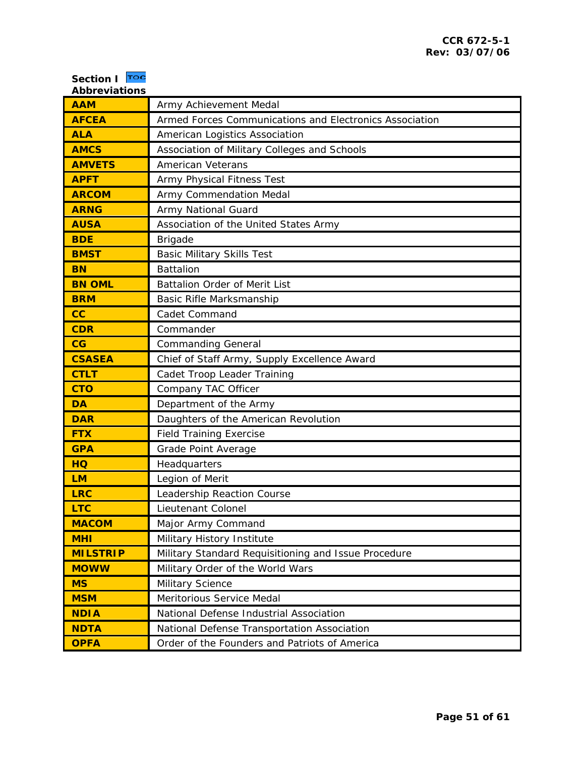## Section I

**Abbreviations**

| | |
|---|---|
| **AAM** | Army Achievement Medal |
| **AFCEA** | Armed Forces Communications and Electronics Association |
| **ALA** | American Logistics Association |
| **AMCS** | Association of Military Colleges and Schools |
| **AMVETS** | American Veterans |
| **APFT** | Army Physical Fitness Test |
| **ARCOM** | Army Commendation Medal |
| **ARNG** | Army National Guard |
| **AUSA** | Association of the United States Army |
| **BDE** | Brigade |
| **BMST** | Basic Military Skills Test |
| **BN** | Battalion |
| **BN OML** | Battalion Order of Merit List |
| **BRM** | Basic Rifle Marksmanship |
| **CC** | Cadet Command |
| **CDR** | Commander |
| **CG** | Commanding General |
| **CSASEA** | Chief of Staff Army, Supply Excellence Award |
| **CTLT** | Cadet Troop Leader Training |
| **CTO** | Company TAC Officer |
| **DA** | Department of the Army |
| **DAR** | Daughters of the American Revolution |
| **FTX** | Field Training Exercise |
| **GPA** | Grade Point Average |
| **HQ** | Headquarters |
| **LM** | Legion of Merit |
| **LRC** | Leadership Reaction Course |
| **LTC** | Lieutenant Colonel |
| **MACOM** | Major Army Command |
| **MHI** | Military History Institute |
| **MILSTRIP** | Military Standard Requisitioning and Issue Procedure |
| **MOWW** | Military Order of the World Wars |
| **MS** | Military Science |
| **MSM** | Meritorious Service Medal |
| **NDIA** | National Defense Industrial Association |
| **NDTA** | National Defense Transportation Association |
| **OPFA** | Order of the Founders and Patriots of America |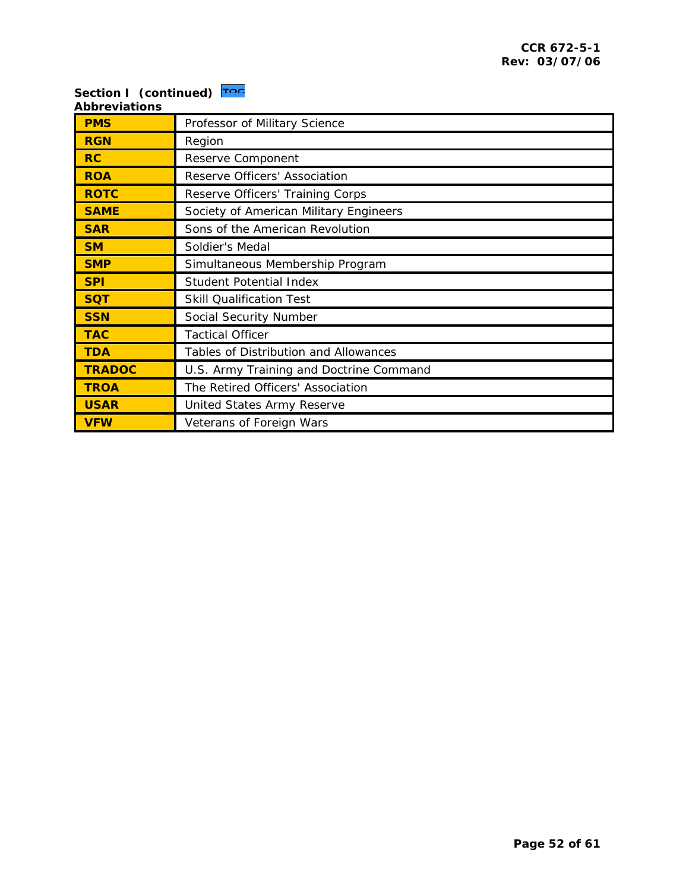**Section I (continued)** TOC

**Abbreviations**

| | |
|---|---|
| **PMS** | Professor of Military Science |
| **RGN** | Region |
| **RC** | Reserve Component |
| **ROA** | Reserve Officers' Association |
| **ROTC** | Reserve Officers' Training Corps |
| **SAME** | Society of American Military Engineers |
| **SAR** | Sons of the American Revolution |
| **SM** | Soldier's Medal |
| **SMP** | Simultaneous Membership Program |
| **SPI** | Student Potential Index |
| **SQT** | Skill Qualification Test |
| **SSN** | Social Security Number |
| **TAC** | Tactical Officer |
| **TDA** | Tables of Distribution and Allowances |
| **TRADOC** | U.S. Army Training and Doctrine Command |
| **TROA** | The Retired Officers' Association |
| **USAR** | United States Army Reserve |
| **VFW** | Veterans of Foreign Wars |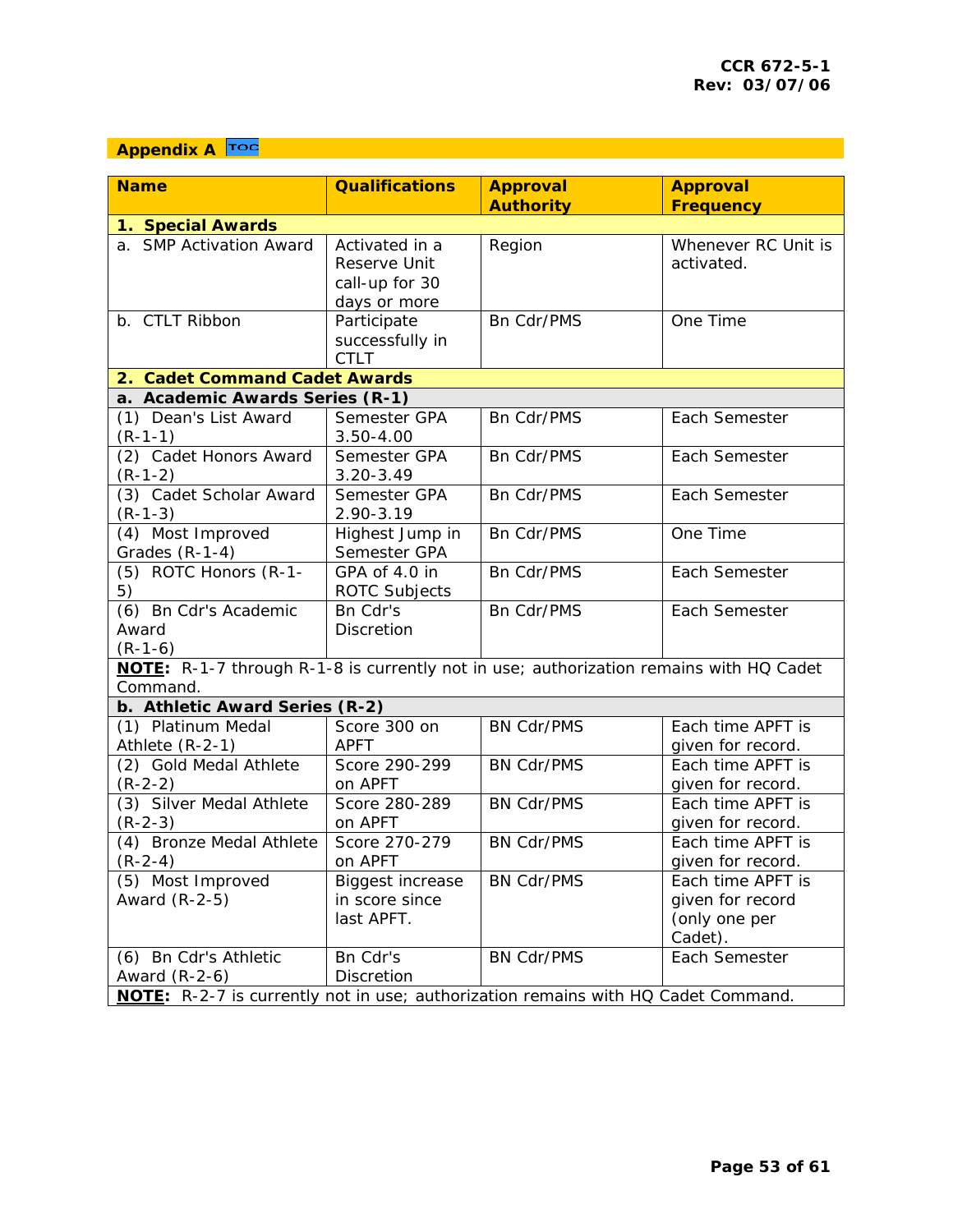## Appendix A TOC

| Name | Qualifications | Approval Authority | Approval Frequency |
|---|---|---|---|
| **1. Special Awards** | | | |
| a. SMP Activation Award | Activated in a Reserve Unit call-up for 30 days or more | Region | Whenever RC Unit is activated. |
| b. CTLT Ribbon | Participate successfully in CTLT | Bn Cdr/PMS | One Time |
| **2. Cadet Command Cadet Awards** | | | |
| **a. Academic Awards Series (R-1)** | | | |
| (1) Dean's List Award (R-1-1) | Semester GPA 3.50-4.00 | Bn Cdr/PMS | Each Semester |
| (2) Cadet Honors Award (R-1-2) | Semester GPA 3.20-3.49 | Bn Cdr/PMS | Each Semester |
| (3) Cadet Scholar Award (R-1-3) | Semester GPA 2.90-3.19 | Bn Cdr/PMS | Each Semester |
| (4) Most Improved Grades (R-1-4) | Highest Jump in Semester GPA | Bn Cdr/PMS | One Time |
| (5) ROTC Honors (R-1-5) | GPA of 4.0 in ROTC Subjects | Bn Cdr/PMS | Each Semester |
| (6) Bn Cdr's Academic Award (R-1-6) | Bn Cdr's Discretion | Bn Cdr/PMS | Each Semester |
| **NOTE:** R-1-7 through R-1-8 is currently not in use; authorization remains with HQ Cadet Command. | | | |
| **b. Athletic Award Series (R-2)** | | | |
| (1) Platinum Medal Athlete (R-2-1) | Score 300 on APFT | BN Cdr/PMS | Each time APFT is given for record. |
| (2) Gold Medal Athlete (R-2-2) | Score 290-299 on APFT | BN Cdr/PMS | Each time APFT is given for record. |
| (3) Silver Medal Athlete (R-2-3) | Score 280-289 on APFT | BN Cdr/PMS | Each time APFT is given for record. |
| (4) Bronze Medal Athlete (R-2-4) | Score 270-279 on APFT | BN Cdr/PMS | Each time APFT is given for record. |
| (5) Most Improved Award (R-2-5) | Biggest increase in score since last APFT. | BN Cdr/PMS | Each time APFT is given for record (only one per Cadet). |
| (6) Bn Cdr's Athletic Award (R-2-6) | Bn Cdr's Discretion | BN Cdr/PMS | Each Semester |
| **NOTE:** R-2-7 is currently not in use; authorization remains with HQ Cadet Command. | | | |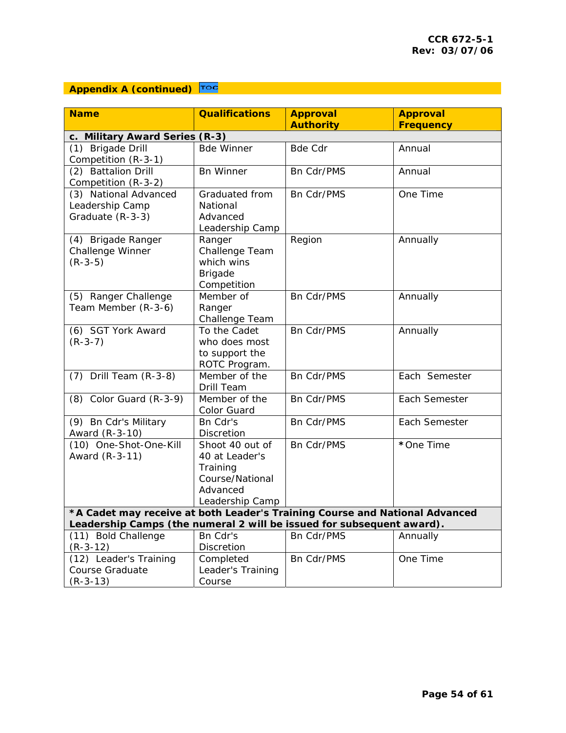## Appendix A (continued)

| Name | Qualifications | Approval Authority | Approval Frequency |
|---|---|---|---|
| **c. Military Award Series (R-3)** | | | |
| (1) Brigade Drill Competition (R-3-1) | Bde Winner | Bde Cdr | Annual |
| (2) Battalion Drill Competition (R-3-2) | Bn Winner | Bn Cdr/PMS | Annual |
| (3) National Advanced Leadership Camp Graduate (R-3-3) | Graduated from National Advanced Leadership Camp | Bn Cdr/PMS | One Time |
| (4) Brigade Ranger Challenge Winner (R-3-5) | Ranger Challenge Team which wins Brigade Competition | Region | Annually |
| (5) Ranger Challenge Team Member (R-3-6) | Member of Ranger Challenge Team | Bn Cdr/PMS | Annually |
| (6) SGT York Award (R-3-7) | To the Cadet who does most to support the ROTC Program. | Bn Cdr/PMS | Annually |
| (7) Drill Team (R-3-8) | Member of the Drill Team | Bn Cdr/PMS | Each Semester |
| (8) Color Guard (R-3-9) | Member of the Color Guard | Bn Cdr/PMS | Each Semester |
| (9) Bn Cdr's Military Award (R-3-10) | Bn Cdr's Discretion | Bn Cdr/PMS | Each Semester |
| (10) One-Shot-One-Kill Award (R-3-11) | Shoot 40 out of 40 at Leader's Training Course/National Advanced Leadership Camp | Bn Cdr/PMS | *One Time |
| ***A Cadet may receive at both Leader's Training Course and National Advanced Leadership Camps (the numeral 2 will be issued for subsequent award).** | | | |
| (11) Bold Challenge (R-3-12) | Bn Cdr's Discretion | Bn Cdr/PMS | Annually |
| (12) Leader's Training Course Graduate (R-3-13) | Completed Leader's Training Course | Bn Cdr/PMS | One Time |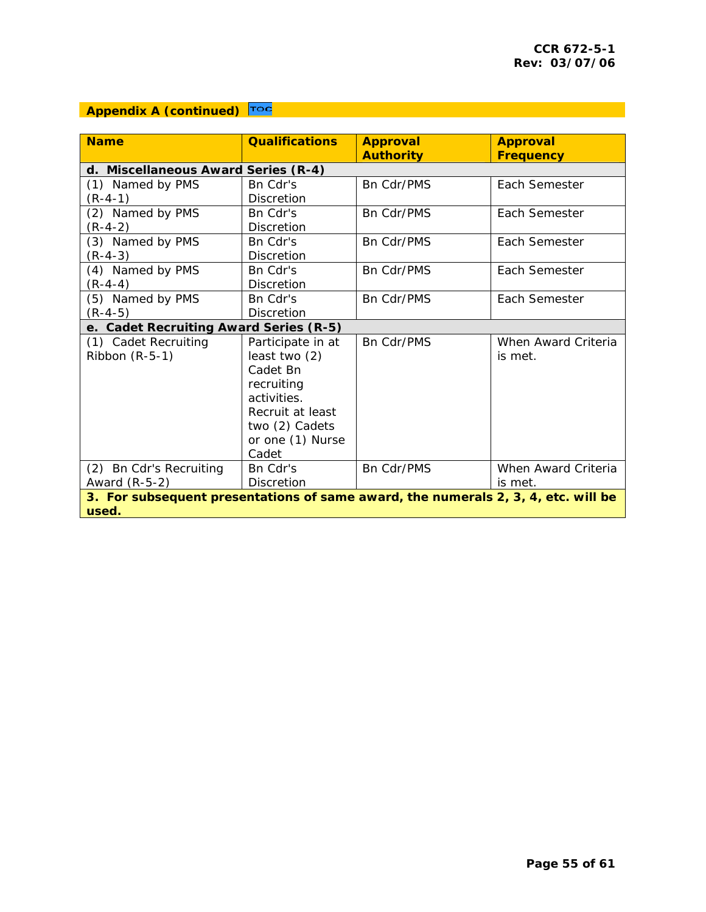## Appendix A (continued) TOC

| Name | Qualifications | Approval Authority | Approval Frequency |
|---|---|---|---|
| **d. Miscellaneous Award Series (R-4)** | | | |
| (1) Named by PMS (R-4-1) | Bn Cdr's Discretion | Bn Cdr/PMS | Each Semester |
| (2) Named by PMS (R-4-2) | Bn Cdr's Discretion | Bn Cdr/PMS | Each Semester |
| (3) Named by PMS (R-4-3) | Bn Cdr's Discretion | Bn Cdr/PMS | Each Semester |
| (4) Named by PMS (R-4-4) | Bn Cdr's Discretion | Bn Cdr/PMS | Each Semester |
| (5) Named by PMS (R-4-5) | Bn Cdr's Discretion | Bn Cdr/PMS | Each Semester |
| **e. Cadet Recruiting Award Series (R-5)** | | | |
| (1) Cadet Recruiting Ribbon (R-5-1) | Participate in at least two (2) Cadet Bn recruiting activities. Recruit at least two (2) Cadets or one (1) Nurse Cadet | Bn Cdr/PMS | When Award Criteria is met. |
| (2) Bn Cdr's Recruiting Award (R-5-2) | Bn Cdr's Discretion | Bn Cdr/PMS | When Award Criteria is met. |
| **3. For subsequent presentations of same award, the numerals 2, 3, 4, etc. will be used.** | | | |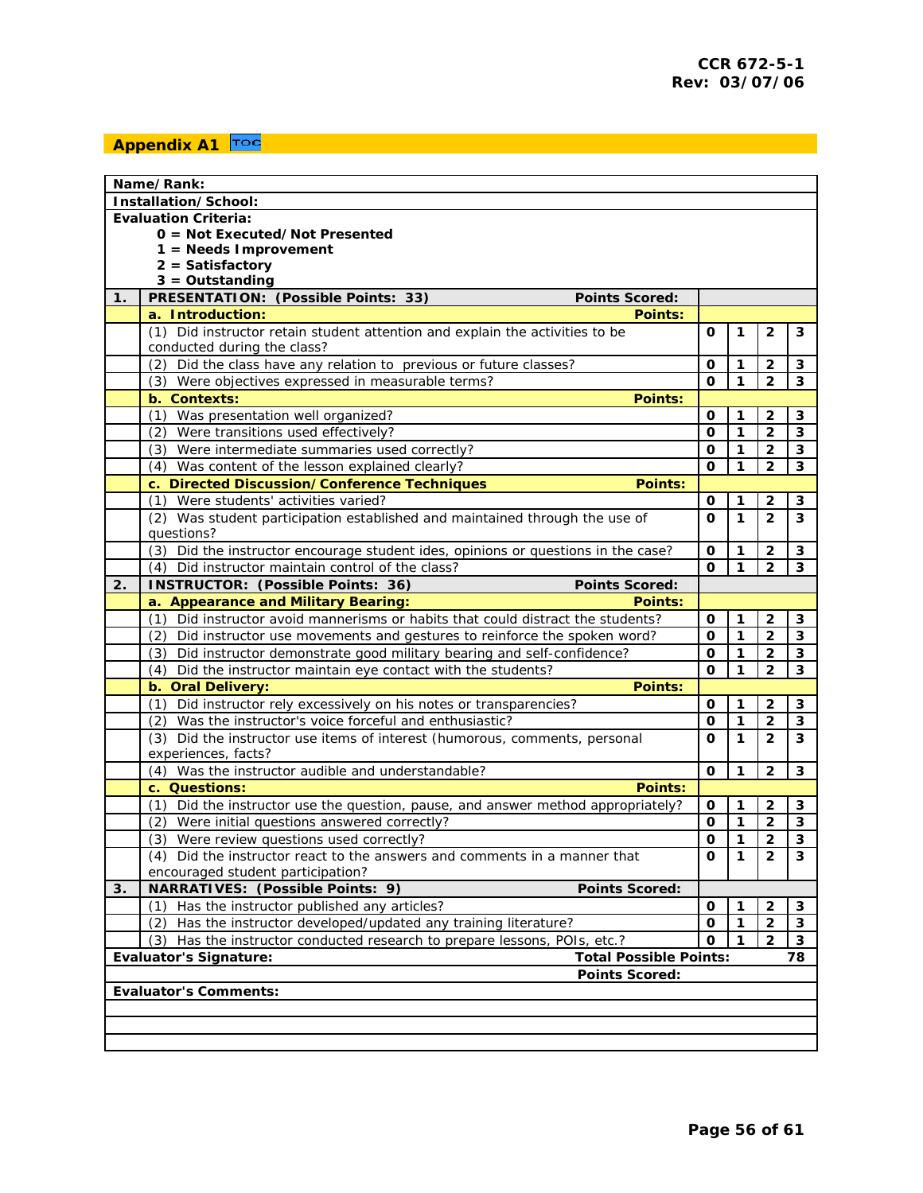## Appendix A1

| | **Name/Rank:** | | | | |
|---|---|---|---|---|---|
| | **Installation/School:** | | | | |
| | **Evaluation Criteria:**<br>**0 = Not Executed/Not Presented**<br>**1 = Needs Improvement**<br>**2 = Satisfactory**<br>**3 = Outstanding** | | | | |
| **1.** | **PRESENTATION: (Possible Points: 33) Points Scored:** | | | | |
| | **a. Introduction: Points:** | | | | |
| | (1) Did instructor retain student attention and explain the activities to be conducted during the class? | **0** | **1** | **2** | **3** |
| | (2) Did the class have any relation to previous or future classes? | **0** | **1** | **2** | **3** |
| | (3) Were objectives expressed in measurable terms? | **0** | **1** | **2** | **3** |
| | **b. Contexts: Points:** | | | | |
| | (1) Was presentation well organized? | **0** | **1** | **2** | **3** |
| | (2) Were transitions used effectively? | **0** | **1** | **2** | **3** |
| | (3) Were intermediate summaries used correctly? | **0** | **1** | **2** | **3** |
| | (4) Was content of the lesson explained clearly? | **0** | **1** | **2** | **3** |
| | **c. Directed Discussion/Conference Techniques Points:** | | | | |
| | (1) Were students' activities varied? | **0** | **1** | **2** | **3** |
| | (2) Was student participation established and maintained through the use of questions? | **0** | **1** | **2** | **3** |
| | (3) Did the instructor encourage student ides, opinions or questions in the case? | **0** | **1** | **2** | **3** |
| | (4) Did instructor maintain control of the class? | **0** | **1** | **2** | **3** |
| **2.** | **INSTRUCTOR: (Possible Points: 36) Points Scored:** | | | | |
| | **a. Appearance and Military Bearing: Points:** | | | | |
| | (1) Did instructor avoid mannerisms or habits that could distract the students? | **0** | **1** | **2** | **3** |
| | (2) Did instructor use movements and gestures to reinforce the spoken word? | **0** | **1** | **2** | **3** |
| | (3) Did instructor demonstrate good military bearing and self-confidence? | **0** | **1** | **2** | **3** |
| | (4) Did the instructor maintain eye contact with the students? | **0** | **1** | **2** | **3** |
| | **b. Oral Delivery: Points:** | | | | |
| | (1) Did instructor rely excessively on his notes or transparencies? | **0** | **1** | **2** | **3** |
| | (2) Was the instructor's voice forceful and enthusiastic? | **0** | **1** | **2** | **3** |
| | (3) Did the instructor use items of interest (humorous, comments, personal experiences, facts? | **0** | **1** | **2** | **3** |
| | (4) Was the instructor audible and understandable? | **0** | **1** | **2** | **3** |
| | **c. Questions: Points:** | | | | |
| | (1) Did the instructor use the question, pause, and answer method appropriately? | **0** | **1** | **2** | **3** |
| | (2) Were initial questions answered correctly? | **0** | **1** | **2** | **3** |
| | (3) Were review questions used correctly? | **0** | **1** | **2** | **3** |
| | (4) Did the instructor react to the answers and comments in a manner that encouraged student participation? | **0** | **1** | **2** | **3** |
| **3.** | **NARRATIVES: (Possible Points: 9) Points Scored:** | | | | |
| | (1) Has the instructor published any articles? | **0** | **1** | **2** | **3** |
| | (2) Has the instructor developed/updated any training literature? | **0** | **1** | **2** | **3** |
| | (3) Has the instructor conducted research to prepare lessons, POIs, etc.? | **0** | **1** | **2** | **3** |
| | **Evaluator's Signature: Total Possible Points:** | | | | **78** |
| | **Points Scored:** | | | | |
| | **Evaluator's Comments:** | | | | |
| | | | | | |
| | | | | | |
| | | | | | |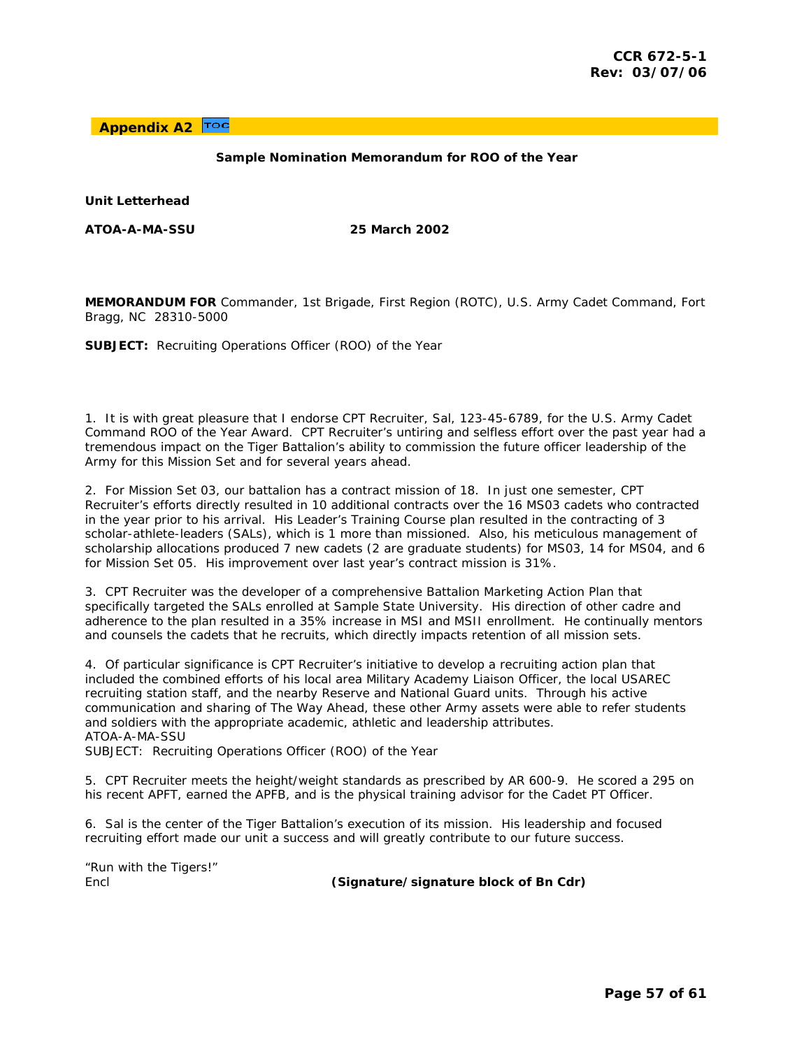## Appendix A2

**Sample Nomination Memorandum for ROO of the Year**

**Unit Letterhead**

**ATOA-A-MA-SSU** **25 March 2002**

**MEMORANDUM FOR** Commander, 1st Brigade, First Region (ROTC), U.S. Army Cadet Command, Fort Bragg, NC 28310-5000

**SUBJECT:** Recruiting Operations Officer (ROO) of the Year

1. It is with great pleasure that I endorse CPT Recruiter, Sal, 123-45-6789, for the U.S. Army Cadet Command ROO of the Year Award. CPT Recruiter's untiring and selfless effort over the past year had a tremendous impact on the Tiger Battalion's ability to commission the future officer leadership of the Army for this Mission Set and for several years ahead.

2. For Mission Set 03, our battalion has a contract mission of 18. In just one semester, CPT Recruiter's efforts directly resulted in 10 additional contracts over the 16 MS03 cadets who contracted in the year prior to his arrival. His Leader's Training Course plan resulted in the contracting of 3 scholar-athlete-leaders (SALs), which is 1 more than missioned. Also, his meticulous management of scholarship allocations produced 7 new cadets (2 are graduate students) for MS03, 14 for MS04, and 6 for Mission Set 05. His improvement over last year's contract mission is 31%.

3. CPT Recruiter was the developer of a comprehensive Battalion Marketing Action Plan that specifically targeted the SALs enrolled at Sample State University. His direction of other cadre and adherence to the plan resulted in a 35% increase in MSI and MSII enrollment. He continually mentors and counsels the cadets that he recruits, which directly impacts retention of all mission sets.

4. Of particular significance is CPT Recruiter's initiative to develop a recruiting action plan that included the combined efforts of his local area Military Academy Liaison Officer, the local USAREC recruiting station staff, and the nearby Reserve and National Guard units. Through his active communication and sharing of The Way Ahead, these other Army assets were able to refer students and soldiers with the appropriate academic, athletic and leadership attributes.

ATOA-A-MA-SSU
SUBJECT: Recruiting Operations Officer (ROO) of the Year

5. CPT Recruiter meets the height/weight standards as prescribed by AR 600-9. He scored a 295 on his recent APFT, earned the APFB, and is the physical training advisor for the Cadet PT Officer.

6. Sal is the center of the Tiger Battalion's execution of its mission. His leadership and focused recruiting effort made our unit a success and will greatly contribute to our future success.

"Run with the Tigers!"

Encl **(Signature/signature block of Bn Cdr)**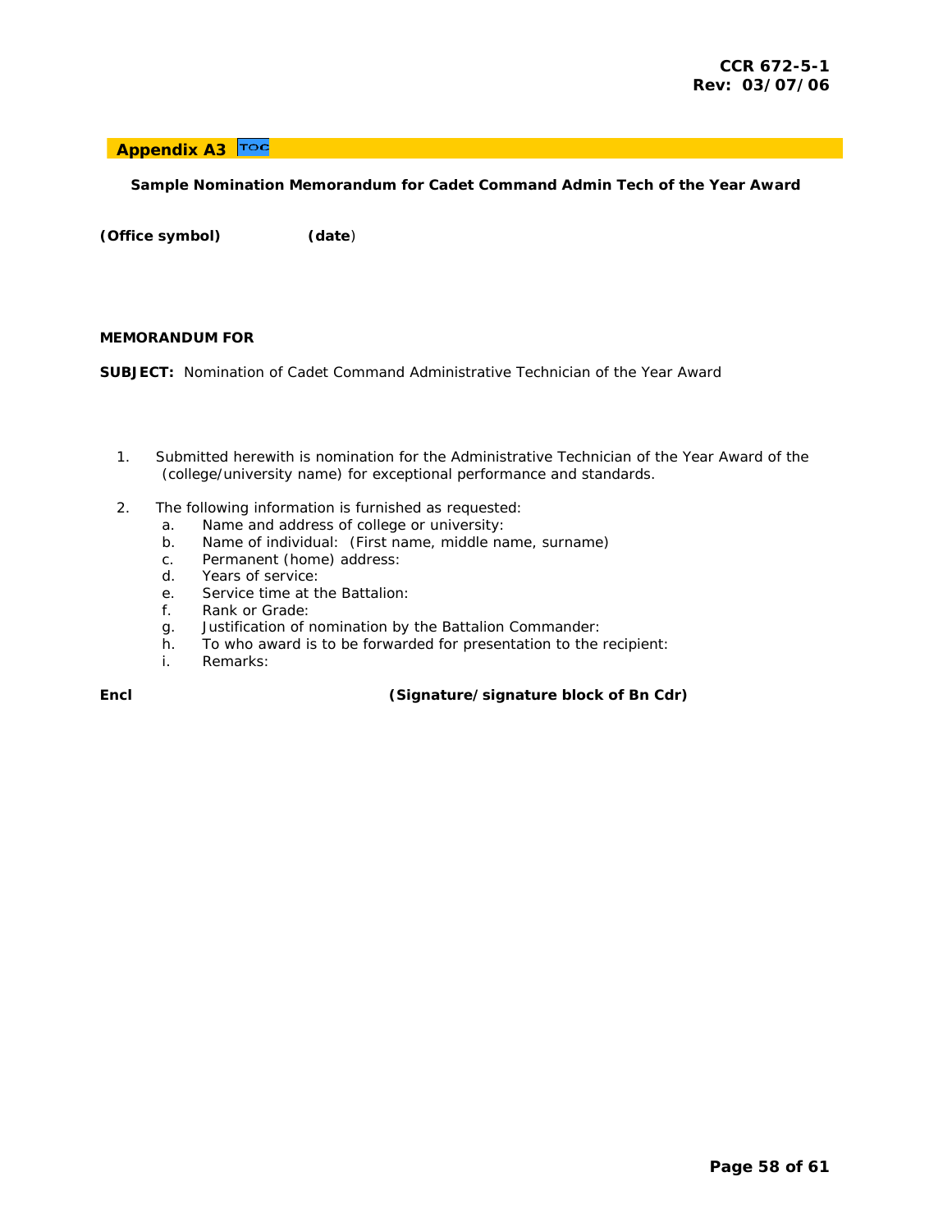## Appendix A3 TOC

**Sample Nomination Memorandum for Cadet Command Admin Tech of the Year Award**

**(Office symbol)** **(date)**

**MEMORANDUM FOR**

**SUBJECT:** Nomination of Cadet Command Administrative Technician of the Year Award

1. Submitted herewith is nomination for the Administrative Technician of the Year Award of the (college/university name) for exceptional performance and standards.

2. The following information is furnished as requested:
   a. Name and address of college or university:
   b. Name of individual: (First name, middle name, surname)
   c. Permanent (home) address:
   d. Years of service:
   e. Service time at the Battalion:
   f. Rank or Grade:
   g. Justification of nomination by the Battalion Commander:
   h. To who award is to be forwarded for presentation to the recipient:
   i. Remarks:

**Encl** **(Signature/signature block of Bn Cdr)**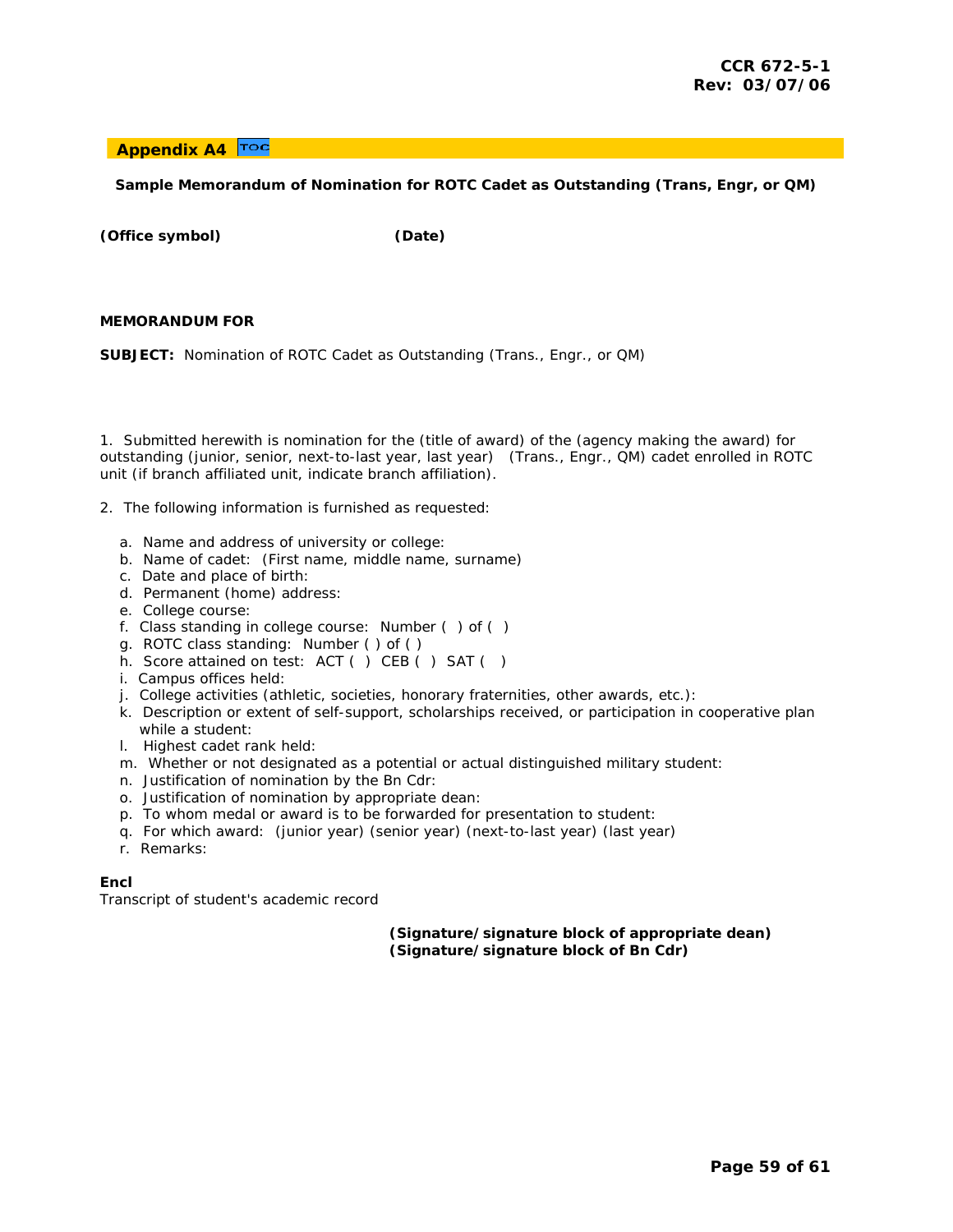## Appendix A4 TOC

**Sample Memorandum of Nomination for ROTC Cadet as Outstanding (Trans, Engr, or QM)**

**(Office symbol)** **(Date)**

**MEMORANDUM FOR**

**SUBJECT:** Nomination of ROTC Cadet as Outstanding (Trans., Engr., or QM)

1. Submitted herewith is nomination for the (title of award) of the (agency making the award) for outstanding (junior, senior, next-to-last year, last year) (Trans., Engr., QM) cadet enrolled in ROTC unit (if branch affiliated unit, indicate branch affiliation).

2. The following information is furnished as requested:

   a. Name and address of university or college:
   b. Name of cadet: (First name, middle name, surname)
   c. Date and place of birth:
   d. Permanent (home) address:
   e. College course:
   f. Class standing in college course: Number ( ) of ( )
   g. ROTC class standing: Number ( ) of ( )
   h. Score attained on test: ACT ( ) CEB ( ) SAT ( )
   i. Campus offices held:
   j. College activities (athletic, societies, honorary fraternities, other awards, etc.):
   k. Description or extent of self-support, scholarships received, or participation in cooperative plan while a student:
   l. Highest cadet rank held:
   m. Whether or not designated as a potential or actual distinguished military student:
   n. Justification of nomination by the Bn Cdr:
   o. Justification of nomination by appropriate dean:
   p. To whom medal or award is to be forwarded for presentation to student:
   q. For which award: (junior year) (senior year) (next-to-last year) (last year)
   r. Remarks:

**Encl**
Transcript of student's academic record

**(Signature/signature block of appropriate dean)**
**(Signature/signature block of Bn Cdr)**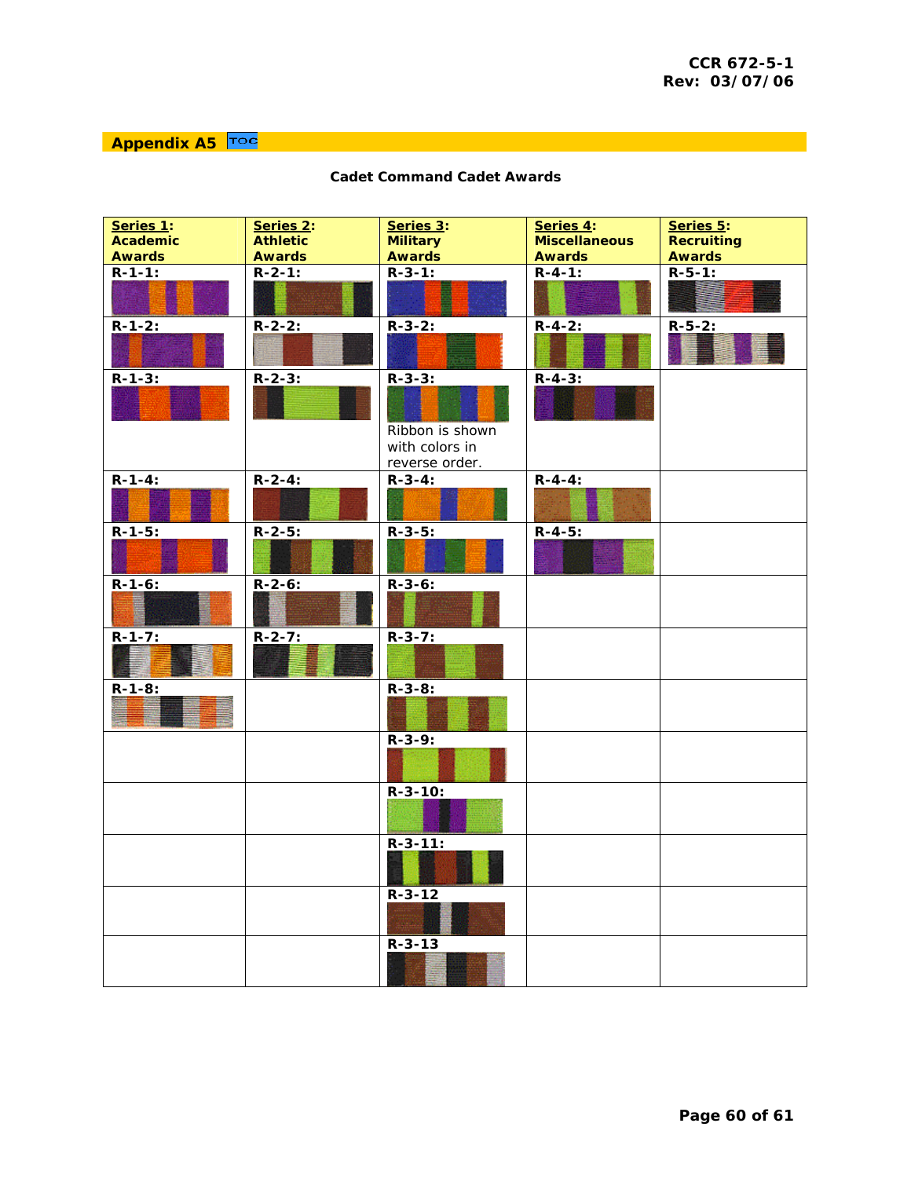## Appendix A5 TOC

**Cadet Command Cadet Awards**

| **Series 1: Academic Awards** | **Series 2: Athletic Awards** | **Series 3: Military Awards** | **Series 4: Miscellaneous Awards** | **Series 5: Recruiting Awards** |
|---|---|---|---|---|
| **R-1-1:** | **R-2-1:** | **R-3-1:** | **R-4-1:** | **R-5-1:** |
| **R-1-2:** | **R-2-2:** | **R-3-2:** | **R-4-2:** | **R-5-2:** |
| **R-1-3:** | **R-2-3:** | **R-3-3:** Ribbon is shown with colors in reverse order. | **R-4-3:** | |
| **R-1-4:** | **R-2-4:** | **R-3-4:** | **R-4-4:** | |
| **R-1-5:** | **R-2-5:** | **R-3-5:** | **R-4-5:** | |
| **R-1-6:** | **R-2-6:** | **R-3-6:** | | |
| **R-1-7:** | **R-2-7:** | **R-3-7:** | | |
| **R-1-8:** | | **R-3-8:** | | |
| | | **R-3-9:** | | |
| | | **R-3-10:** | | |
| | | **R-3-11:** | | |
| | | **R-3-12** | | |
| | | **R-3-13** | | |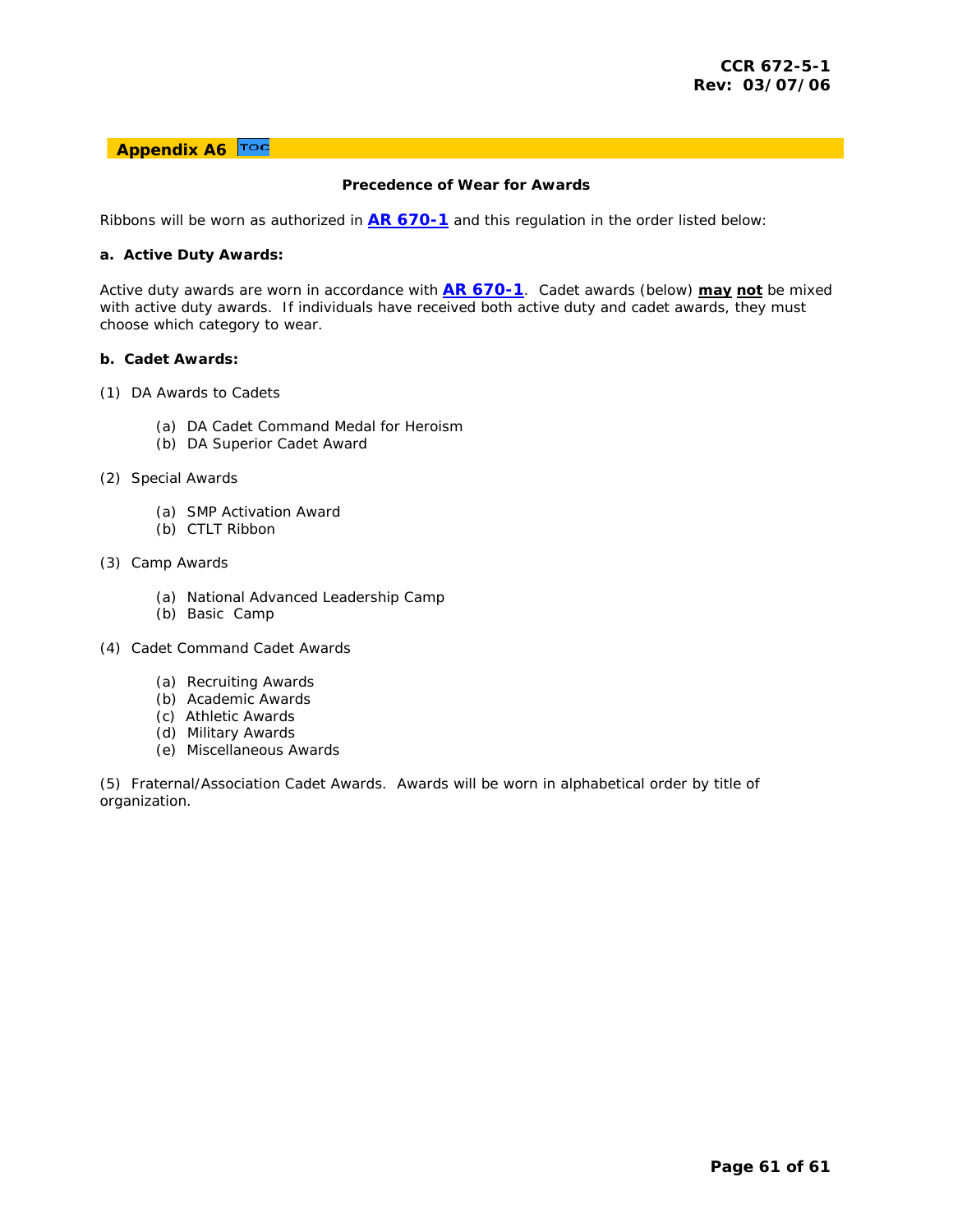## Appendix A6 TOC

### Precedence of Wear for Awards

Ribbons will be worn as authorized in **AR 670-1** and this regulation in the order listed below:

**a. Active Duty Awards:**

Active duty awards are worn in accordance with **AR 670-1**. Cadet awards (below) **may** **not** be mixed with active duty awards. If individuals have received both active duty and cadet awards, they must choose which category to wear.

**b. Cadet Awards:**

(1) DA Awards to Cadets

- (a) DA Cadet Command Medal for Heroism
- (b) DA Superior Cadet Award

(2) Special Awards

- (a) SMP Activation Award
- (b) CTLT Ribbon

(3) Camp Awards

- (a) National Advanced Leadership Camp
- (b) Basic Camp

(4) Cadet Command Cadet Awards

- (a) Recruiting Awards
- (b) Academic Awards
- (c) Athletic Awards
- (d) Military Awards
- (e) Miscellaneous Awards

(5) Fraternal/Association Cadet Awards. Awards will be worn in alphabetical order by title of organization.